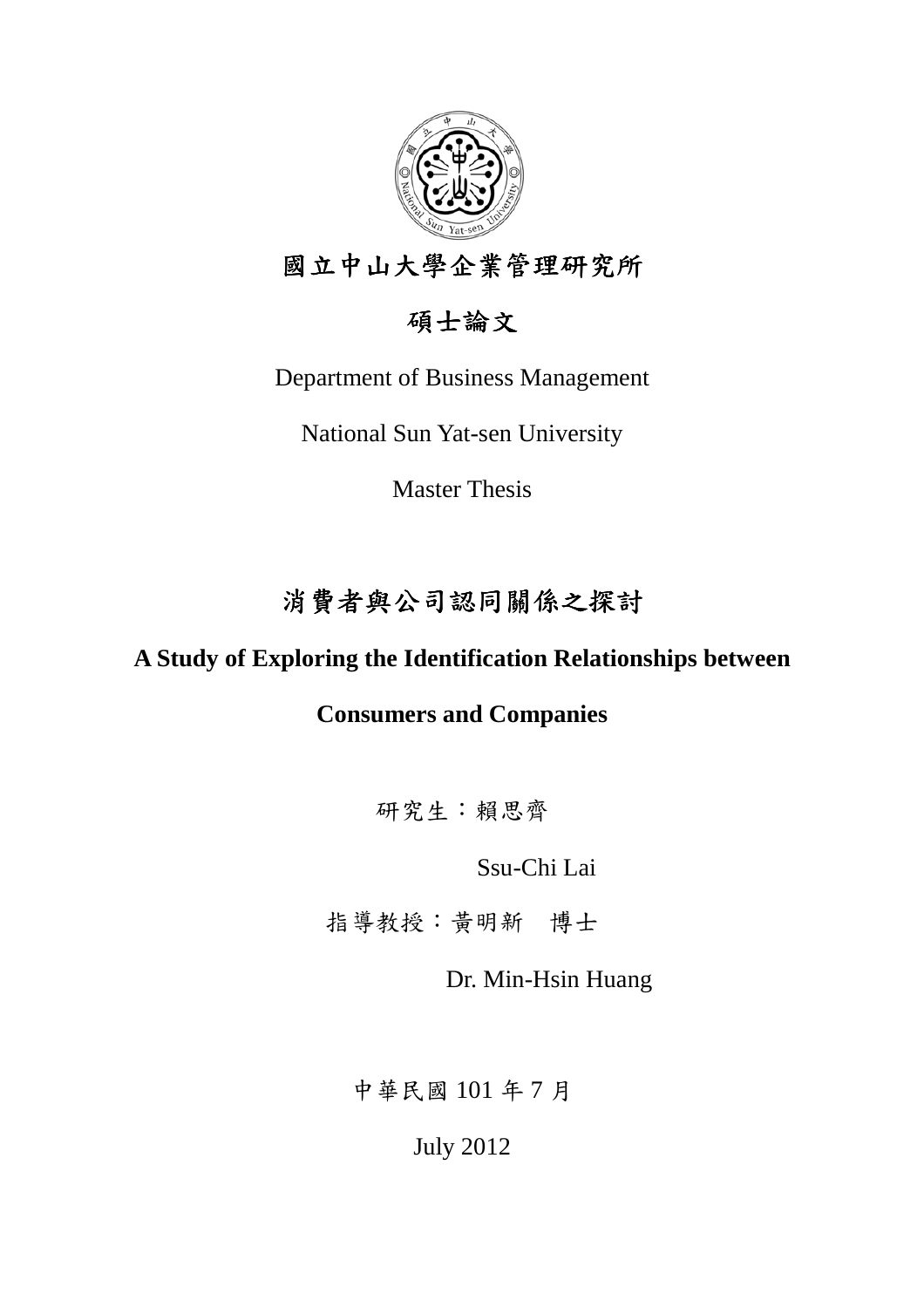# 國立中山大學企業管理研究所

## 碩士論文

Department of Business Management

National Sun Yat-sen University

Master Thesis

# 消費者與公司認同關係之探討

**A Study of Exploring the Identification Relationships between Consumers and Companies**

研究生：賴思齊

Ssu-Chi Lai

指導教授：黃明新　博士

Dr. Min-Hsin Huang

中華民國 101 年 7 月

July 2012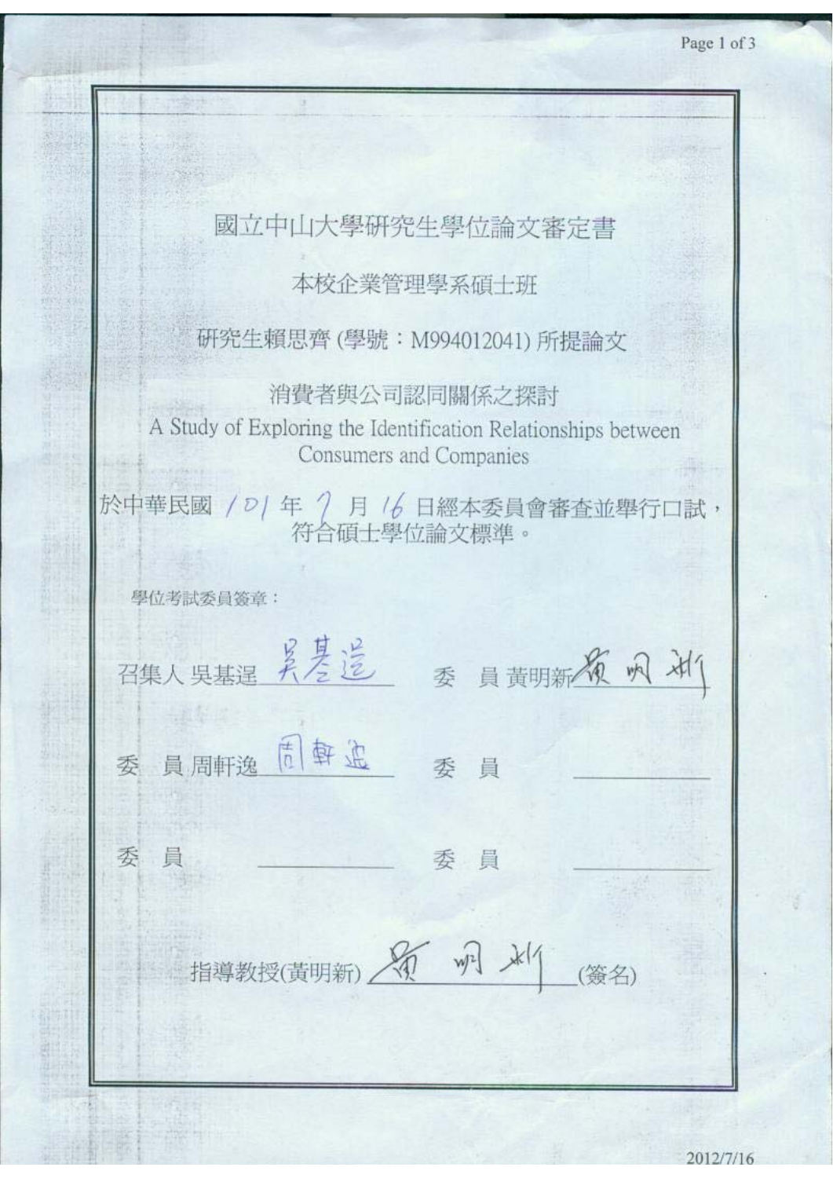# 國立中山大學研究生學位論文審定書

本校企業管理學系碩士班

研究生賴思齊 (學號：M994012041) 所提論文

消費者與公司認同關係之探討

A Study of Exploring the Identification Relationships between Consumers and Companies

於中華民國 101 年 7 月 16 日經本委員會審查並舉行口試，符合碩士學位論文標準。

學位考試委員簽章：

| | |
|---|---|
| 召集人 吳基逞 吳基逞 | 委　員 黃明新 黃明新 |
| 委　員 周軒逸 周軒逸 | 委　員 ________ |
| 委　員 ________ | 委　員 ________ |

指導教授(黃明新) 黃明新 (簽名)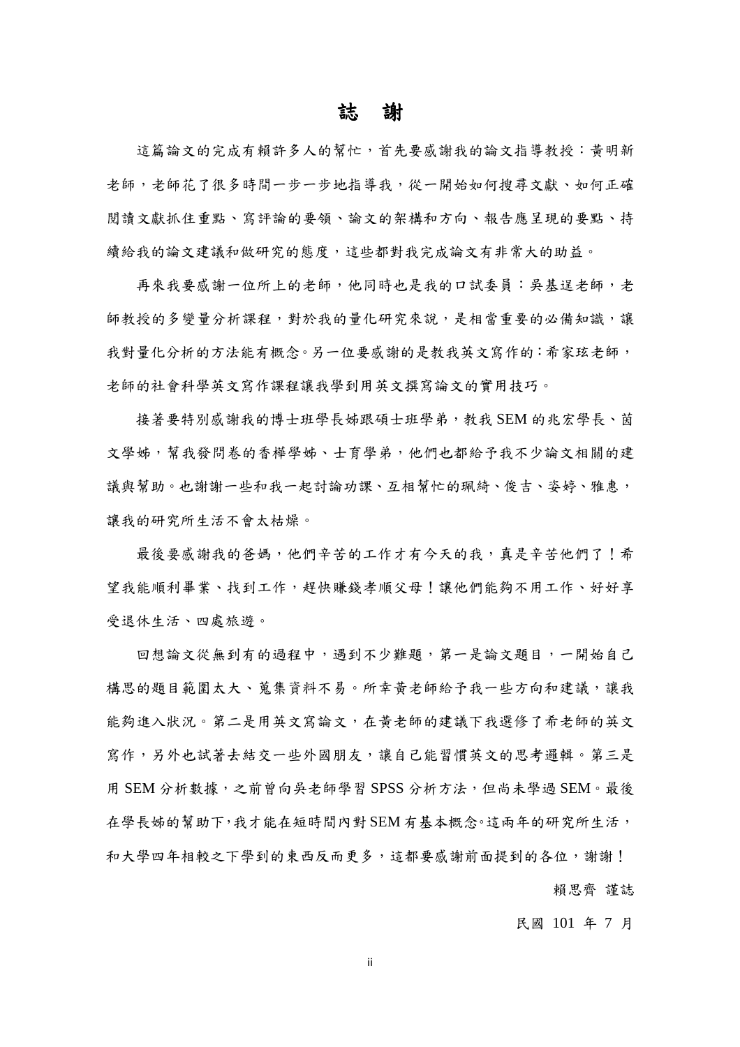# 誌　謝

這篇論文的完成有賴許多人的幫忙，首先要感謝我的論文指導教授：黃明新老師，老師花了很多時間一步一步地指導我，從一開始如何搜尋文獻、如何正確閱讀文獻抓住重點、寫評論的要領、論文的架構和方向、報告應呈現的要點、持續給我的論文建議和做研究的態度，這些都對我完成論文有非常大的助益。

再來我要感謝一位所上的老師，他同時也是我的口試委員：吳基逞老師，老師教授的多變量分析課程，對於我的量化研究來說，是相當重要的必備知識，讓我對量化分析的方法能有概念。另一位要感謝的是教我英文寫作的：希家玹老師，老師的社會科學英文寫作課程讓我學到用英文撰寫論文的實用技巧。

接著要特別感謝我的博士班學長姊跟碩士班學弟，教我 SEM 的兆宏學長、茵文學姊，幫我發問卷的香樺學姊、士育學弟，他們也都給予我不少論文相關的建議與幫助。也謝謝一些和我一起討論功課、互相幫忙的珮綺、俊吉、姿婷、雅惠，讓我的研究所生活不會太枯燥。

最後要感謝我的爸媽，他們辛苦的工作才有今天的我，真是辛苦他們了！希望我能順利畢業、找到工作，趕快賺錢孝順父母！讓他們能夠不用工作、好好享受退休生活、四處旅遊。

回想論文從無到有的過程中，遇到不少難題，第一是論文題目，一開始自己構思的題目範圍太大、蒐集資料不易。所幸黃老師給予我一些方向和建議，讓我能夠進入狀況。第二是用英文寫論文，在黃老師的建議下我選修了希老師的英文寫作，另外也試著去結交一些外國朋友，讓自己能習慣英文的思考邏輯。第三是用 SEM 分析數據，之前曾向吳老師學習 SPSS 分析方法，但尚未學過 SEM。最後在學長姊的幫助下，我才能在短時間內對 SEM 有基本概念。這兩年的研究所生活，和大學四年相較之下學到的東西反而更多，這都要感謝前面提到的各位，謝謝！

賴思齊 謹誌

民國 101 年 7 月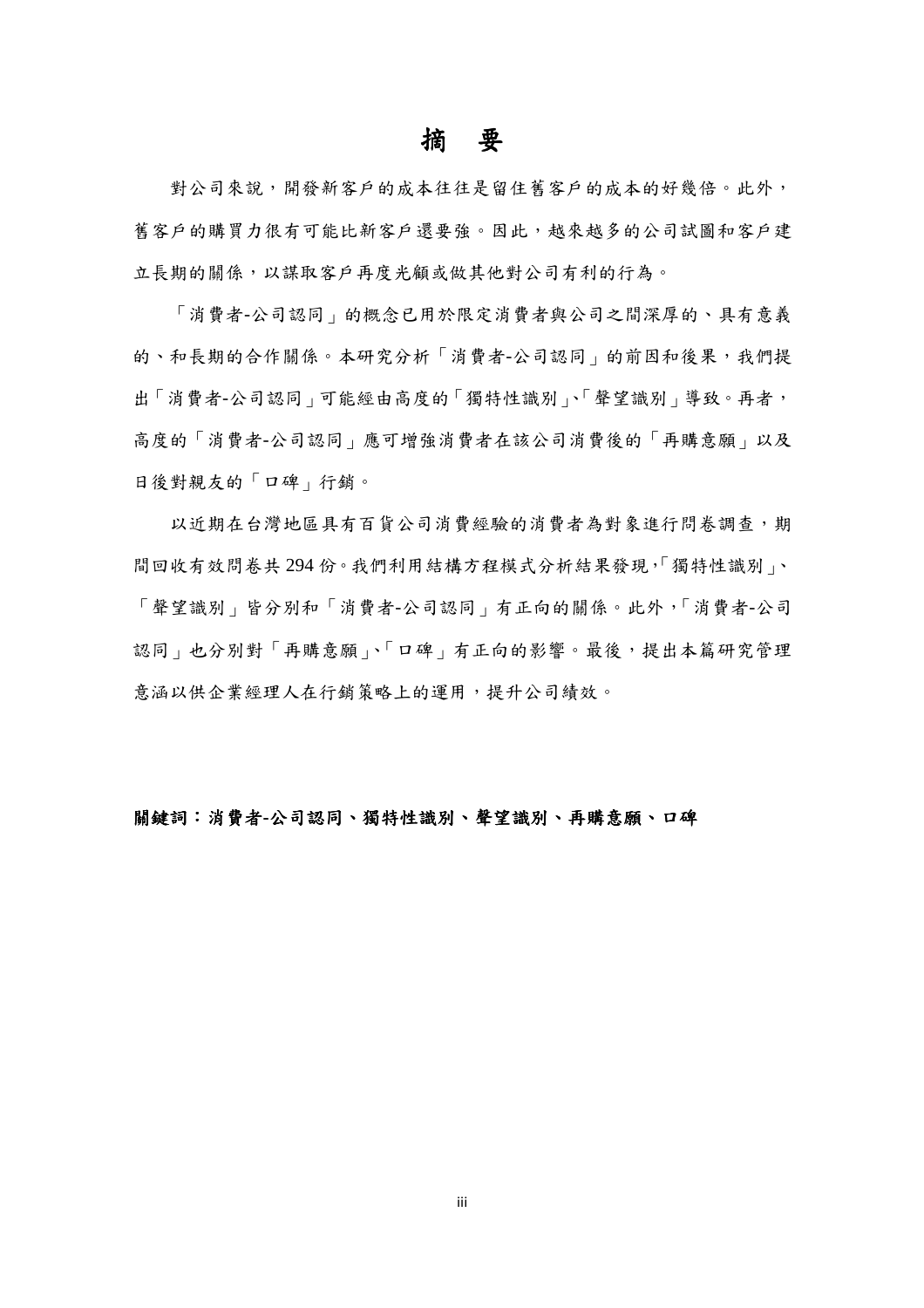# 摘 要

對公司來說，開發新客戶的成本往往是留住舊客戶的成本的好幾倍。此外，舊客戶的購買力很有可能比新客戶還要強。因此，越來越多的公司試圖和客戶建立長期的關係，以謀取客戶再度光顧或做其他對公司有利的行為。

「消費者-公司認同」的概念已用於限定消費者與公司之間深厚的、具有意義的、和長期的合作關係。本研究分析「消費者-公司認同」的前因和後果，我們提出「消費者-公司認同」可能經由高度的「獨特性識別」、「聲望識別」導致。再者，高度的「消費者-公司認同」應可增強消費者在該公司消費後的「再購意願」以及日後對親友的「口碑」行銷。

以近期在台灣地區具有百貨公司消費經驗的消費者為對象進行問卷調查，期間回收有效問卷共 294 份。我們利用結構方程模式分析結果發現,「獨特性識別」、「聲望識別」皆分別和「消費者-公司認同」有正向的關係。此外,「消費者-公司認同」也分別對「再購意願」、「口碑」有正向的影響。最後，提出本篇研究管理意涵以供企業經理人在行銷策略上的運用，提升公司績效。

**關鍵詞：消費者-公司認同、獨特性識別、聲望識別、再購意願、口碑**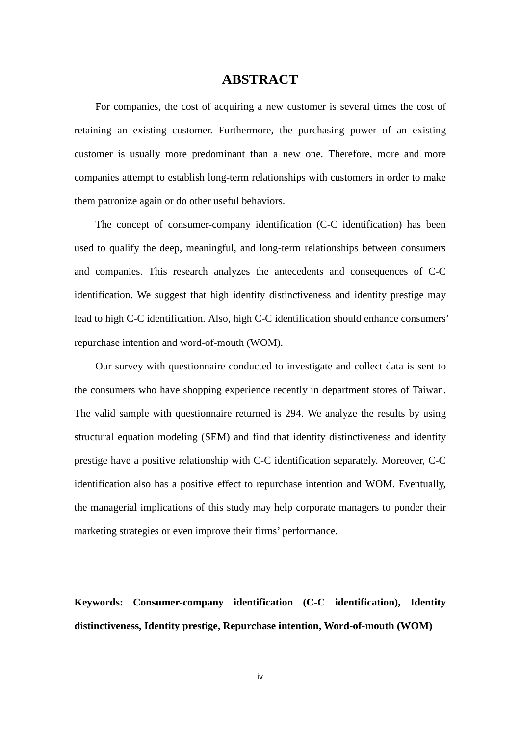# ABSTRACT

For companies, the cost of acquiring a new customer is several times the cost of retaining an existing customer. Furthermore, the purchasing power of an existing customer is usually more predominant than a new one. Therefore, more and more companies attempt to establish long-term relationships with customers in order to make them patronize again or do other useful behaviors.

The concept of consumer-company identification (C-C identification) has been used to qualify the deep, meaningful, and long-term relationships between consumers and companies. This research analyzes the antecedents and consequences of C-C identification. We suggest that high identity distinctiveness and identity prestige may lead to high C-C identification. Also, high C-C identification should enhance consumers' repurchase intention and word-of-mouth (WOM).

Our survey with questionnaire conducted to investigate and collect data is sent to the consumers who have shopping experience recently in department stores of Taiwan. The valid sample with questionnaire returned is 294. We analyze the results by using structural equation modeling (SEM) and find that identity distinctiveness and identity prestige have a positive relationship with C-C identification separately. Moreover, C-C identification also has a positive effect to repurchase intention and WOM. Eventually, the managerial implications of this study may help corporate managers to ponder their marketing strategies or even improve their firms' performance.

**Keywords: Consumer-company identification (C-C identification), Identity distinctiveness, Identity prestige, Repurchase intention, Word-of-mouth (WOM)**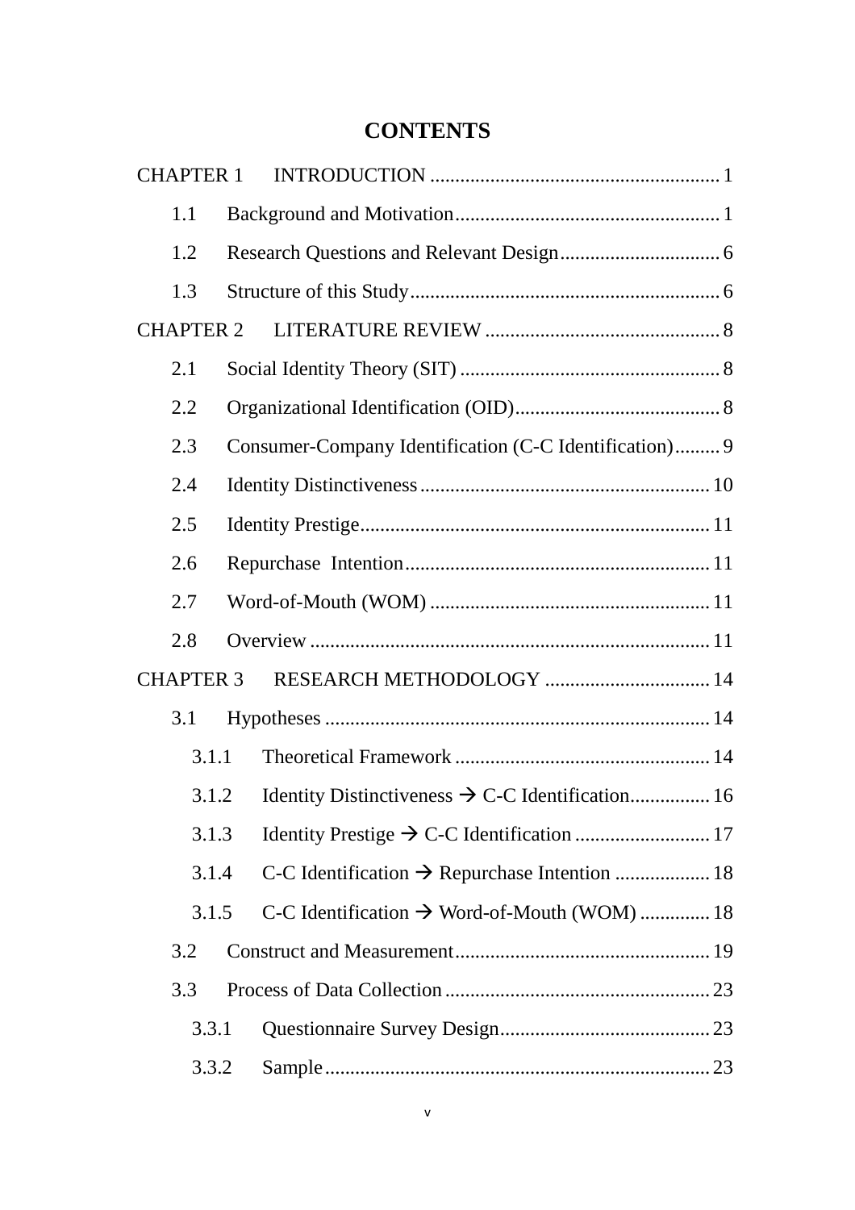# CONTENTS

CHAPTER 1 INTRODUCTION ........................................................ 1

- 1.1 Background and Motivation ........................................................ 1
- 1.2 Research Questions and Relevant Design ........................................................ 6
- 1.3 Structure of this Study ........................................................ 6

CHAPTER 2 LITERATURE REVIEW ........................................................ 8

- 2.1 Social Identity Theory (SIT) ........................................................ 8
- 2.2 Organizational Identification (OID) ........................................................ 8
- 2.3 Consumer-Company Identification (C-C Identification) ........................................................ 9
- 2.4 Identity Distinctiveness ........................................................ 10
- 2.5 Identity Prestige ........................................................ 11
- 2.6 Repurchase Intention ........................................................ 11
- 2.7 Word-of-Mouth (WOM) ........................................................ 11
- 2.8 Overview ........................................................ 11

CHAPTER 3 RESEARCH METHODOLOGY ........................................................ 14

- 3.1 Hypotheses ........................................................ 14
  - 3.1.1 Theoretical Framework ........................................................ 14
  - 3.1.2 Identity Distinctiveness → C-C Identification ........................................................ 16
  - 3.1.3 Identity Prestige → C-C Identification ........................................................ 17
  - 3.1.4 C-C Identification → Repurchase Intention ........................................................ 18
  - 3.1.5 C-C Identification → Word-of-Mouth (WOM) ........................................................ 18
- 3.2 Construct and Measurement ........................................................ 19
- 3.3 Process of Data Collection ........................................................ 23
  - 3.3.1 Questionnaire Survey Design ........................................................ 23
  - 3.3.2 Sample ........................................................ 23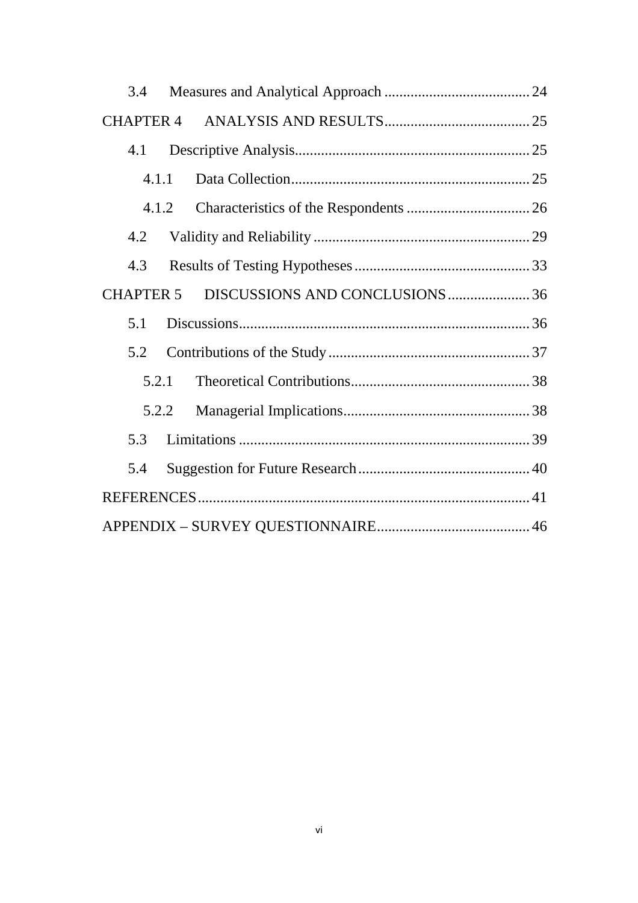3.4 Measures and Analytical Approach ....................................... 24

CHAPTER 4 ANALYSIS AND RESULTS ....................................... 25

4.1 Descriptive Analysis ............................................................... 25

4.1.1 Data Collection ................................................................ 25

4.1.2 Characteristics of the Respondents ................................. 26

4.2 Validity and Reliability .......................................................... 29

4.3 Results of Testing Hypotheses ............................................... 33

CHAPTER 5 DISCUSSIONS AND CONCLUSIONS ...................... 36

5.1 Discussions ............................................................................. 36

5.2 Contributions of the Study ...................................................... 37

5.2.1 Theoretical Contributions ................................................ 38

5.2.2 Managerial Implications .................................................. 38

5.3 Limitations ............................................................................. 39

5.4 Suggestion for Future Research .............................................. 40

REFERENCES ........................................................................................ 41

APPENDIX – SURVEY QUESTIONNAIRE ......................................... 46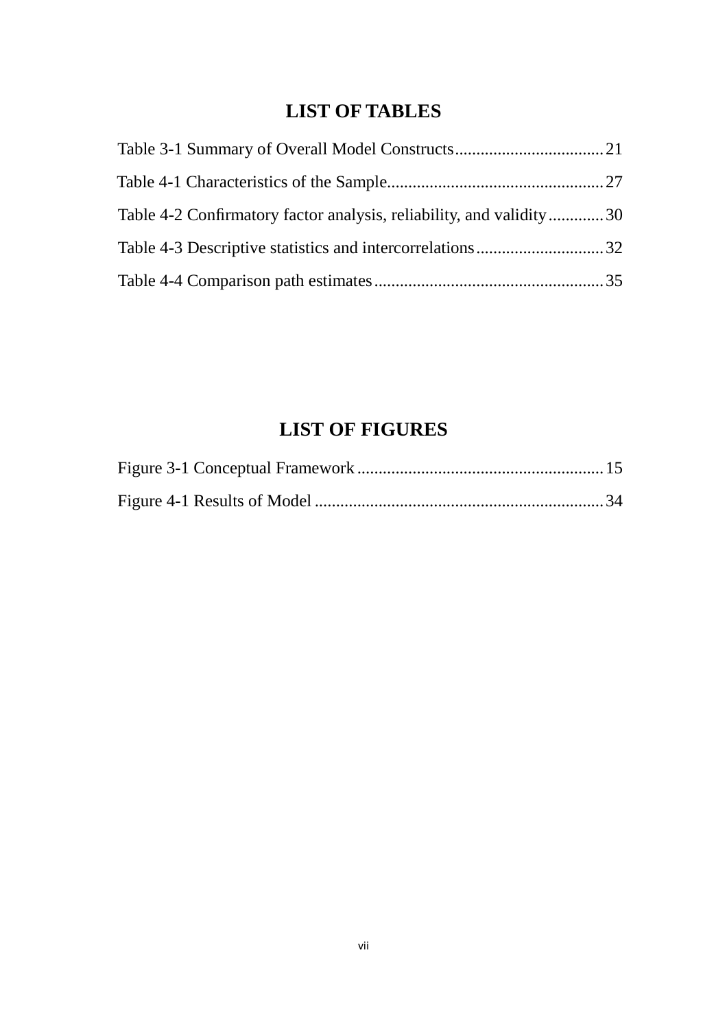# LIST OF TABLES

Table 3-1 Summary of Overall Model Constructs...................................21

Table 4-1 Characteristics of the Sample...................................................27

Table 4-2 Confirmatory factor analysis, reliability, and validity.............30

Table 4-3 Descriptive statistics and intercorrelations..............................32

Table 4-4 Comparison path estimates......................................................35

# LIST OF FIGURES

Figure 3-1 Conceptual Framework..........................................................15

Figure 4-1 Results of Model ....................................................................34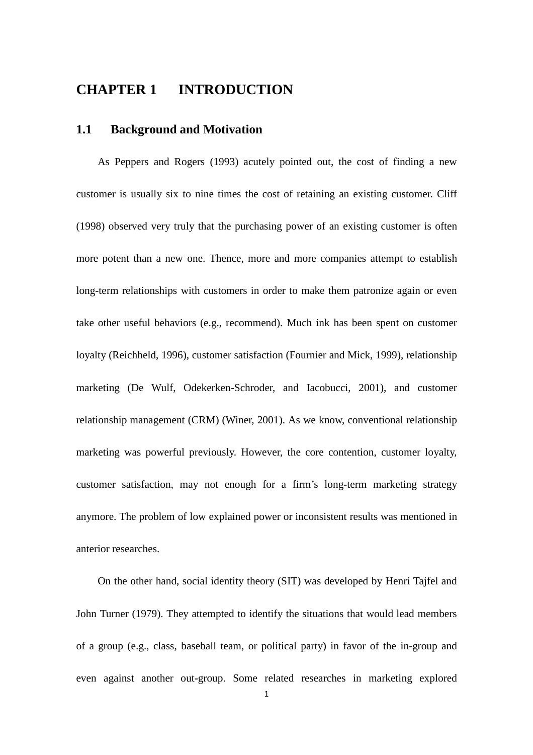# CHAPTER 1 INTRODUCTION

## 1.1 Background and Motivation

As Peppers and Rogers (1993) acutely pointed out, the cost of finding a new customer is usually six to nine times the cost of retaining an existing customer. Cliff (1998) observed very truly that the purchasing power of an existing customer is often more potent than a new one. Thence, more and more companies attempt to establish long-term relationships with customers in order to make them patronize again or even take other useful behaviors (e.g., recommend). Much ink has been spent on customer loyalty (Reichheld, 1996), customer satisfaction (Fournier and Mick, 1999), relationship marketing (De Wulf, Odekerken-Schroder, and Iacobucci, 2001), and customer relationship management (CRM) (Winer, 2001). As we know, conventional relationship marketing was powerful previously. However, the core contention, customer loyalty, customer satisfaction, may not enough for a firm's long-term marketing strategy anymore. The problem of low explained power or inconsistent results was mentioned in anterior researches.

On the other hand, social identity theory (SIT) was developed by Henri Tajfel and John Turner (1979). They attempted to identify the situations that would lead members of a group (e.g., class, baseball team, or political party) in favor of the in-group and even against another out-group. Some related researches in marketing explored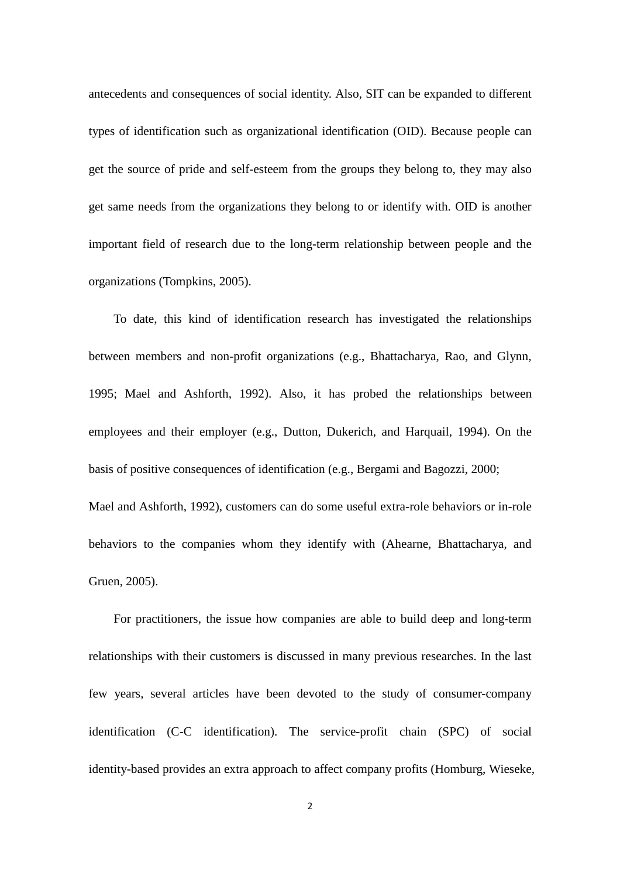antecedents and consequences of social identity. Also, SIT can be expanded to different types of identification such as organizational identification (OID). Because people can get the source of pride and self-esteem from the groups they belong to, they may also get same needs from the organizations they belong to or identify with. OID is another important field of research due to the long-term relationship between people and the organizations (Tompkins, 2005).

To date, this kind of identification research has investigated the relationships between members and non-profit organizations (e.g., Bhattacharya, Rao, and Glynn, 1995; Mael and Ashforth, 1992). Also, it has probed the relationships between employees and their employer (e.g., Dutton, Dukerich, and Harquail, 1994). On the basis of positive consequences of identification (e.g., Bergami and Bagozzi, 2000; Mael and Ashforth, 1992), customers can do some useful extra-role behaviors or in-role behaviors to the companies whom they identify with (Ahearne, Bhattacharya, and Gruen, 2005).

For practitioners, the issue how companies are able to build deep and long-term relationships with their customers is discussed in many previous researches. In the last few years, several articles have been devoted to the study of consumer-company identification (C-C identification). The service-profit chain (SPC) of social identity-based provides an extra approach to affect company profits (Homburg, Wieseke,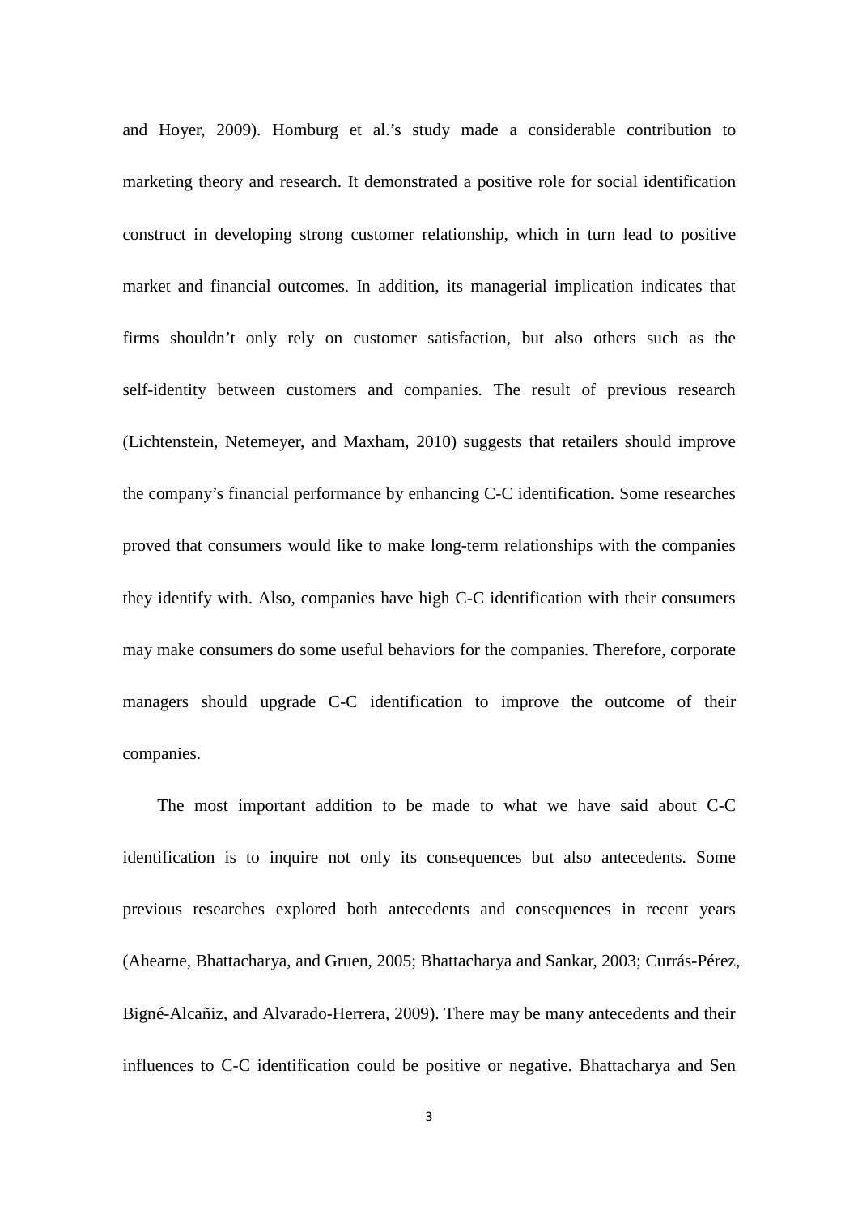and Hoyer, 2009). Homburg et al.'s study made a considerable contribution to marketing theory and research. It demonstrated a positive role for social identification construct in developing strong customer relationship, which in turn lead to positive market and financial outcomes. In addition, its managerial implication indicates that firms shouldn't only rely on customer satisfaction, but also others such as the self-identity between customers and companies. The result of previous research (Lichtenstein, Netemeyer, and Maxham, 2010) suggests that retailers should improve the company's financial performance by enhancing C-C identification. Some researches proved that consumers would like to make long-term relationships with the companies they identify with. Also, companies have high C-C identification with their consumers may make consumers do some useful behaviors for the companies. Therefore, corporate managers should upgrade C-C identification to improve the outcome of their companies.

The most important addition to be made to what we have said about C-C identification is to inquire not only its consequences but also antecedents. Some previous researches explored both antecedents and consequences in recent years (Ahearne, Bhattacharya, and Gruen, 2005; Bhattacharya and Sankar, 2003; Currás-Pérez, Bigné-Alcañiz, and Alvarado-Herrera, 2009). There may be many antecedents and their influences to C-C identification could be positive or negative. Bhattacharya and Sen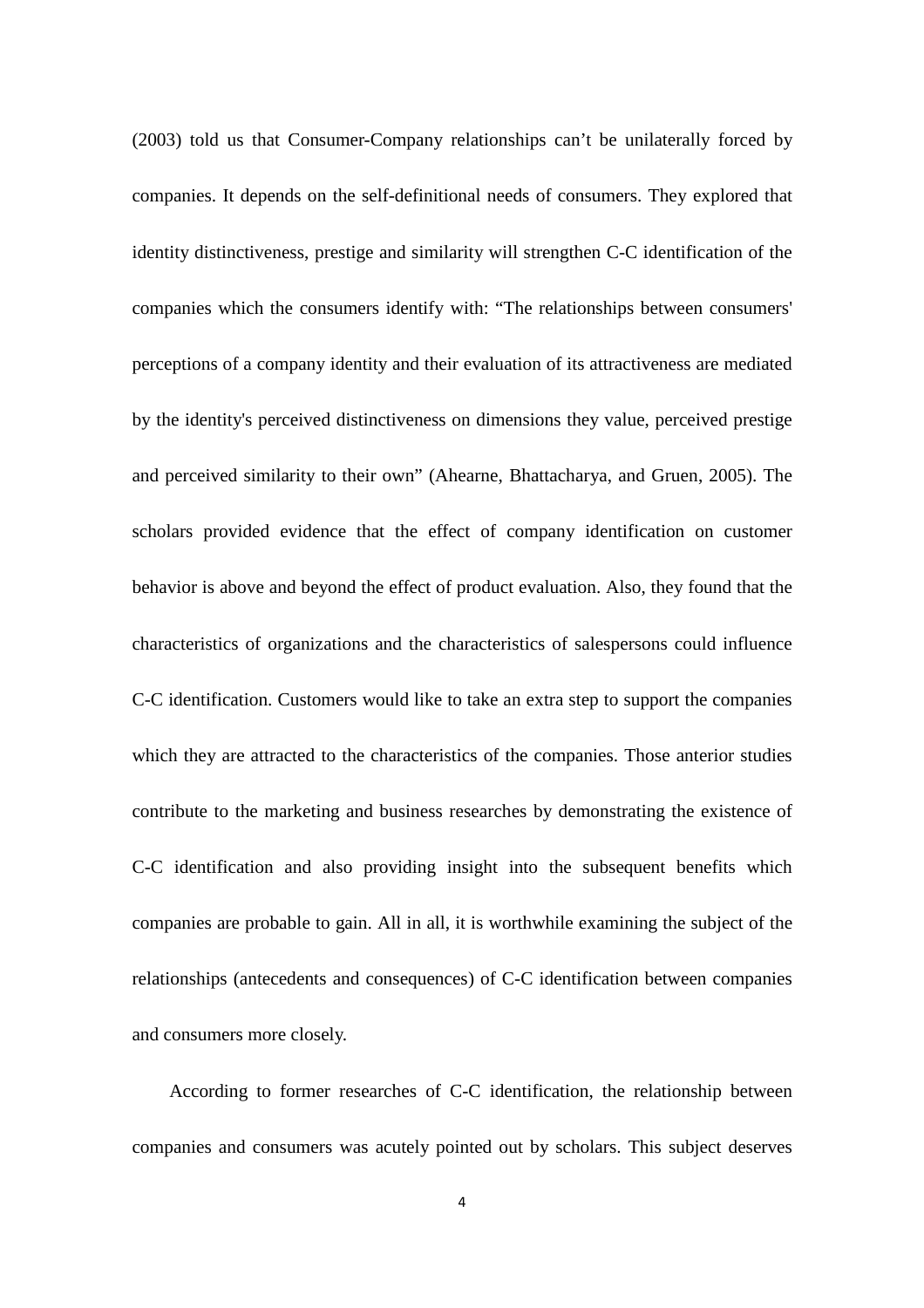(2003) told us that Consumer-Company relationships can't be unilaterally forced by companies. It depends on the self-definitional needs of consumers. They explored that identity distinctiveness, prestige and similarity will strengthen C-C identification of the companies which the consumers identify with: "The relationships between consumers' perceptions of a company identity and their evaluation of its attractiveness are mediated by the identity's perceived distinctiveness on dimensions they value, perceived prestige and perceived similarity to their own" (Ahearne, Bhattacharya, and Gruen, 2005). The scholars provided evidence that the effect of company identification on customer behavior is above and beyond the effect of product evaluation. Also, they found that the characteristics of organizations and the characteristics of salespersons could influence C-C identification. Customers would like to take an extra step to support the companies which they are attracted to the characteristics of the companies. Those anterior studies contribute to the marketing and business researches by demonstrating the existence of C-C identification and also providing insight into the subsequent benefits which companies are probable to gain. All in all, it is worthwhile examining the subject of the relationships (antecedents and consequences) of C-C identification between companies and consumers more closely.

According to former researches of C-C identification, the relationship between companies and consumers was acutely pointed out by scholars. This subject deserves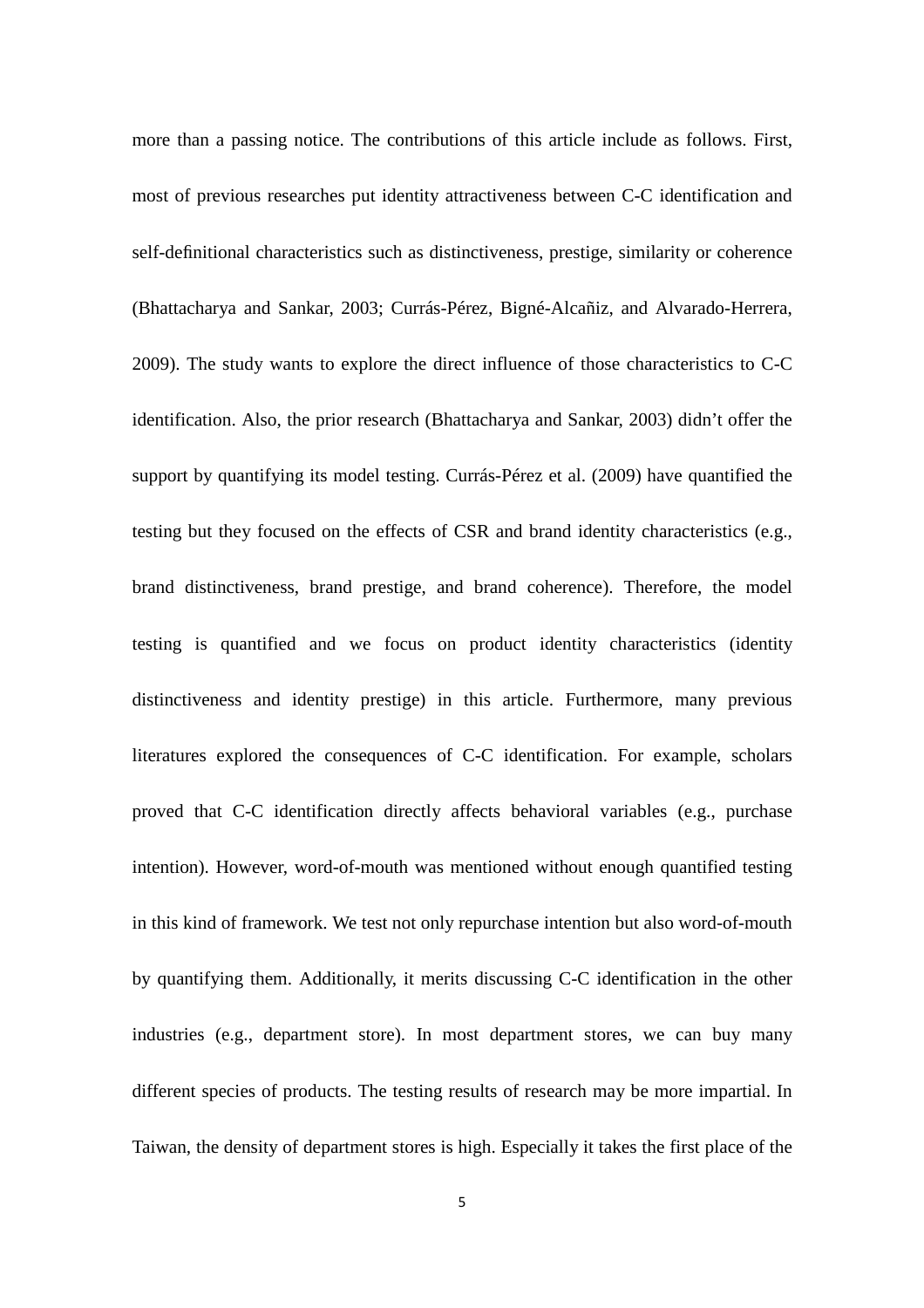more than a passing notice. The contributions of this article include as follows. First, most of previous researches put identity attractiveness between C-C identification and self-definitional characteristics such as distinctiveness, prestige, similarity or coherence (Bhattacharya and Sankar, 2003; Currás-Pérez, Bigné-Alcañiz, and Alvarado-Herrera, 2009). The study wants to explore the direct influence of those characteristics to C-C identification. Also, the prior research (Bhattacharya and Sankar, 2003) didn't offer the support by quantifying its model testing. Currás-Pérez et al. (2009) have quantified the testing but they focused on the effects of CSR and brand identity characteristics (e.g., brand distinctiveness, brand prestige, and brand coherence). Therefore, the model testing is quantified and we focus on product identity characteristics (identity distinctiveness and identity prestige) in this article. Furthermore, many previous literatures explored the consequences of C-C identification. For example, scholars proved that C-C identification directly affects behavioral variables (e.g., purchase intention). However, word-of-mouth was mentioned without enough quantified testing in this kind of framework. We test not only repurchase intention but also word-of-mouth by quantifying them. Additionally, it merits discussing C-C identification in the other industries (e.g., department store). In most department stores, we can buy many different species of products. The testing results of research may be more impartial. In Taiwan, the density of department stores is high. Especially it takes the first place of the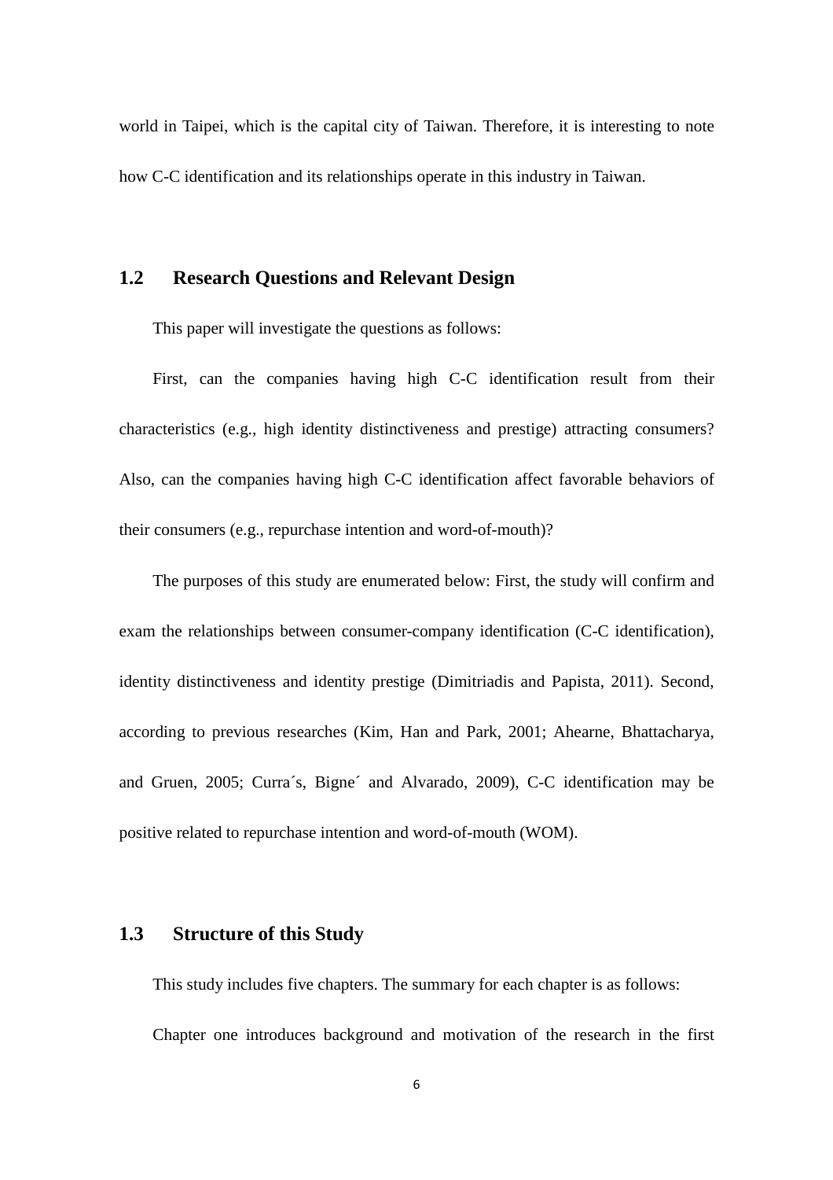world in Taipei, which is the capital city of Taiwan. Therefore, it is interesting to note how C-C identification and its relationships operate in this industry in Taiwan.

## 1.2 Research Questions and Relevant Design

This paper will investigate the questions as follows:

First, can the companies having high C-C identification result from their characteristics (e.g., high identity distinctiveness and prestige) attracting consumers? Also, can the companies having high C-C identification affect favorable behaviors of their consumers (e.g., repurchase intention and word-of-mouth)?

The purposes of this study are enumerated below: First, the study will confirm and exam the relationships between consumer-company identification (C-C identification), identity distinctiveness and identity prestige (Dimitriadis and Papista, 2011). Second, according to previous researches (Kim, Han and Park, 2001; Ahearne, Bhattacharya, and Gruen, 2005; Curra´s, Bigne´ and Alvarado, 2009), C-C identification may be positive related to repurchase intention and word-of-mouth (WOM).

## 1.3 Structure of this Study

This study includes five chapters. The summary for each chapter is as follows:

Chapter one introduces background and motivation of the research in the first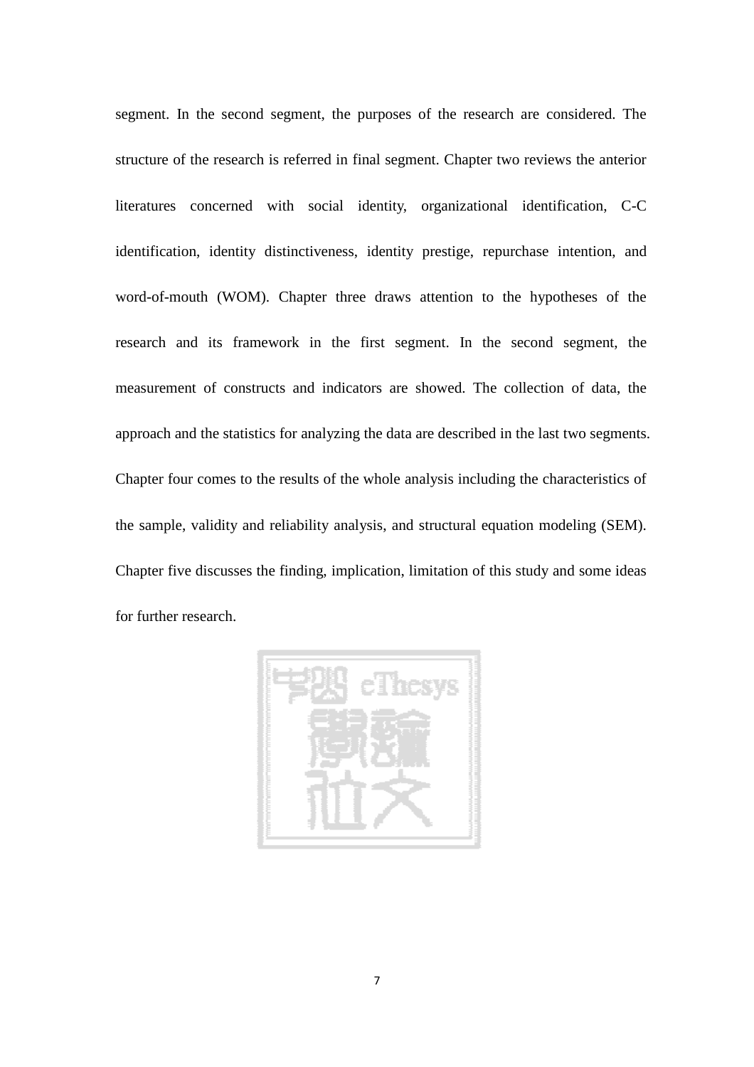segment. In the second segment, the purposes of the research are considered. The structure of the research is referred in final segment. Chapter two reviews the anterior literatures concerned with social identity, organizational identification, C-C identification, identity distinctiveness, identity prestige, repurchase intention, and word-of-mouth (WOM). Chapter three draws attention to the hypotheses of the research and its framework in the first segment. In the second segment, the measurement of constructs and indicators are showed. The collection of data, the approach and the statistics for analyzing the data are described in the last two segments. Chapter four comes to the results of the whole analysis including the characteristics of the sample, validity and reliability analysis, and structural equation modeling (SEM). Chapter five discusses the finding, implication, limitation of this study and some ideas for further research.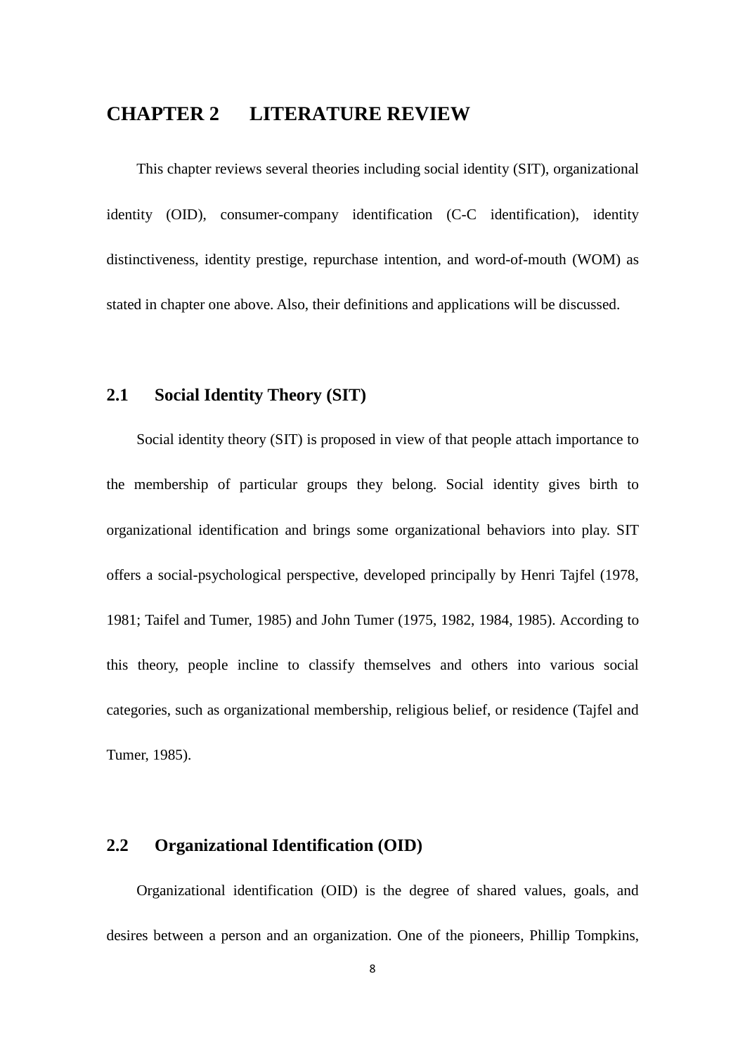# CHAPTER 2 LITERATURE REVIEW

This chapter reviews several theories including social identity (SIT), organizational identity (OID), consumer-company identification (C-C identification), identity distinctiveness, identity prestige, repurchase intention, and word-of-mouth (WOM) as stated in chapter one above. Also, their definitions and applications will be discussed.

## 2.1 Social Identity Theory (SIT)

Social identity theory (SIT) is proposed in view of that people attach importance to the membership of particular groups they belong. Social identity gives birth to organizational identification and brings some organizational behaviors into play. SIT offers a social-psychological perspective, developed principally by Henri Tajfel (1978, 1981; Taifel and Tumer, 1985) and John Tumer (1975, 1982, 1984, 1985). According to this theory, people incline to classify themselves and others into various social categories, such as organizational membership, religious belief, or residence (Tajfel and Tumer, 1985).

## 2.2 Organizational Identification (OID)

Organizational identification (OID) is the degree of shared values, goals, and desires between a person and an organization. One of the pioneers, Phillip Tompkins,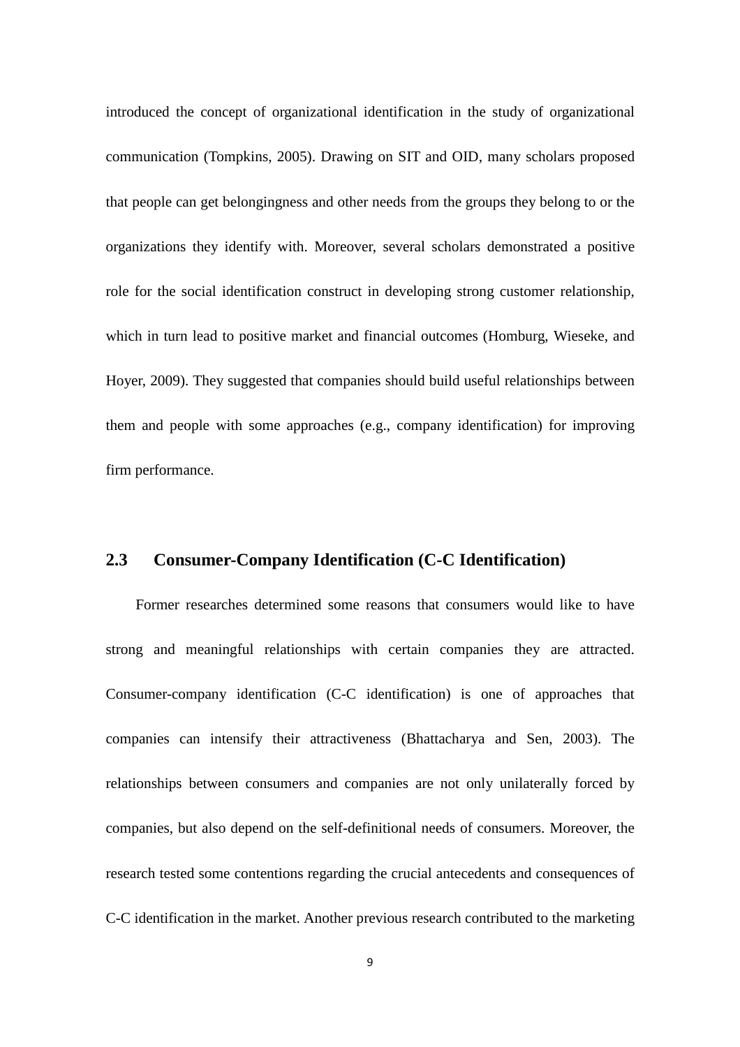introduced the concept of organizational identification in the study of organizational communication (Tompkins, 2005). Drawing on SIT and OID, many scholars proposed that people can get belongingness and other needs from the groups they belong to or the organizations they identify with. Moreover, several scholars demonstrated a positive role for the social identification construct in developing strong customer relationship, which in turn lead to positive market and financial outcomes (Homburg, Wieseke, and Hoyer, 2009). They suggested that companies should build useful relationships between them and people with some approaches (e.g., company identification) for improving firm performance.

## 2.3 Consumer-Company Identification (C-C Identification)

Former researches determined some reasons that consumers would like to have strong and meaningful relationships with certain companies they are attracted. Consumer-company identification (C-C identification) is one of approaches that companies can intensify their attractiveness (Bhattacharya and Sen, 2003). The relationships between consumers and companies are not only unilaterally forced by companies, but also depend on the self-definitional needs of consumers. Moreover, the research tested some contentions regarding the crucial antecedents and consequences of C-C identification in the market. Another previous research contributed to the marketing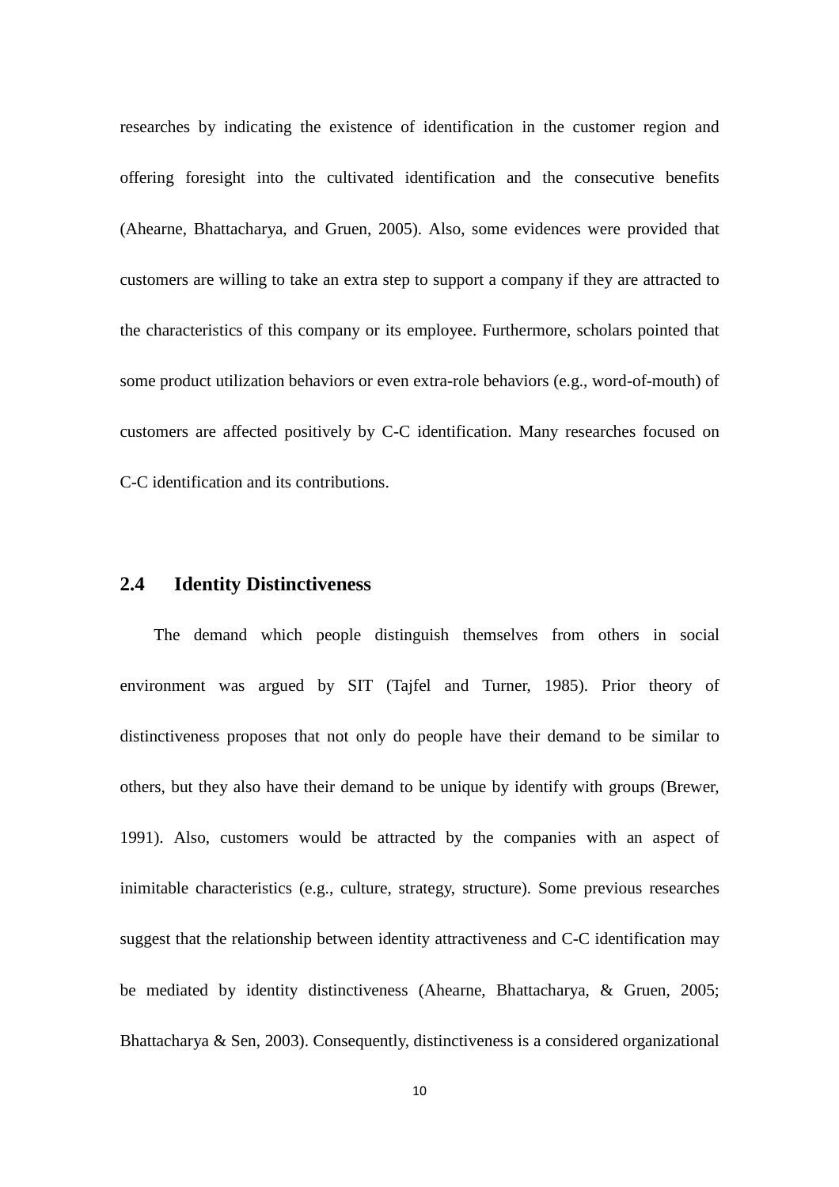researches by indicating the existence of identification in the customer region and offering foresight into the cultivated identification and the consecutive benefits (Ahearne, Bhattacharya, and Gruen, 2005). Also, some evidences were provided that customers are willing to take an extra step to support a company if they are attracted to the characteristics of this company or its employee. Furthermore, scholars pointed that some product utilization behaviors or even extra-role behaviors (e.g., word-of-mouth) of customers are affected positively by C-C identification. Many researches focused on C-C identification and its contributions.

## 2.4 Identity Distinctiveness

The demand which people distinguish themselves from others in social environment was argued by SIT (Tajfel and Turner, 1985). Prior theory of distinctiveness proposes that not only do people have their demand to be similar to others, but they also have their demand to be unique by identify with groups (Brewer, 1991). Also, customers would be attracted by the companies with an aspect of inimitable characteristics (e.g., culture, strategy, structure). Some previous researches suggest that the relationship between identity attractiveness and C-C identification may be mediated by identity distinctiveness (Ahearne, Bhattacharya, & Gruen, 2005; Bhattacharya & Sen, 2003). Consequently, distinctiveness is a considered organizational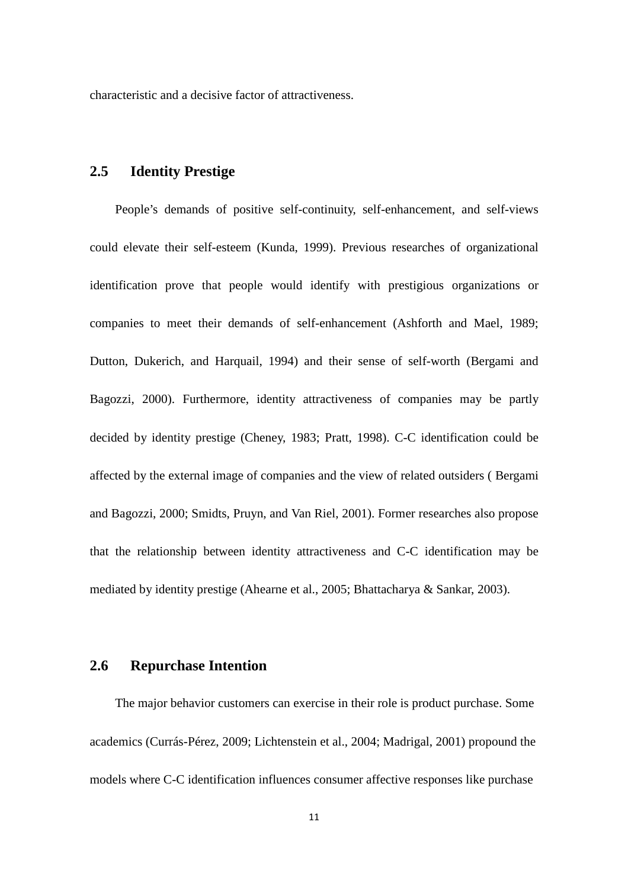characteristic and a decisive factor of attractiveness.

## 2.5 Identity Prestige

People's demands of positive self-continuity, self-enhancement, and self-views could elevate their self-esteem (Kunda, 1999). Previous researches of organizational identification prove that people would identify with prestigious organizations or companies to meet their demands of self-enhancement (Ashforth and Mael, 1989; Dutton, Dukerich, and Harquail, 1994) and their sense of self-worth (Bergami and Bagozzi, 2000). Furthermore, identity attractiveness of companies may be partly decided by identity prestige (Cheney, 1983; Pratt, 1998). C-C identification could be affected by the external image of companies and the view of related outsiders ( Bergami and Bagozzi, 2000; Smidts, Pruyn, and Van Riel, 2001). Former researches also propose that the relationship between identity attractiveness and C-C identification may be mediated by identity prestige (Ahearne et al., 2005; Bhattacharya & Sankar, 2003).

## 2.6 Repurchase Intention

The major behavior customers can exercise in their role is product purchase. Some academics (Currás-Pérez, 2009; Lichtenstein et al., 2004; Madrigal, 2001) propound the models where C-C identification influences consumer affective responses like purchase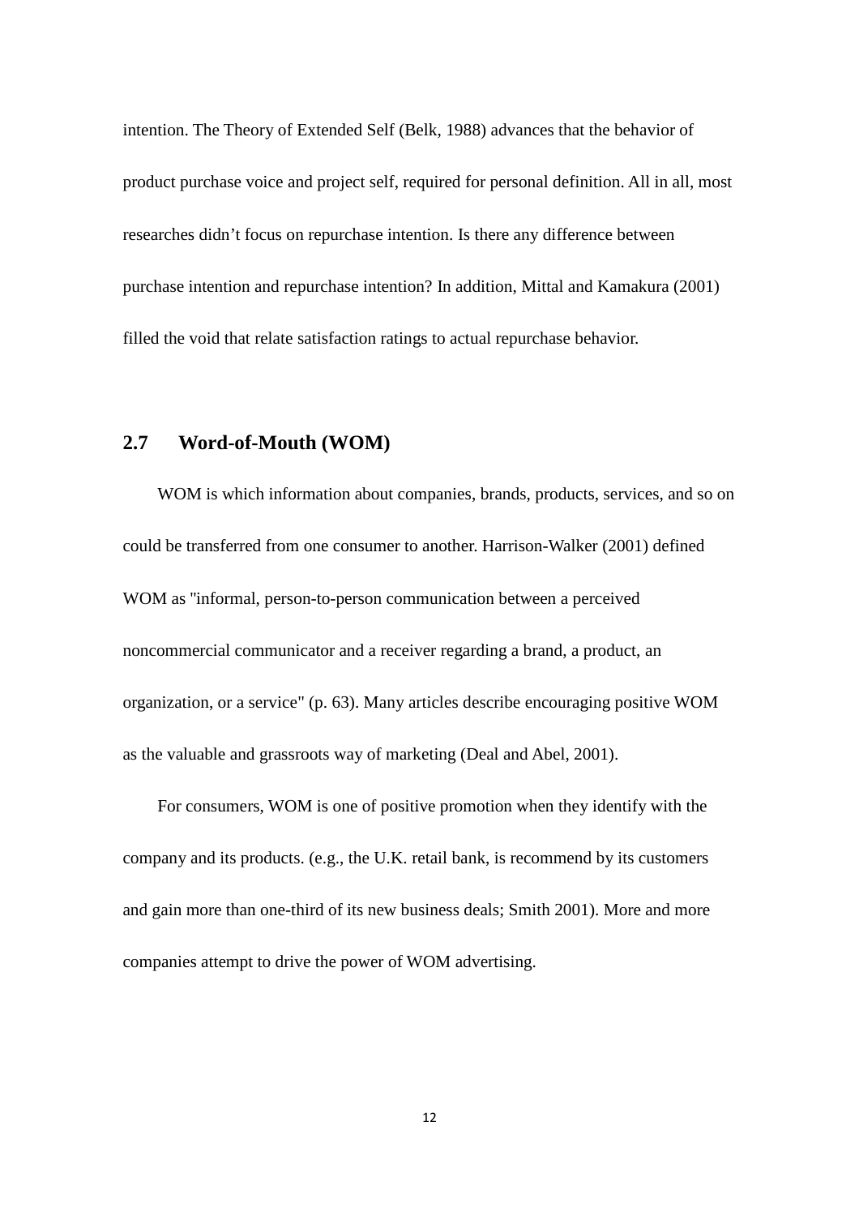intention. The Theory of Extended Self (Belk, 1988) advances that the behavior of product purchase voice and project self, required for personal definition. All in all, most researches didn't focus on repurchase intention. Is there any difference between purchase intention and repurchase intention? In addition, Mittal and Kamakura (2001) filled the void that relate satisfaction ratings to actual repurchase behavior.

## 2.7 Word-of-Mouth (WOM)

WOM is which information about companies, brands, products, services, and so on could be transferred from one consumer to another. Harrison-Walker (2001) defined WOM as "informal, person-to-person communication between a perceived noncommercial communicator and a receiver regarding a brand, a product, an organization, or a service" (p. 63). Many articles describe encouraging positive WOM as the valuable and grassroots way of marketing (Deal and Abel, 2001).

For consumers, WOM is one of positive promotion when they identify with the company and its products. (e.g., the U.K. retail bank, is recommend by its customers and gain more than one-third of its new business deals; Smith 2001). More and more companies attempt to drive the power of WOM advertising.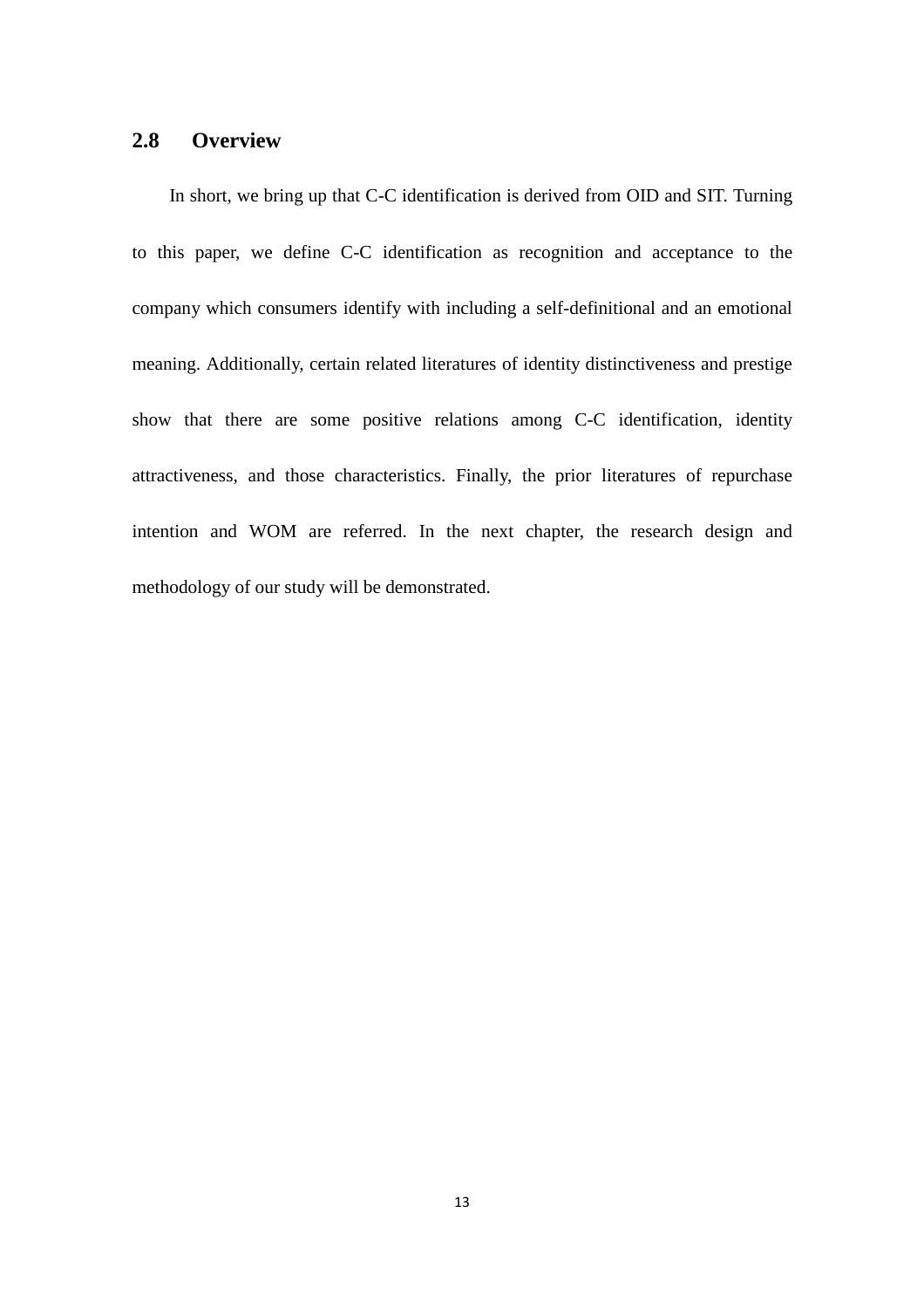## 2.8 Overview

In short, we bring up that C-C identification is derived from OID and SIT. Turning to this paper, we define C-C identification as recognition and acceptance to the company which consumers identify with including a self-definitional and an emotional meaning. Additionally, certain related literatures of identity distinctiveness and prestige show that there are some positive relations among C-C identification, identity attractiveness, and those characteristics. Finally, the prior literatures of repurchase intention and WOM are referred. In the next chapter, the research design and methodology of our study will be demonstrated.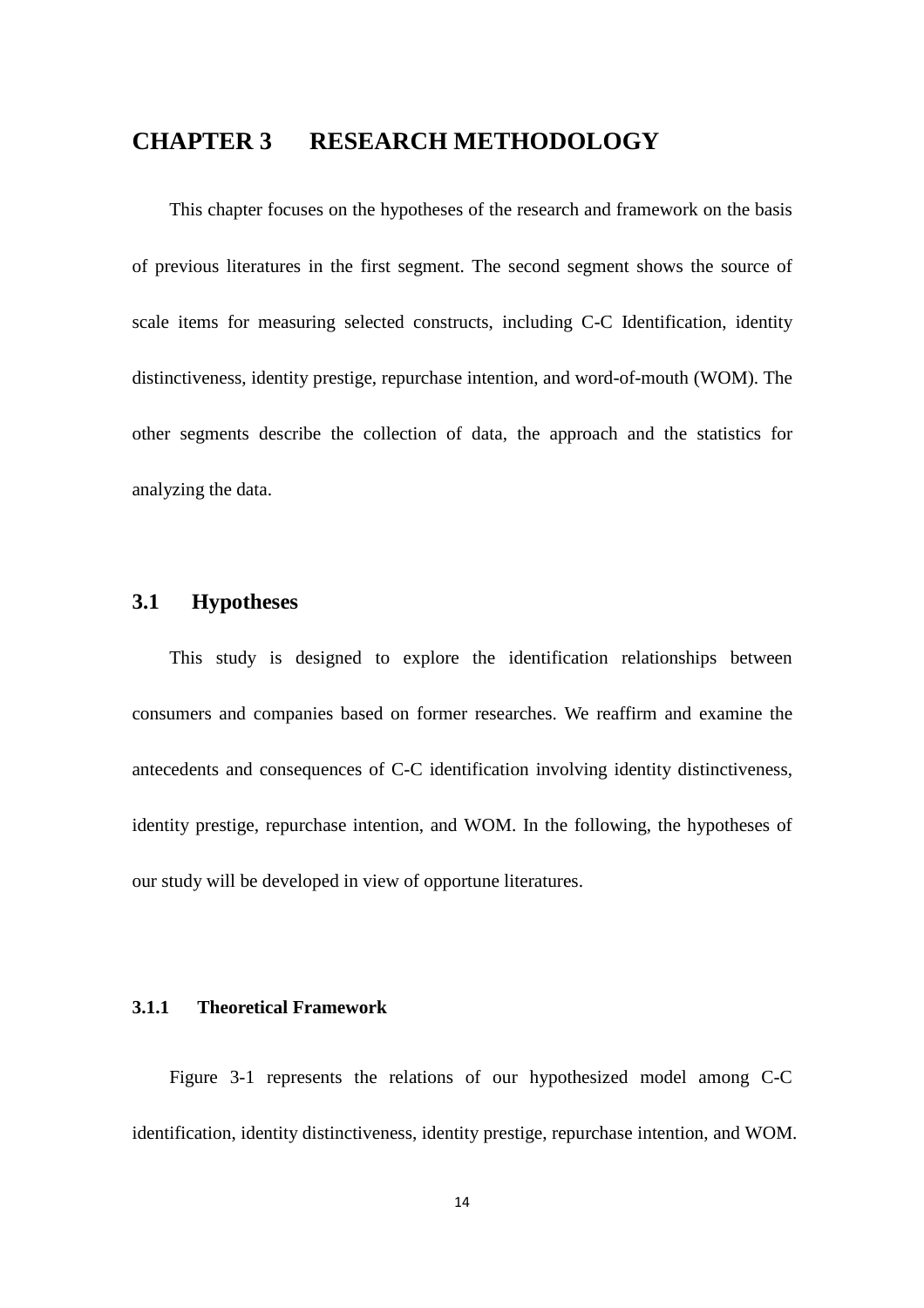# CHAPTER 3 RESEARCH METHODOLOGY

This chapter focuses on the hypotheses of the research and framework on the basis of previous literatures in the first segment. The second segment shows the source of scale items for measuring selected constructs, including C-C Identification, identity distinctiveness, identity prestige, repurchase intention, and word-of-mouth (WOM). The other segments describe the collection of data, the approach and the statistics for analyzing the data.

## 3.1 Hypotheses

This study is designed to explore the identification relationships between consumers and companies based on former researches. We reaffirm and examine the antecedents and consequences of C-C identification involving identity distinctiveness, identity prestige, repurchase intention, and WOM. In the following, the hypotheses of our study will be developed in view of opportune literatures.

### 3.1.1 Theoretical Framework

Figure 3-1 represents the relations of our hypothesized model among C-C identification, identity distinctiveness, identity prestige, repurchase intention, and WOM.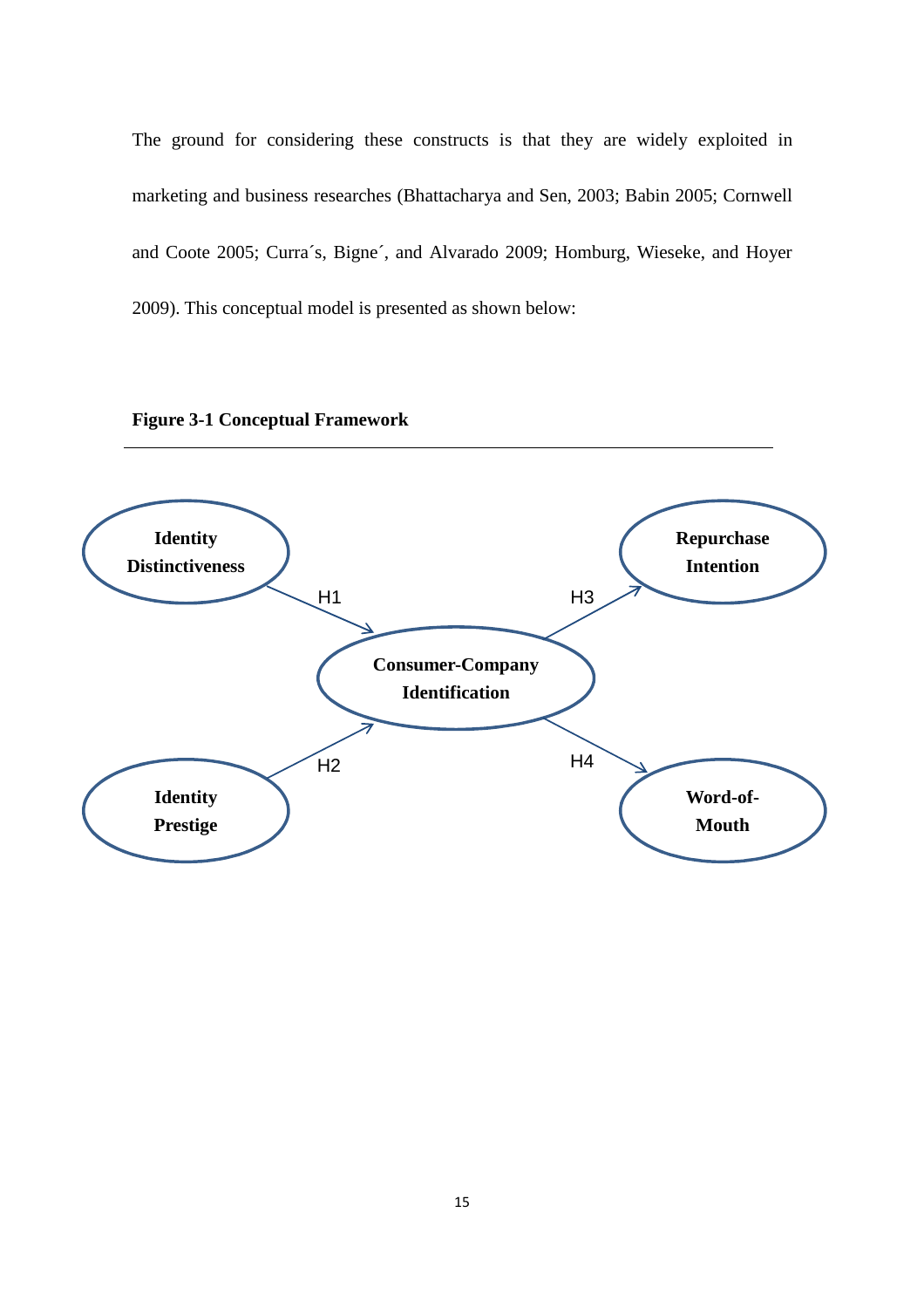The ground for considering these constructs is that they are widely exploited in marketing and business researches (Bhattacharya and Sen, 2003; Babin 2005; Cornwell and Coote 2005; Curra´s, Bigne´, and Alvarado 2009; Homburg, Wieseke, and Hoyer 2009). This conceptual model is presented as shown below:

**Figure 3-1 Conceptual Framework**

Identity Distinctiveness → (H1) → Consumer-Company Identification

Identity Prestige → (H2) → Consumer-Company Identification

Consumer-Company Identification → (H3) → Repurchase Intention

Consumer-Company Identification → (H4) → Word-of-Mouth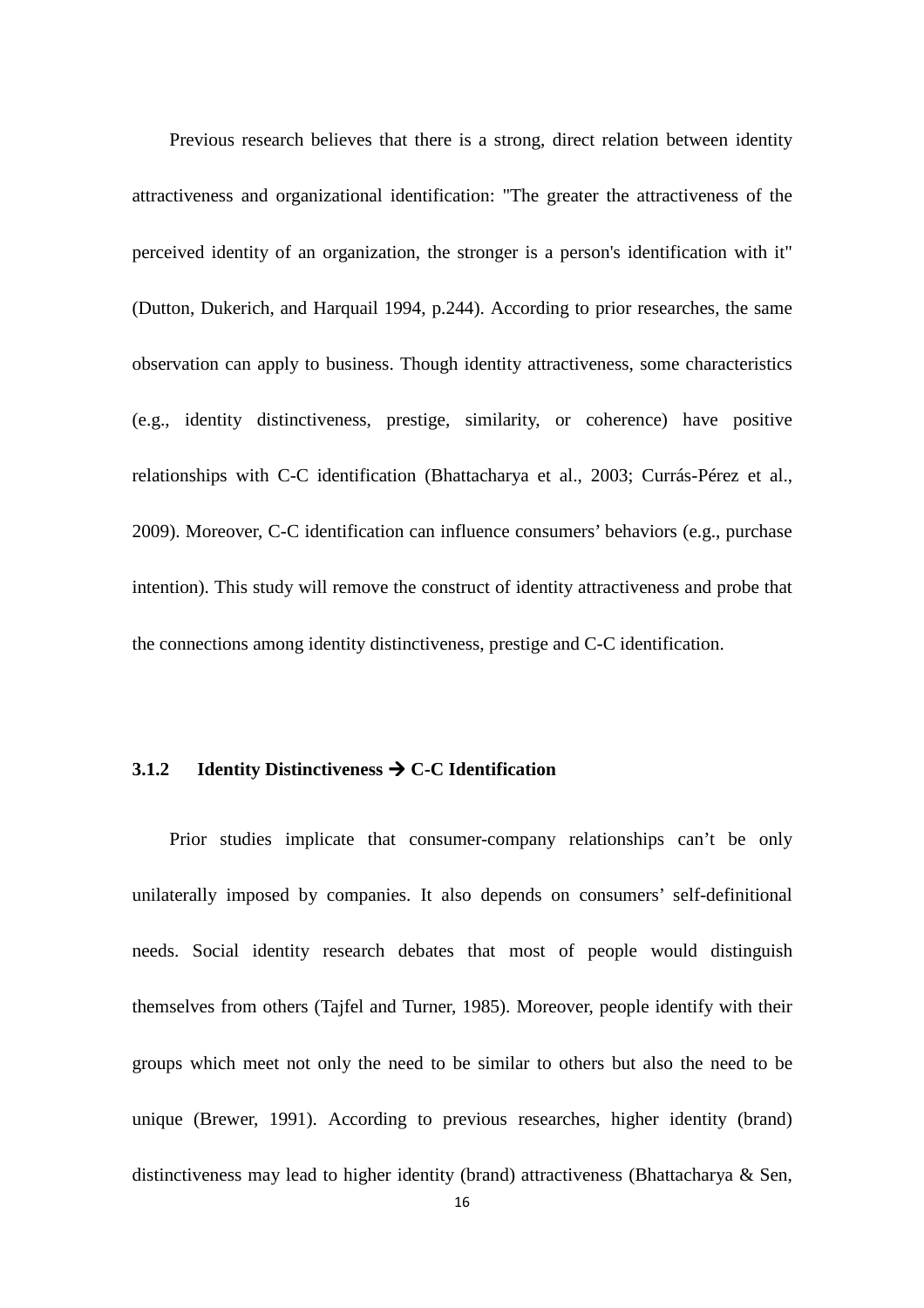Previous research believes that there is a strong, direct relation between identity attractiveness and organizational identification: "The greater the attractiveness of the perceived identity of an organization, the stronger is a person's identification with it" (Dutton, Dukerich, and Harquail 1994, p.244). According to prior researches, the same observation can apply to business. Though identity attractiveness, some characteristics (e.g., identity distinctiveness, prestige, similarity, or coherence) have positive relationships with C-C identification (Bhattacharya et al., 2003; Currás-Pérez et al., 2009). Moreover, C-C identification can influence consumers' behaviors (e.g., purchase intention). This study will remove the construct of identity attractiveness and probe that the connections among identity distinctiveness, prestige and C-C identification.

### 3.1.2 Identity Distinctiveness → C-C Identification

Prior studies implicate that consumer-company relationships can't be only unilaterally imposed by companies. It also depends on consumers' self-definitional needs. Social identity research debates that most of people would distinguish themselves from others (Tajfel and Turner, 1985). Moreover, people identify with their groups which meet not only the need to be similar to others but also the need to be unique (Brewer, 1991). According to previous researches, higher identity (brand) distinctiveness may lead to higher identity (brand) attractiveness (Bhattacharya & Sen,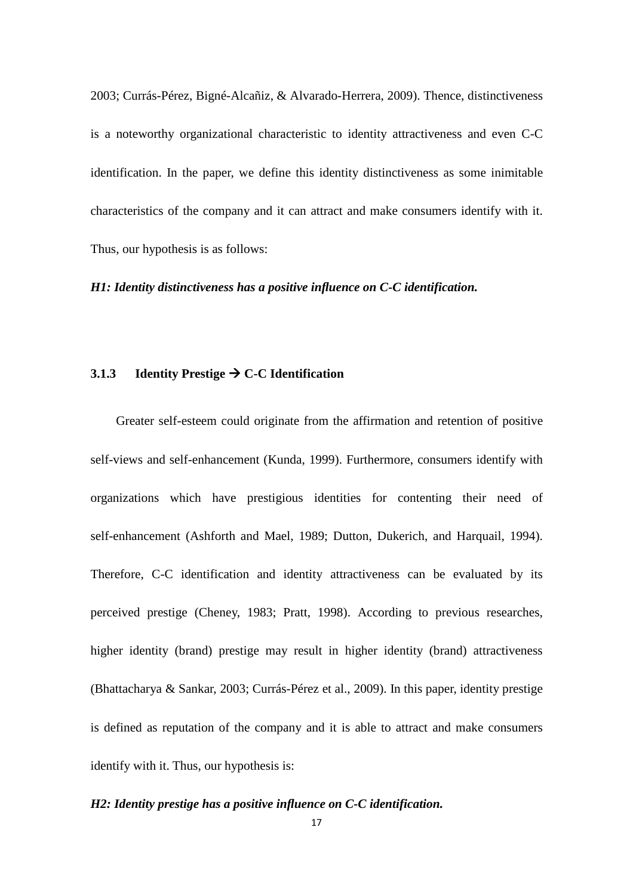2003; Currás-Pérez, Bigné-Alcañiz, & Alvarado-Herrera, 2009). Thence, distinctiveness is a noteworthy organizational characteristic to identity attractiveness and even C-C identification. In the paper, we define this identity distinctiveness as some inimitable characteristics of the company and it can attract and make consumers identify with it. Thus, our hypothesis is as follows:

***H1: Identity distinctiveness has a positive influence on C-C identification.***

### 3.1.3 Identity Prestige → C-C Identification

Greater self-esteem could originate from the affirmation and retention of positive self-views and self-enhancement (Kunda, 1999). Furthermore, consumers identify with organizations which have prestigious identities for contenting their need of self-enhancement (Ashforth and Mael, 1989; Dutton, Dukerich, and Harquail, 1994). Therefore, C-C identification and identity attractiveness can be evaluated by its perceived prestige (Cheney, 1983; Pratt, 1998). According to previous researches, higher identity (brand) prestige may result in higher identity (brand) attractiveness (Bhattacharya & Sankar, 2003; Currás-Pérez et al., 2009). In this paper, identity prestige is defined as reputation of the company and it is able to attract and make consumers identify with it. Thus, our hypothesis is:

***H2: Identity prestige has a positive influence on C-C identification.***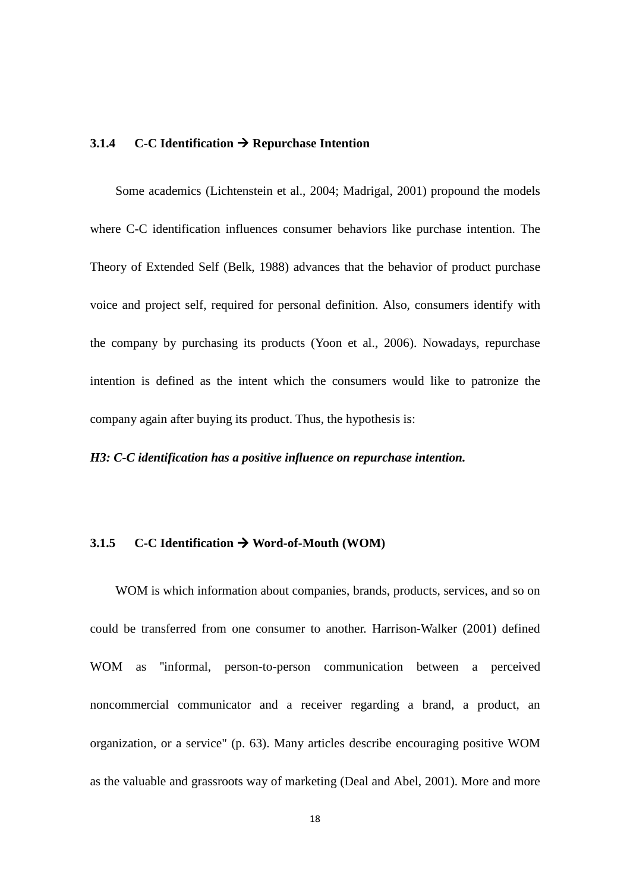### 3.1.4 C-C Identification → Repurchase Intention

Some academics (Lichtenstein et al., 2004; Madrigal, 2001) propound the models where C-C identification influences consumer behaviors like purchase intention. The Theory of Extended Self (Belk, 1988) advances that the behavior of product purchase voice and project self, required for personal definition. Also, consumers identify with the company by purchasing its products (Yoon et al., 2006). Nowadays, repurchase intention is defined as the intent which the consumers would like to patronize the company again after buying its product. Thus, the hypothesis is:

***H3: C-C identification has a positive influence on repurchase intention.***

### 3.1.5 C-C Identification → Word-of-Mouth (WOM)

WOM is which information about companies, brands, products, services, and so on could be transferred from one consumer to another. Harrison-Walker (2001) defined WOM as "informal, person-to-person communication between a perceived noncommercial communicator and a receiver regarding a brand, a product, an organization, or a service" (p. 63). Many articles describe encouraging positive WOM as the valuable and grassroots way of marketing (Deal and Abel, 2001). More and more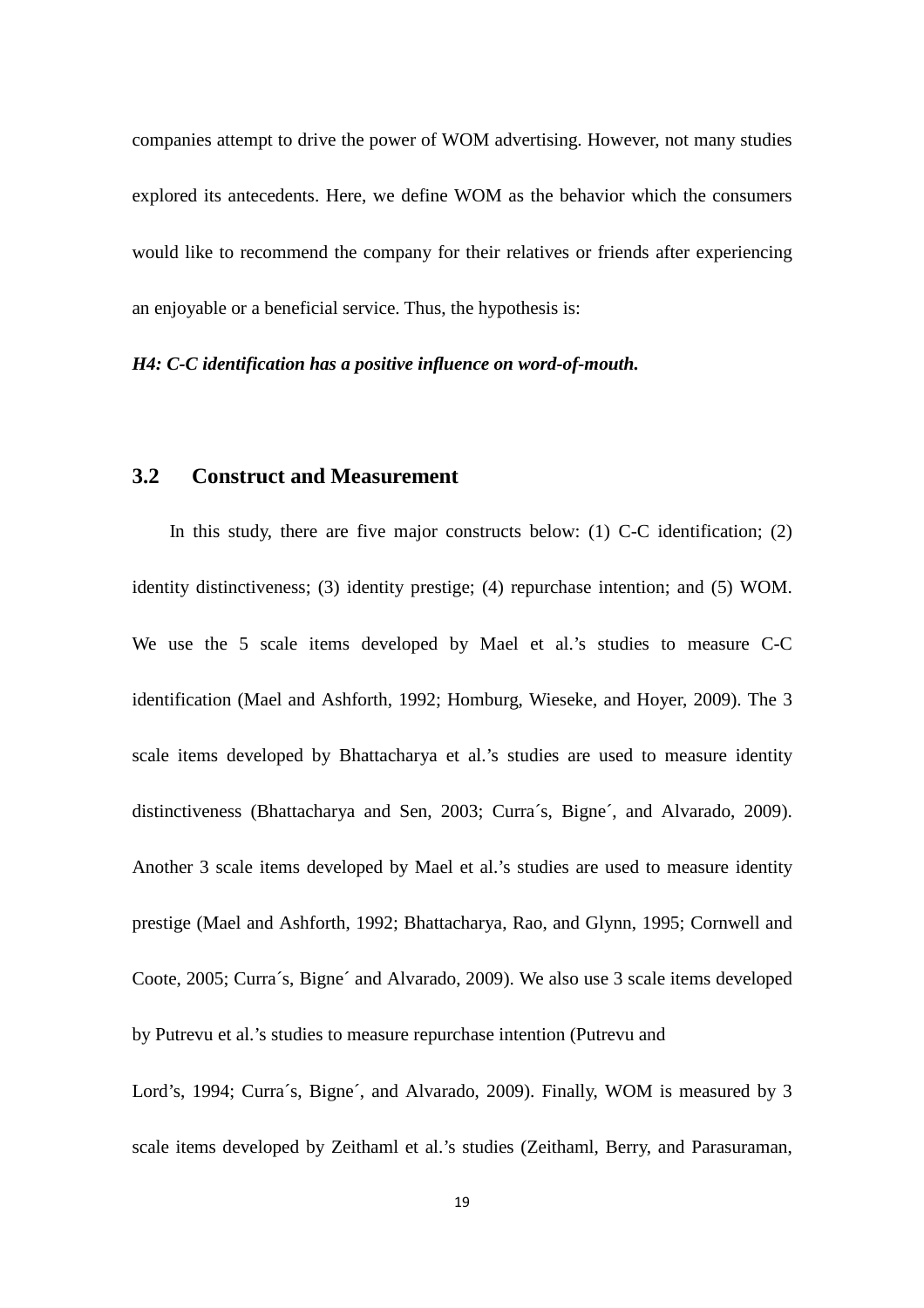companies attempt to drive the power of WOM advertising. However, not many studies explored its antecedents. Here, we define WOM as the behavior which the consumers would like to recommend the company for their relatives or friends after experiencing an enjoyable or a beneficial service. Thus, the hypothesis is:

***H4: C-C identification has a positive influence on word-of-mouth.***

## 3.2 Construct and Measurement

In this study, there are five major constructs below: (1) C-C identification; (2) identity distinctiveness; (3) identity prestige; (4) repurchase intention; and (5) WOM. We use the 5 scale items developed by Mael et al.'s studies to measure C-C identification (Mael and Ashforth, 1992; Homburg, Wieseke, and Hoyer, 2009). The 3 scale items developed by Bhattacharya et al.'s studies are used to measure identity distinctiveness (Bhattacharya and Sen, 2003; Curra´s, Bigne´, and Alvarado, 2009). Another 3 scale items developed by Mael et al.'s studies are used to measure identity prestige (Mael and Ashforth, 1992; Bhattacharya, Rao, and Glynn, 1995; Cornwell and Coote, 2005; Curra´s, Bigne´ and Alvarado, 2009). We also use 3 scale items developed by Putrevu et al.'s studies to measure repurchase intention (Putrevu and Lord's, 1994; Curra´s, Bigne´, and Alvarado, 2009). Finally, WOM is measured by 3 scale items developed by Zeithaml et al.'s studies (Zeithaml, Berry, and Parasuraman,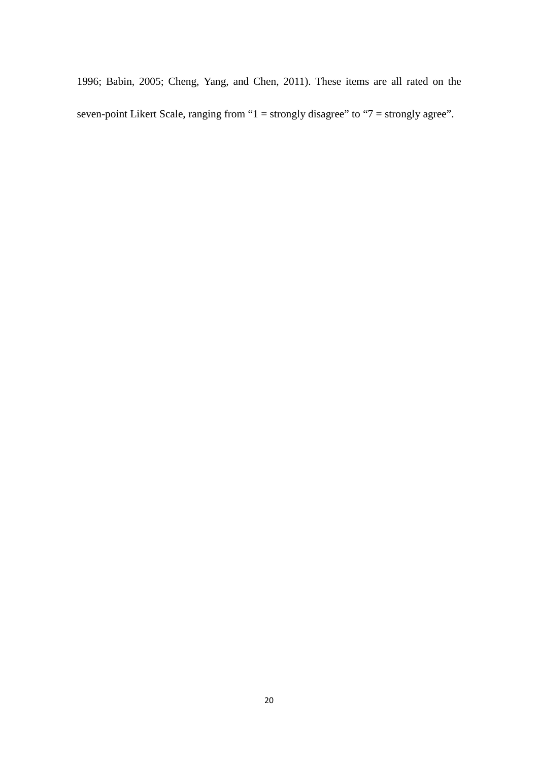1996; Babin, 2005; Cheng, Yang, and Chen, 2011). These items are all rated on the seven-point Likert Scale, ranging from "1 = strongly disagree" to "7 = strongly agree".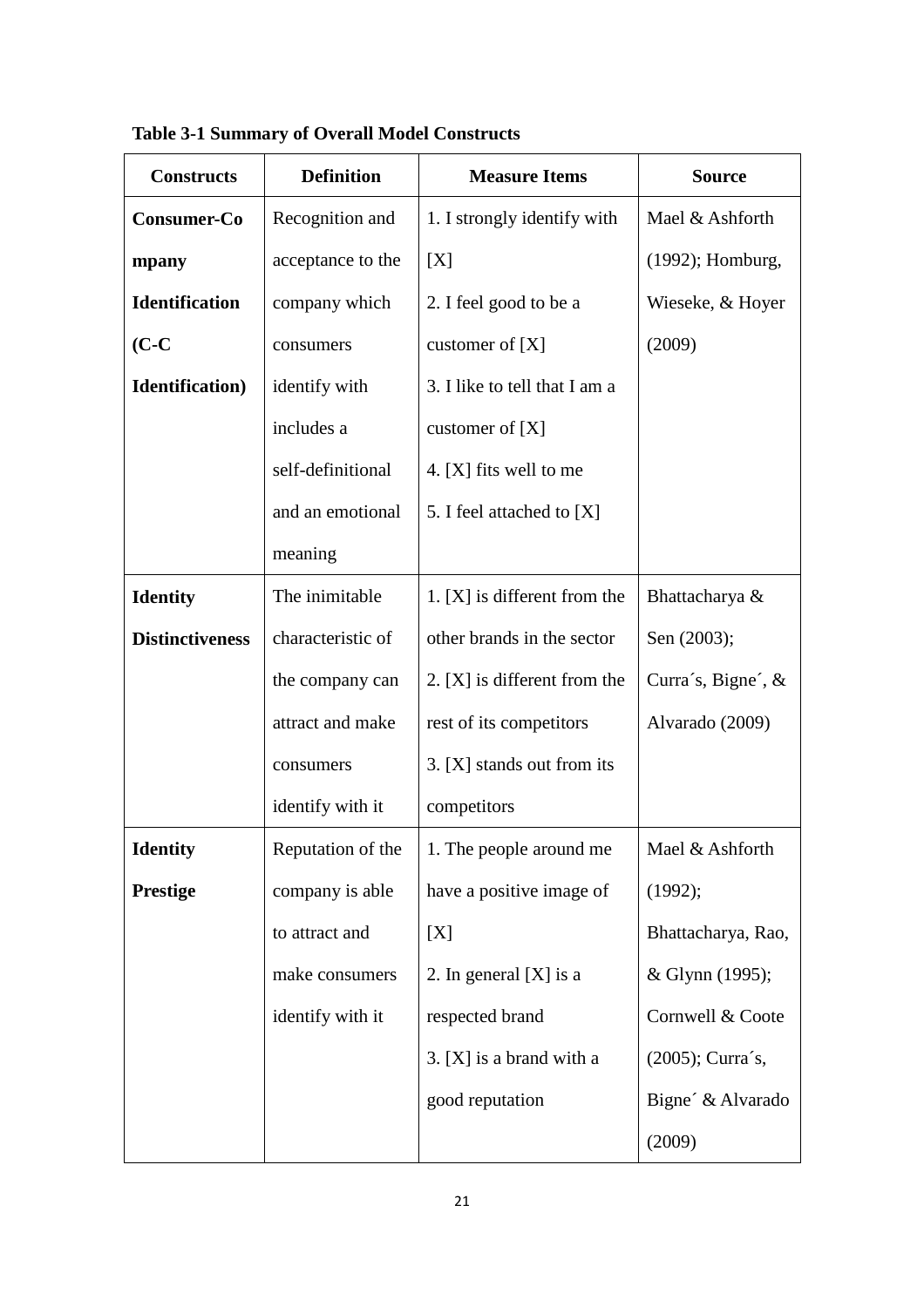**Table 3-1 Summary of Overall Model Constructs**

| Constructs | Definition | Measure Items | Source |
|---|---|---|---|
| **Consumer-Company Identification (C-C Identification)** | Recognition and acceptance to the company which consumers identify with includes a self-definitional and an emotional meaning | 1. I strongly identify with [X]<br>2. I feel good to be a customer of [X]<br>3. I like to tell that I am a customer of [X]<br>4. [X] fits well to me<br>5. I feel attached to [X] | Mael & Ashforth (1992); Homburg, Wieseke, & Hoyer (2009) |
| **Identity Distinctiveness** | The inimitable characteristic of the company can attract and make consumers identify with it | 1. [X] is different from the other brands in the sector<br>2. [X] is different from the rest of its competitors<br>3. [X] stands out from its competitors | Bhattacharya & Sen (2003); Curra´s, Bigne´, & Alvarado (2009) |
| **Identity Prestige** | Reputation of the company is able to attract and make consumers identify with it | 1. The people around me have a positive image of [X]<br>2. In general [X] is a respected brand<br>3. [X] is a brand with a good reputation | Mael & Ashforth (1992); Bhattacharya, Rao, & Glynn (1995); Cornwell & Coote (2005); Curra´s, Bigne´ & Alvarado (2009) |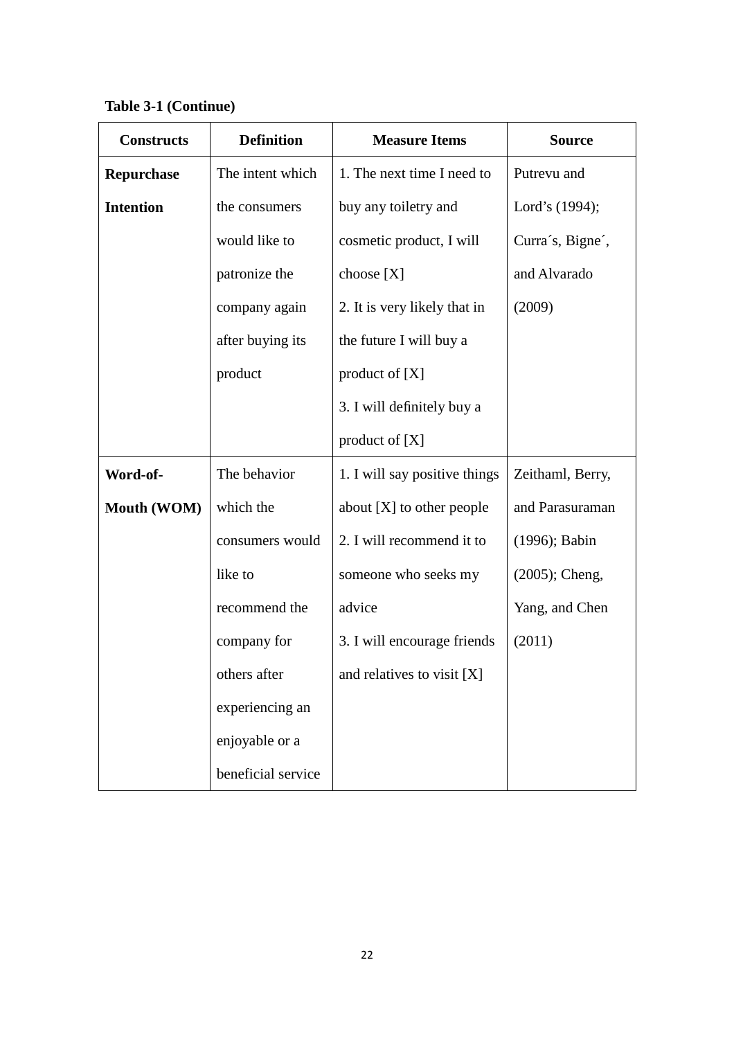**Table 3-1 (Continue)**

| Constructs | Definition | Measure Items | Source |
|---|---|---|---|
| **Repurchase Intention** | The intent which the consumers would like to patronize the company again after buying its product | 1. The next time I need to buy any toiletry and cosmetic product, I will choose [X]<br>2. It is very likely that in the future I will buy a product of [X]<br>3. I will definitely buy a product of [X] | Putrevu and Lord's (1994); Curra´s, Bigne´, and Alvarado (2009) |
| **Word-of-Mouth (WOM)** | The behavior which the consumers would like to recommend the company for others after experiencing an enjoyable or a beneficial service | 1. I will say positive things about [X] to other people<br>2. I will recommend it to someone who seeks my advice<br>3. I will encourage friends and relatives to visit [X] | Zeithaml, Berry, and Parasuraman (1996); Babin (2005); Cheng, Yang, and Chen (2011) |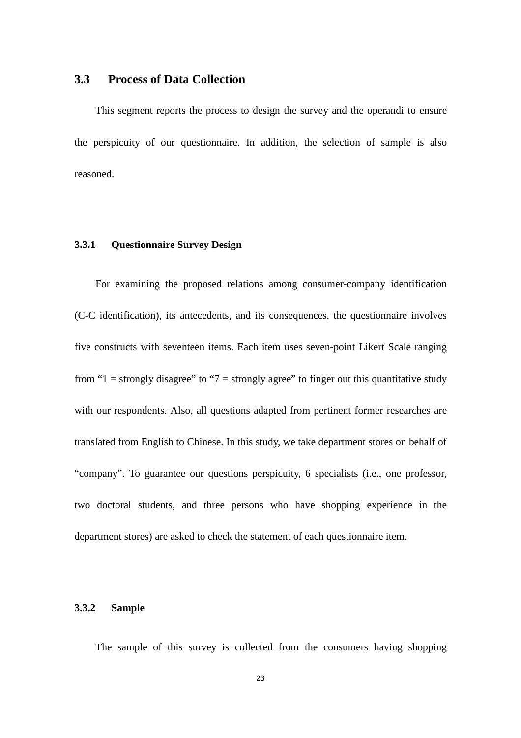## 3.3 Process of Data Collection

This segment reports the process to design the survey and the operandi to ensure the perspicuity of our questionnaire. In addition, the selection of sample is also reasoned.

### 3.3.1 Questionnaire Survey Design

For examining the proposed relations among consumer-company identification (C-C identification), its antecedents, and its consequences, the questionnaire involves five constructs with seventeen items. Each item uses seven-point Likert Scale ranging from "1 = strongly disagree" to "7 = strongly agree" to finger out this quantitative study with our respondents. Also, all questions adapted from pertinent former researches are translated from English to Chinese. In this study, we take department stores on behalf of "company". To guarantee our questions perspicuity, 6 specialists (i.e., one professor, two doctoral students, and three persons who have shopping experience in the department stores) are asked to check the statement of each questionnaire item.

### 3.3.2 Sample

The sample of this survey is collected from the consumers having shopping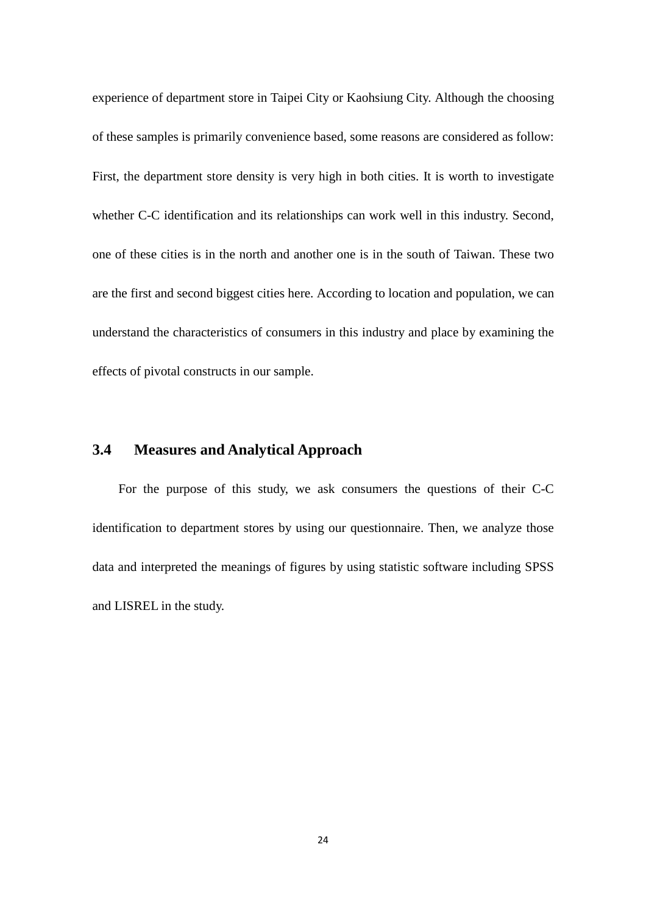experience of department store in Taipei City or Kaohsiung City. Although the choosing of these samples is primarily convenience based, some reasons are considered as follow: First, the department store density is very high in both cities. It is worth to investigate whether C-C identification and its relationships can work well in this industry. Second, one of these cities is in the north and another one is in the south of Taiwan. These two are the first and second biggest cities here. According to location and population, we can understand the characteristics of consumers in this industry and place by examining the effects of pivotal constructs in our sample.

## 3.4 Measures and Analytical Approach

For the purpose of this study, we ask consumers the questions of their C-C identification to department stores by using our questionnaire. Then, we analyze those data and interpreted the meanings of figures by using statistic software including SPSS and LISREL in the study.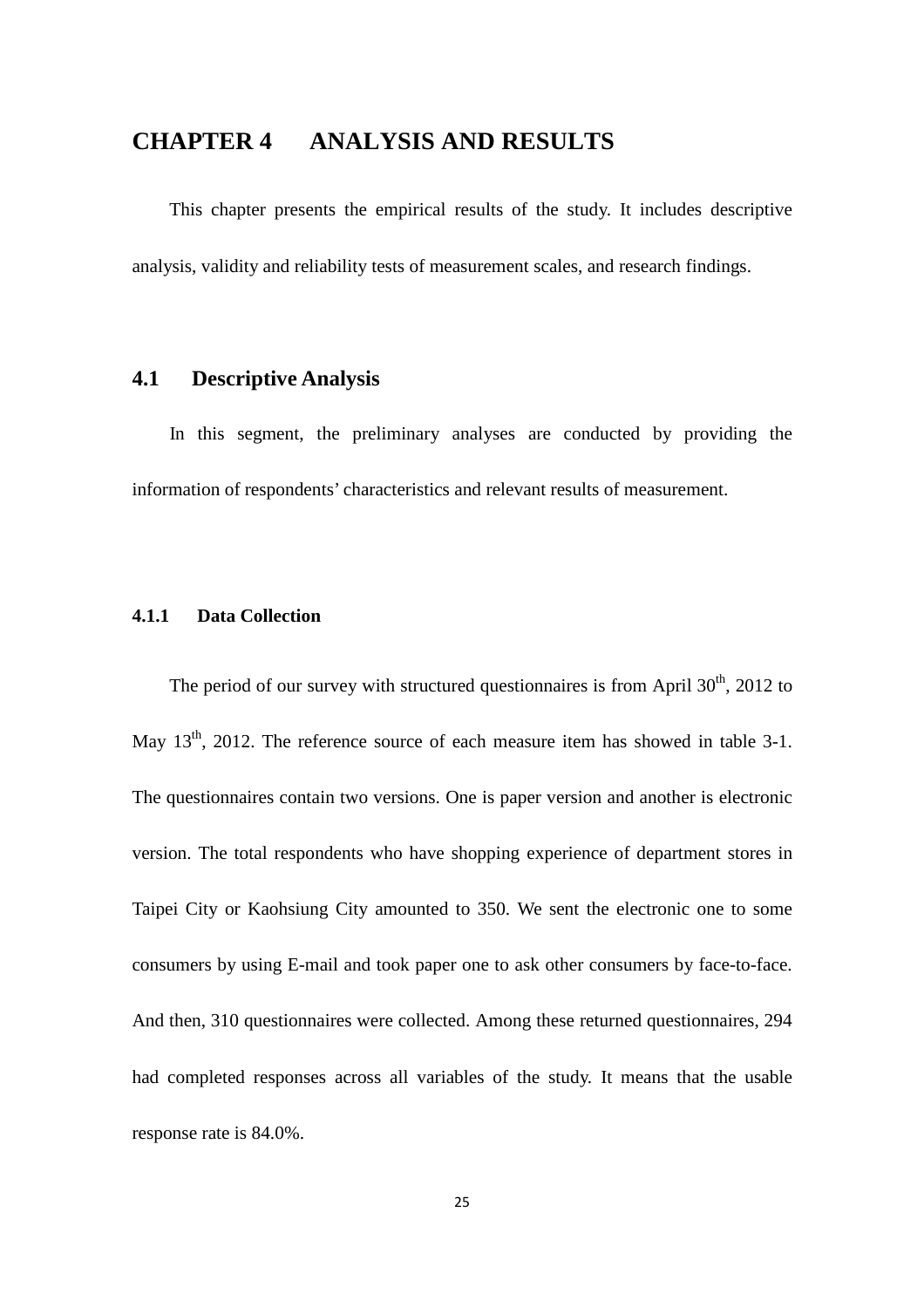# CHAPTER 4 ANALYSIS AND RESULTS

This chapter presents the empirical results of the study. It includes descriptive analysis, validity and reliability tests of measurement scales, and research findings.

## 4.1 Descriptive Analysis

In this segment, the preliminary analyses are conducted by providing the information of respondents' characteristics and relevant results of measurement.

### 4.1.1 Data Collection

The period of our survey with structured questionnaires is from April 30th, 2012 to May 13th, 2012. The reference source of each measure item has showed in table 3-1. The questionnaires contain two versions. One is paper version and another is electronic version. The total respondents who have shopping experience of department stores in Taipei City or Kaohsiung City amounted to 350. We sent the electronic one to some consumers by using E-mail and took paper one to ask other consumers by face-to-face. And then, 310 questionnaires were collected. Among these returned questionnaires, 294 had completed responses across all variables of the study. It means that the usable response rate is 84.0%.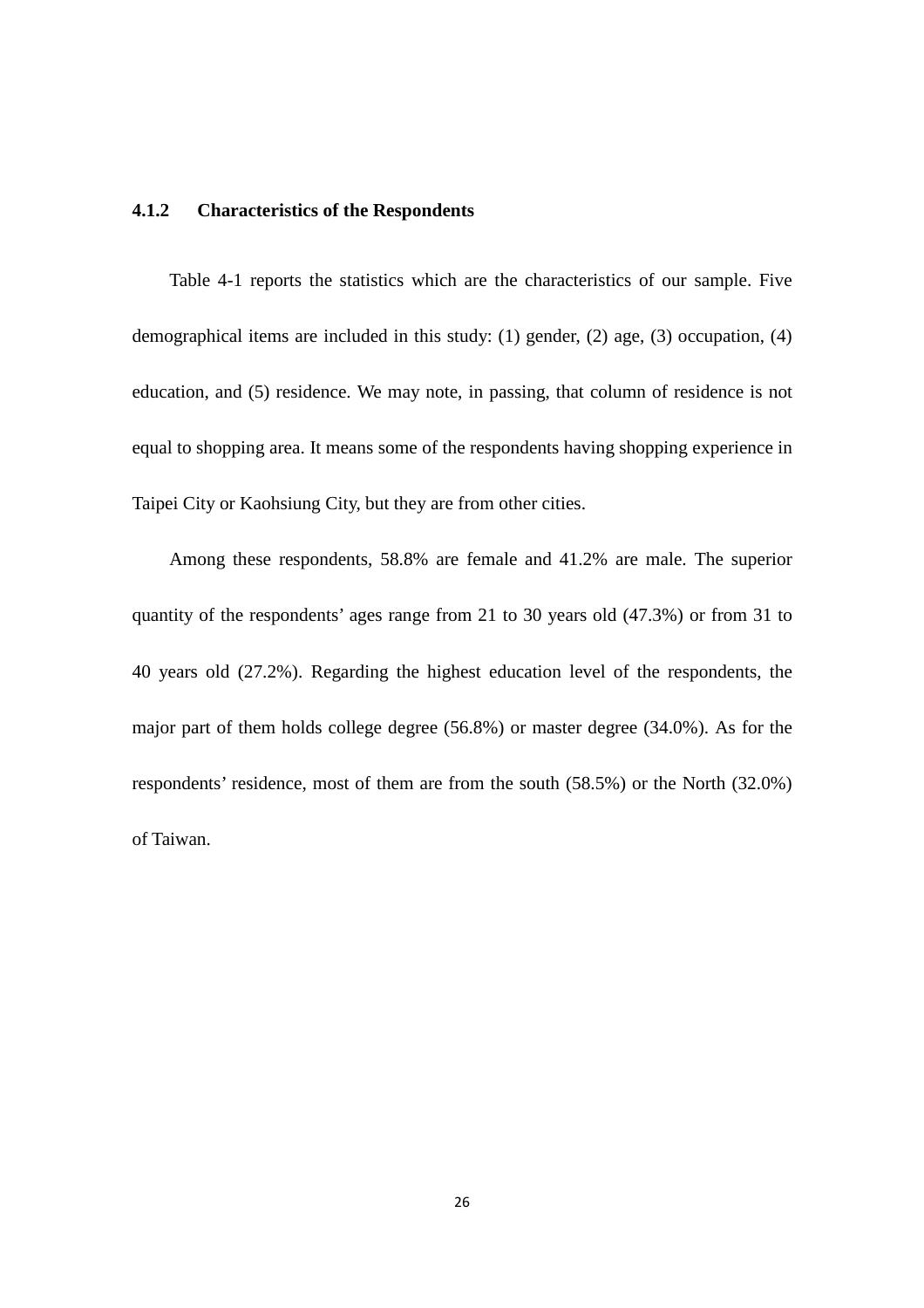### 4.1.2 Characteristics of the Respondents

Table 4-1 reports the statistics which are the characteristics of our sample. Five demographical items are included in this study: (1) gender, (2) age, (3) occupation, (4) education, and (5) residence. We may note, in passing, that column of residence is not equal to shopping area. It means some of the respondents having shopping experience in Taipei City or Kaohsiung City, but they are from other cities.

Among these respondents, 58.8% are female and 41.2% are male. The superior quantity of the respondents' ages range from 21 to 30 years old (47.3%) or from 31 to 40 years old (27.2%). Regarding the highest education level of the respondents, the major part of them holds college degree (56.8%) or master degree (34.0%). As for the respondents' residence, most of them are from the south (58.5%) or the North (32.0%) of Taiwan.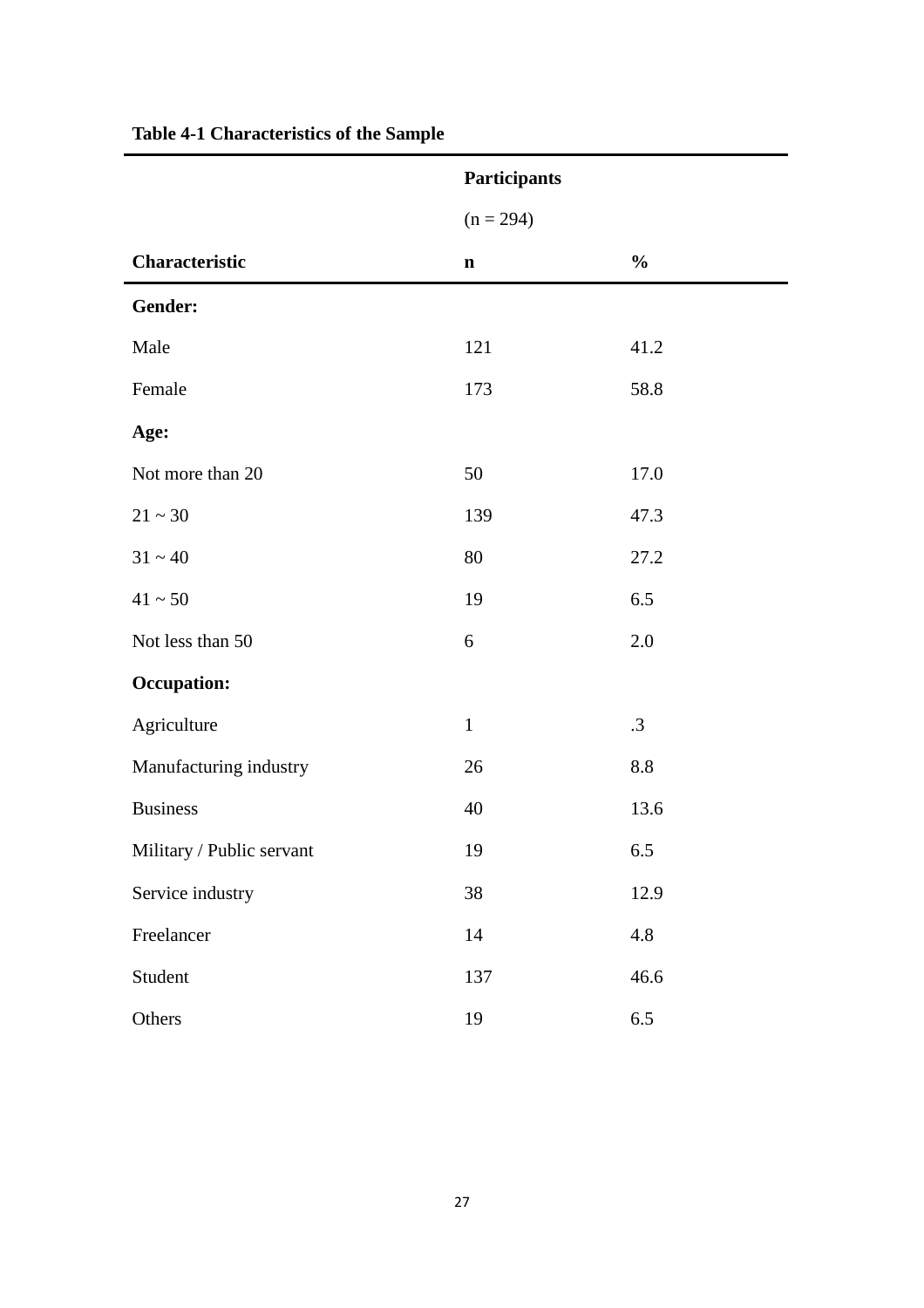**Table 4-1 Characteristics of the Sample**

| | Participants (n = 294) | |
|---|---|---|
| **Characteristic** | **n** | **%** |
| **Gender:** | | |
| Male | 121 | 41.2 |
| Female | 173 | 58.8 |
| **Age:** | | |
| Not more than 20 | 50 | 17.0 |
| 21 ~ 30 | 139 | 47.3 |
| 31 ~ 40 | 80 | 27.2 |
| 41 ~ 50 | 19 | 6.5 |
| Not less than 50 | 6 | 2.0 |
| **Occupation:** | | |
| Agriculture | 1 | .3 |
| Manufacturing industry | 26 | 8.8 |
| Business | 40 | 13.6 |
| Military / Public servant | 19 | 6.5 |
| Service industry | 38 | 12.9 |
| Freelancer | 14 | 4.8 |
| Student | 137 | 46.6 |
| Others | 19 | 6.5 |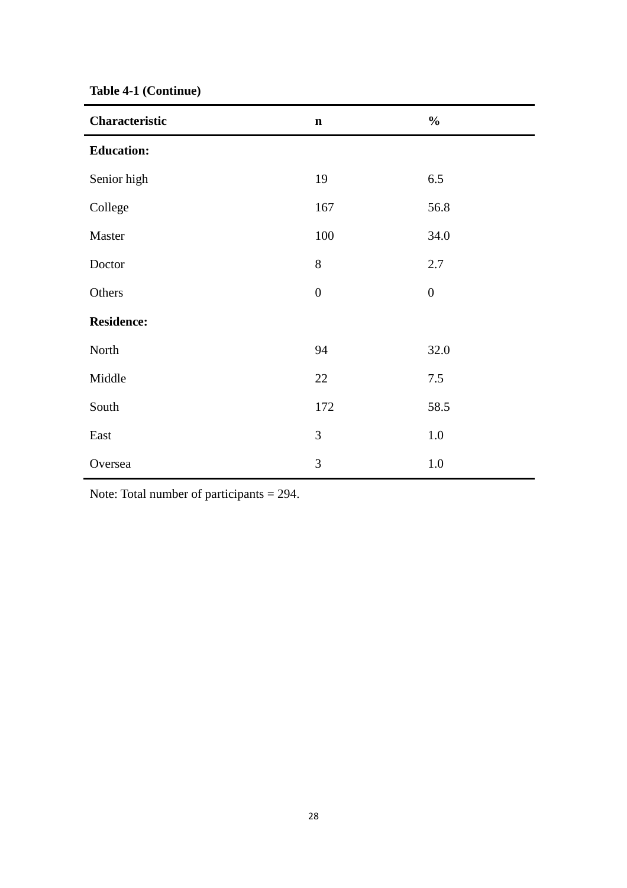**Table 4-1 (Continue)**

| **Characteristic** | **n** | **%** |
|---|---|---|
| **Education:** | | |
| Senior high | 19 | 6.5 |
| College | 167 | 56.8 |
| Master | 100 | 34.0 |
| Doctor | 8 | 2.7 |
| Others | 0 | 0 |
| **Residence:** | | |
| North | 94 | 32.0 |
| Middle | 22 | 7.5 |
| South | 172 | 58.5 |
| East | 3 | 1.0 |
| Oversea | 3 | 1.0 |

Note: Total number of participants = 294.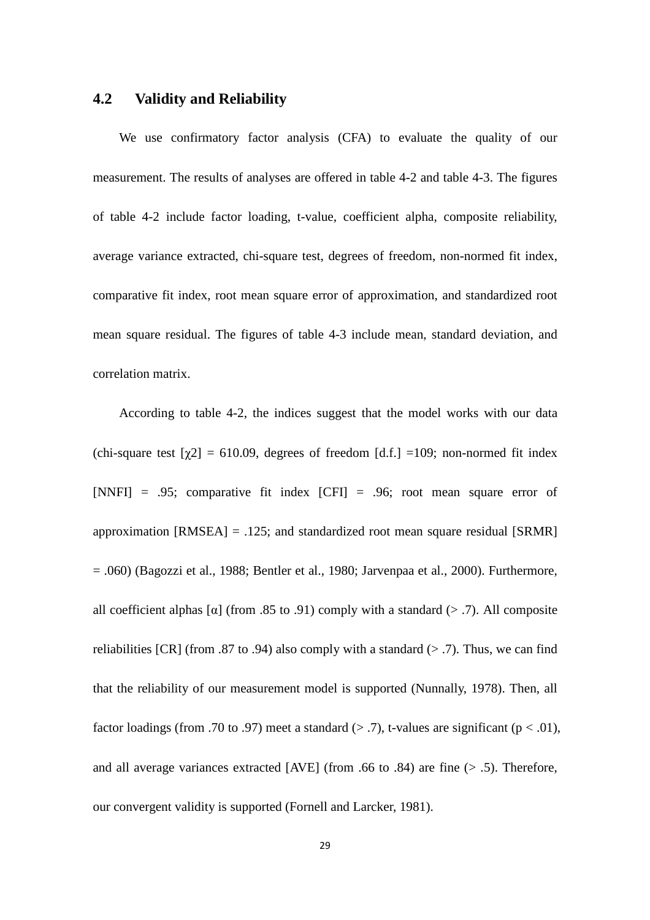## 4.2 Validity and Reliability

We use confirmatory factor analysis (CFA) to evaluate the quality of our measurement. The results of analyses are offered in table 4-2 and table 4-3. The figures of table 4-2 include factor loading, t-value, coefficient alpha, composite reliability, average variance extracted, chi-square test, degrees of freedom, non-normed fit index, comparative fit index, root mean square error of approximation, and standardized root mean square residual. The figures of table 4-3 include mean, standard deviation, and correlation matrix.

According to table 4-2, the indices suggest that the model works with our data (chi-square test [$\chi2$] = 610.09, degrees of freedom [d.f.] =109; non-normed fit index [NNFI] = .95; comparative fit index [CFI] = .96; root mean square error of approximation [RMSEA] = .125; and standardized root mean square residual [SRMR] = .060) (Bagozzi et al., 1988; Bentler et al., 1980; Jarvenpaa et al., 2000). Furthermore, all coefficient alphas [$\alpha$] (from .85 to .91) comply with a standard (> .7). All composite reliabilities [CR] (from .87 to .94) also comply with a standard (> .7). Thus, we can find that the reliability of our measurement model is supported (Nunnally, 1978). Then, all factor loadings (from .70 to .97) meet a standard (> .7), t-values are significant ($p < .01$), and all average variances extracted [AVE] (from .66 to .84) are fine (> .5). Therefore, our convergent validity is supported (Fornell and Larcker, 1981).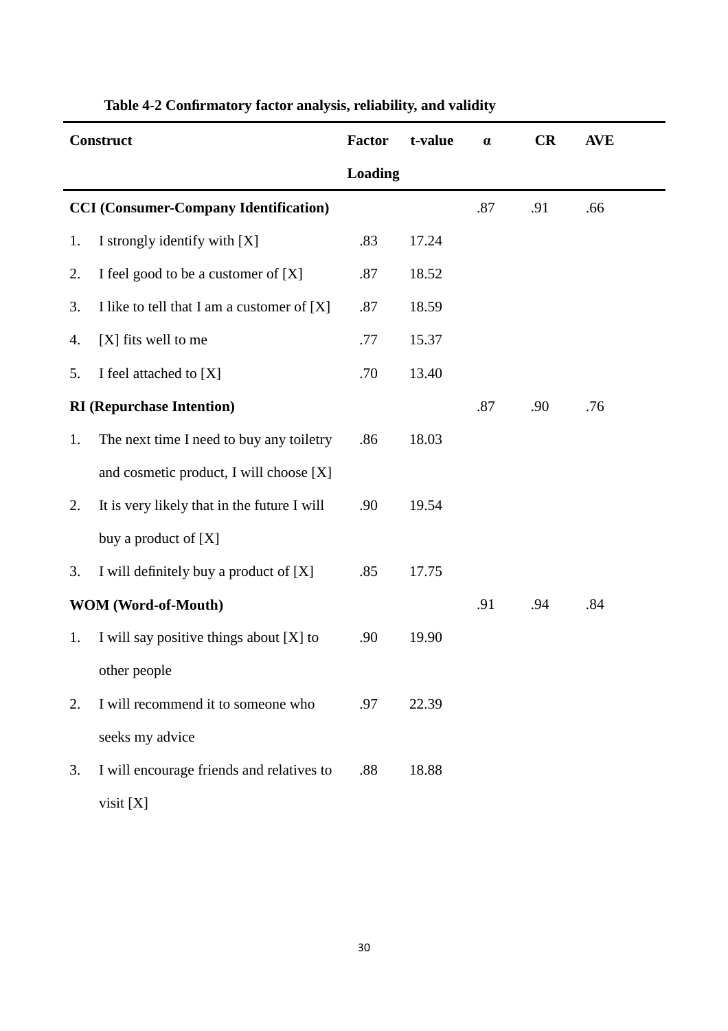**Table 4-2 Confirmatory factor analysis, reliability, and validity**

| Construct | Factor Loading | t-value | α | CR | AVE |
|---|---|---|---|---|---|
| **CCI (Consumer-Company Identification)** | | | .87 | .91 | .66 |
| 1. I strongly identify with [X] | .83 | 17.24 | | | |
| 2. I feel good to be a customer of [X] | .87 | 18.52 | | | |
| 3. I like to tell that I am a customer of [X] | .87 | 18.59 | | | |
| 4. [X] fits well to me | .77 | 15.37 | | | |
| 5. I feel attached to [X] | .70 | 13.40 | | | |
| **RI (Repurchase Intention)** | | | .87 | .90 | .76 |
| 1. The next time I need to buy any toiletry and cosmetic product, I will choose [X] | .86 | 18.03 | | | |
| 2. It is very likely that in the future I will buy a product of [X] | .90 | 19.54 | | | |
| 3. I will definitely buy a product of [X] | .85 | 17.75 | | | |
| **WOM (Word-of-Mouth)** | | | .91 | .94 | .84 |
| 1. I will say positive things about [X] to other people | .90 | 19.90 | | | |
| 2. I will recommend it to someone who seeks my advice | .97 | 22.39 | | | |
| 3. I will encourage friends and relatives to visit [X] | .88 | 18.88 | | | |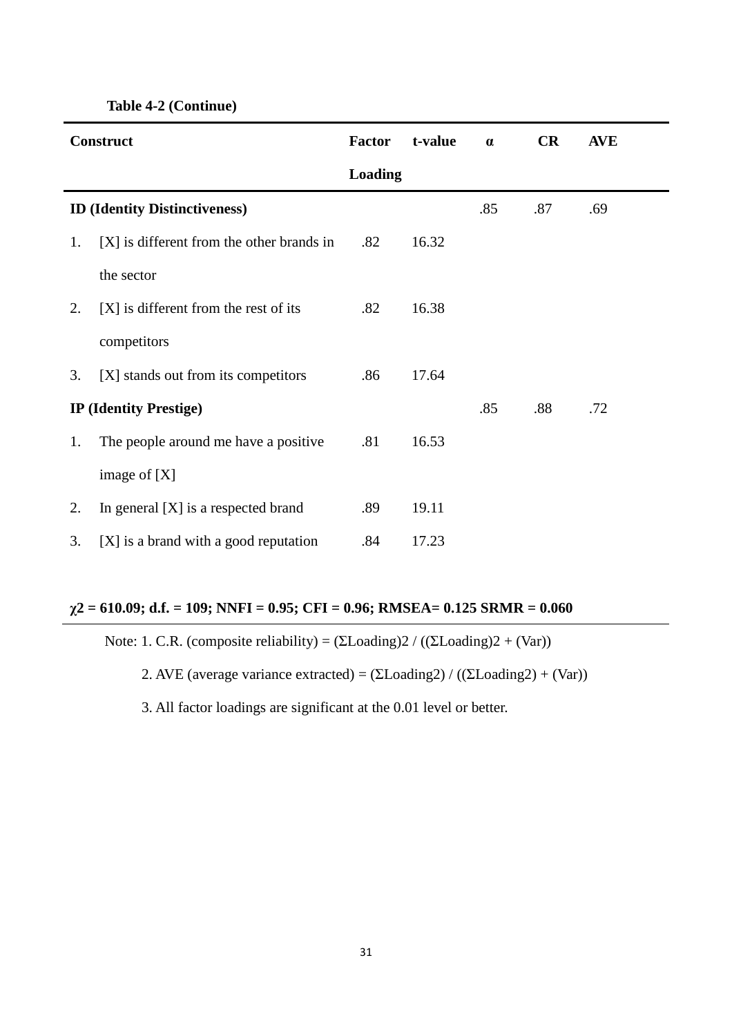**Table 4-2 (Continue)**

| Construct | Factor Loading | t-value | α | CR | AVE |
|---|---|---|---|---|---|
| **ID (Identity Distinctiveness)** | | | .85 | .87 | .69 |
| 1. [X] is different from the other brands in the sector | .82 | 16.32 | | | |
| 2. [X] is different from the rest of its competitors | .82 | 16.38 | | | |
| 3. [X] stands out from its competitors | .86 | 17.64 | | | |
| **IP (Identity Prestige)** | | | .85 | .88 | .72 |
| 1. The people around me have a positive image of [X] | .81 | 16.53 | | | |
| 2. In general [X] is a respected brand | .89 | 19.11 | | | |
| 3. [X] is a brand with a good reputation | .84 | 17.23 | | | |

**$\chi^2$ = 610.09; d.f. = 109; NNFI = 0.95; CFI = 0.96; RMSEA= 0.125 SRMR = 0.060**

Note: 1. C.R. (composite reliability) = $(\Sigma\text{Loading})^2 / ((\Sigma\text{Loading})^2 + (\text{Var}))$

2. AVE (average variance extracted) = $(\Sigma\text{Loading}^2) / ((\Sigma\text{Loading}^2) + (\text{Var}))$

3. All factor loadings are significant at the 0.01 level or better.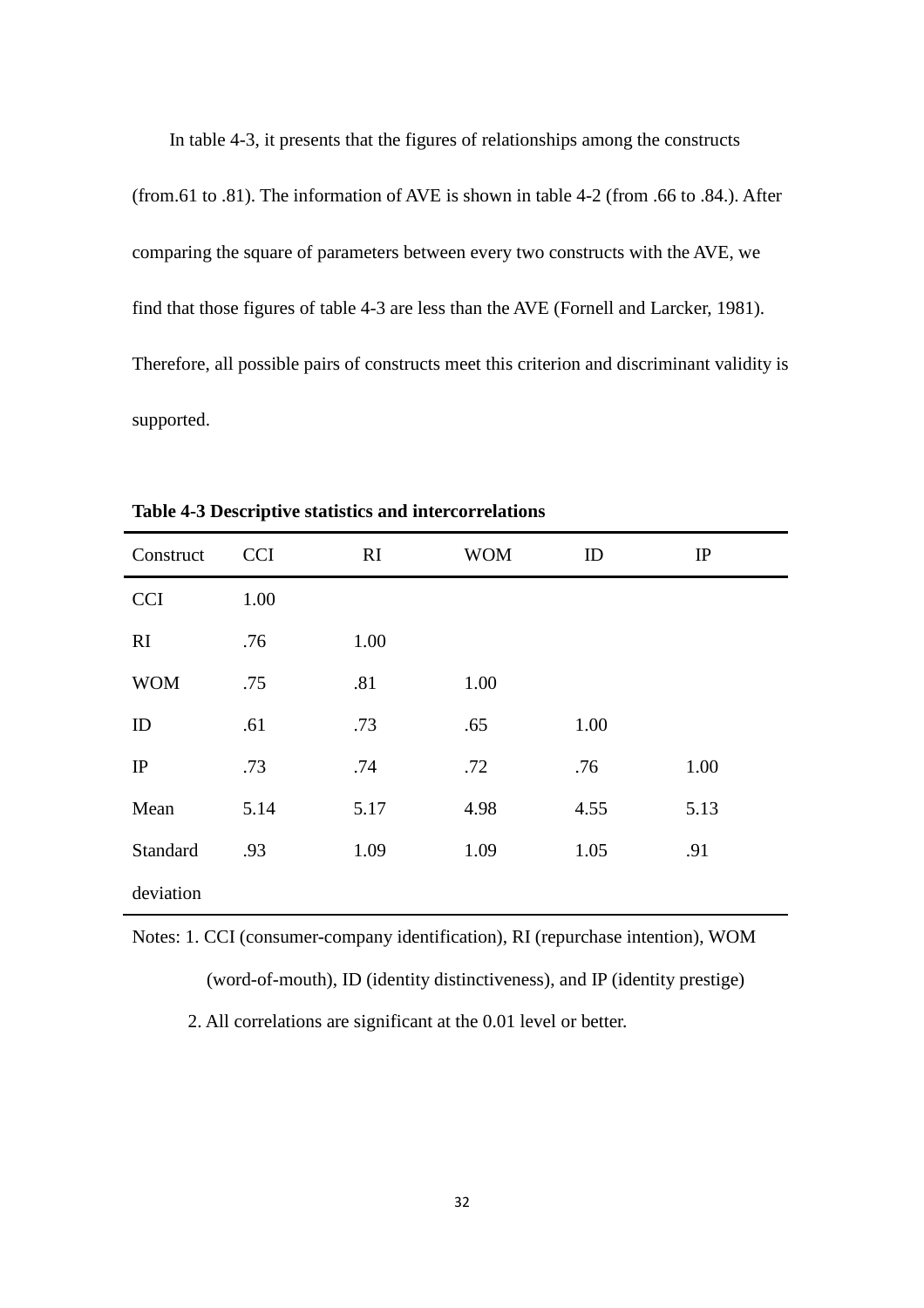In table 4-3, it presents that the figures of relationships among the constructs (from.61 to .81). The information of AVE is shown in table 4-2 (from .66 to .84.). After comparing the square of parameters between every two constructs with the AVE, we find that those figures of table 4-3 are less than the AVE (Fornell and Larcker, 1981). Therefore, all possible pairs of constructs meet this criterion and discriminant validity is supported.

**Table 4-3 Descriptive statistics and intercorrelations**

| Construct | CCI | RI | WOM | ID | IP |
|---|---|---|---|---|---|
| CCI | 1.00 | | | | |
| RI | .76 | 1.00 | | | |
| WOM | .75 | .81 | 1.00 | | |
| ID | .61 | .73 | .65 | 1.00 | |
| IP | .73 | .74 | .72 | .76 | 1.00 |
| Mean | 5.14 | 5.17 | 4.98 | 4.55 | 5.13 |
| Standard deviation | .93 | 1.09 | 1.09 | 1.05 | .91 |

Notes: 1. CCI (consumer-company identification), RI (repurchase intention), WOM (word-of-mouth), ID (identity distinctiveness), and IP (identity prestige)

2. All correlations are significant at the 0.01 level or better.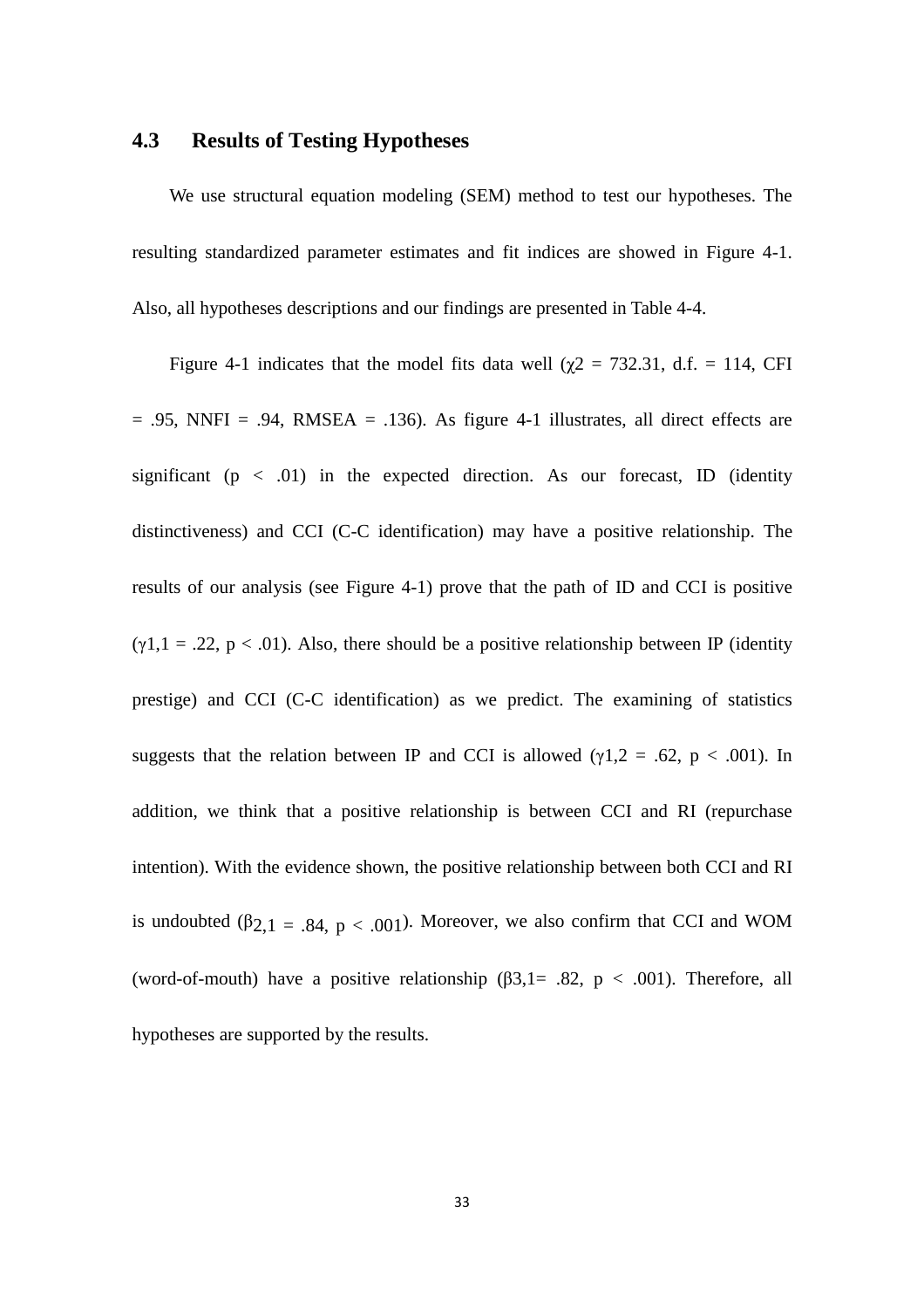## 4.3 Results of Testing Hypotheses

We use structural equation modeling (SEM) method to test our hypotheses. The resulting standardized parameter estimates and fit indices are showed in Figure 4-1. Also, all hypotheses descriptions and our findings are presented in Table 4-4.

Figure 4-1 indicates that the model fits data well ($\chi 2$ = 732.31, d.f. = 114, CFI = .95, NNFI = .94, RMSEA = .136). As figure 4-1 illustrates, all direct effects are significant ($p < .01$) in the expected direction. As our forecast, ID (identity distinctiveness) and CCI (C-C identification) may have a positive relationship. The results of our analysis (see Figure 4-1) prove that the path of ID and CCI is positive ($\gamma 1,1$ = .22, $p < .01$). Also, there should be a positive relationship between IP (identity prestige) and CCI (C-C identification) as we predict. The examining of statistics suggests that the relation between IP and CCI is allowed ($\gamma 1,2$ = .62, $p < .001$). In addition, we think that a positive relationship is between CCI and RI (repurchase intention). With the evidence shown, the positive relationship between both CCI and RI is undoubted ($\beta_{2,1}$ = .84, $p < .001$). Moreover, we also confirm that CCI and WOM (word-of-mouth) have a positive relationship ($\beta 3,1$= .82, $p < .001$). Therefore, all hypotheses are supported by the results.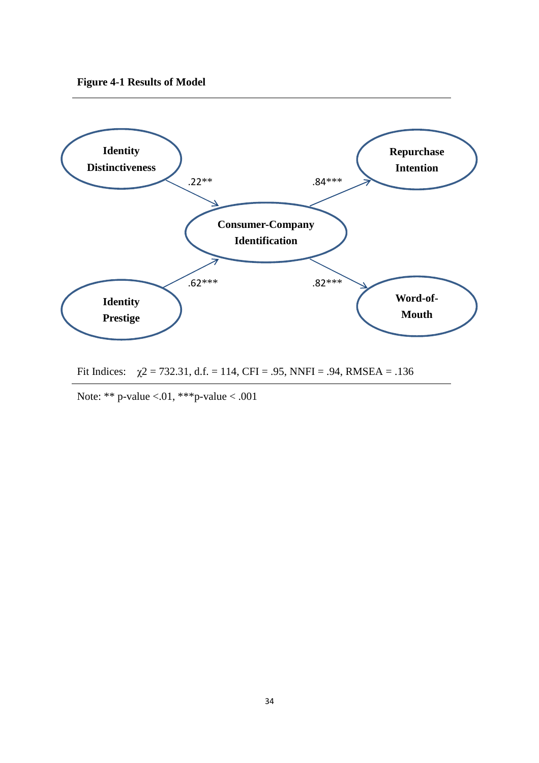**Figure 4-1 Results of Model**

Identity Distinctiveness → Consumer-Company Identification: .22**

Identity Prestige → Consumer-Company Identification: .62***

Consumer-Company Identification → Repurchase Intention: .84***

Consumer-Company Identification → Word-of-Mouth: .82***

Fit Indices: $\chi 2$ = 732.31, d.f. = 114, CFI = .95, NNFI = .94, RMSEA = .136

Note: ** p-value <.01, ***p-value < .001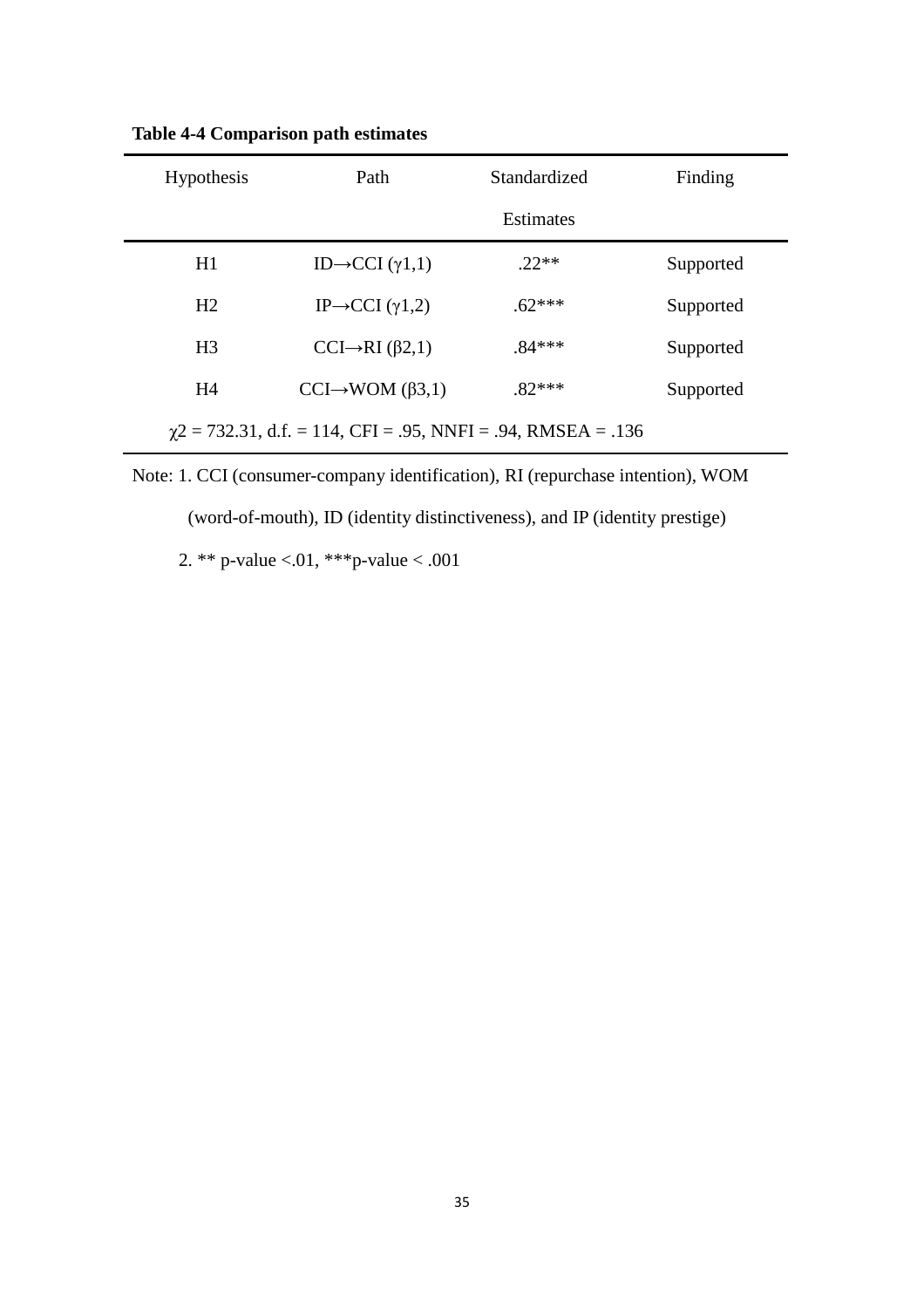**Table 4-4 Comparison path estimates**

| Hypothesis | Path | Standardized Estimates | Finding |
|---|---|---|---|
| H1 | ID→CCI ($\gamma$1,1) | .22** | Supported |
| H2 | IP→CCI ($\gamma$1,2) | .62*** | Supported |
| H3 | CCI→RI ($\beta$2,1) | .84*** | Supported |
| H4 | CCI→WOM ($\beta$3,1) | .82*** | Supported |
| $\chi^2$ = 732.31, d.f. = 114, CFI = .95, NNFI = .94, RMSEA = .136 | | | |

Note: 1. CCI (consumer-company identification), RI (repurchase intention), WOM (word-of-mouth), ID (identity distinctiveness), and IP (identity prestige)

2. ** p-value <.01, ***p-value < .001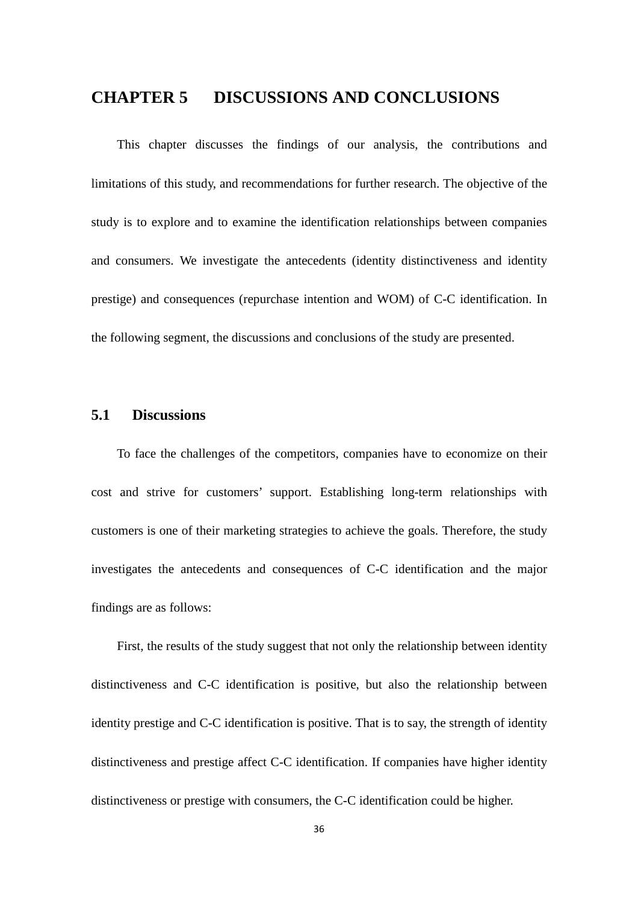# CHAPTER 5 DISCUSSIONS AND CONCLUSIONS

This chapter discusses the findings of our analysis, the contributions and limitations of this study, and recommendations for further research. The objective of the study is to explore and to examine the identification relationships between companies and consumers. We investigate the antecedents (identity distinctiveness and identity prestige) and consequences (repurchase intention and WOM) of C-C identification. In the following segment, the discussions and conclusions of the study are presented.

## 5.1 Discussions

To face the challenges of the competitors, companies have to economize on their cost and strive for customers' support. Establishing long-term relationships with customers is one of their marketing strategies to achieve the goals. Therefore, the study investigates the antecedents and consequences of C-C identification and the major findings are as follows:

First, the results of the study suggest that not only the relationship between identity distinctiveness and C-C identification is positive, but also the relationship between identity prestige and C-C identification is positive. That is to say, the strength of identity distinctiveness and prestige affect C-C identification. If companies have higher identity distinctiveness or prestige with consumers, the C-C identification could be higher.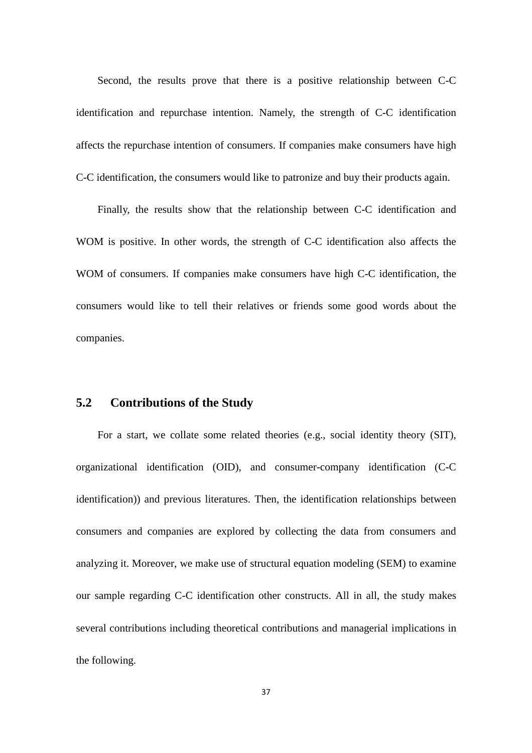Second, the results prove that there is a positive relationship between C-C identification and repurchase intention. Namely, the strength of C-C identification affects the repurchase intention of consumers. If companies make consumers have high C-C identification, the consumers would like to patronize and buy their products again.

Finally, the results show that the relationship between C-C identification and WOM is positive. In other words, the strength of C-C identification also affects the WOM of consumers. If companies make consumers have high C-C identification, the consumers would like to tell their relatives or friends some good words about the companies.

## 5.2 Contributions of the Study

For a start, we collate some related theories (e.g., social identity theory (SIT), organizational identification (OID), and consumer-company identification (C-C identification)) and previous literatures. Then, the identification relationships between consumers and companies are explored by collecting the data from consumers and analyzing it. Moreover, we make use of structural equation modeling (SEM) to examine our sample regarding C-C identification other constructs. All in all, the study makes several contributions including theoretical contributions and managerial implications in the following.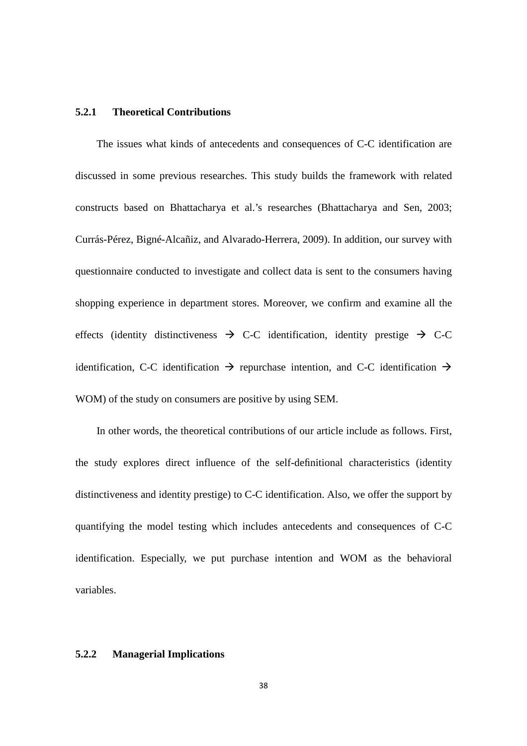### 5.2.1 Theoretical Contributions

The issues what kinds of antecedents and consequences of C-C identification are discussed in some previous researches. This study builds the framework with related constructs based on Bhattacharya et al.'s researches (Bhattacharya and Sen, 2003; Currás-Pérez, Bigné-Alcañiz, and Alvarado-Herrera, 2009). In addition, our survey with questionnaire conducted to investigate and collect data is sent to the consumers having shopping experience in department stores. Moreover, we confirm and examine all the effects (identity distinctiveness → C-C identification, identity prestige → C-C identification, C-C identification → repurchase intention, and C-C identification → WOM) of the study on consumers are positive by using SEM.

In other words, the theoretical contributions of our article include as follows. First, the study explores direct influence of the self-definitional characteristics (identity distinctiveness and identity prestige) to C-C identification. Also, we offer the support by quantifying the model testing which includes antecedents and consequences of C-C identification. Especially, we put purchase intention and WOM as the behavioral variables.

### 5.2.2 Managerial Implications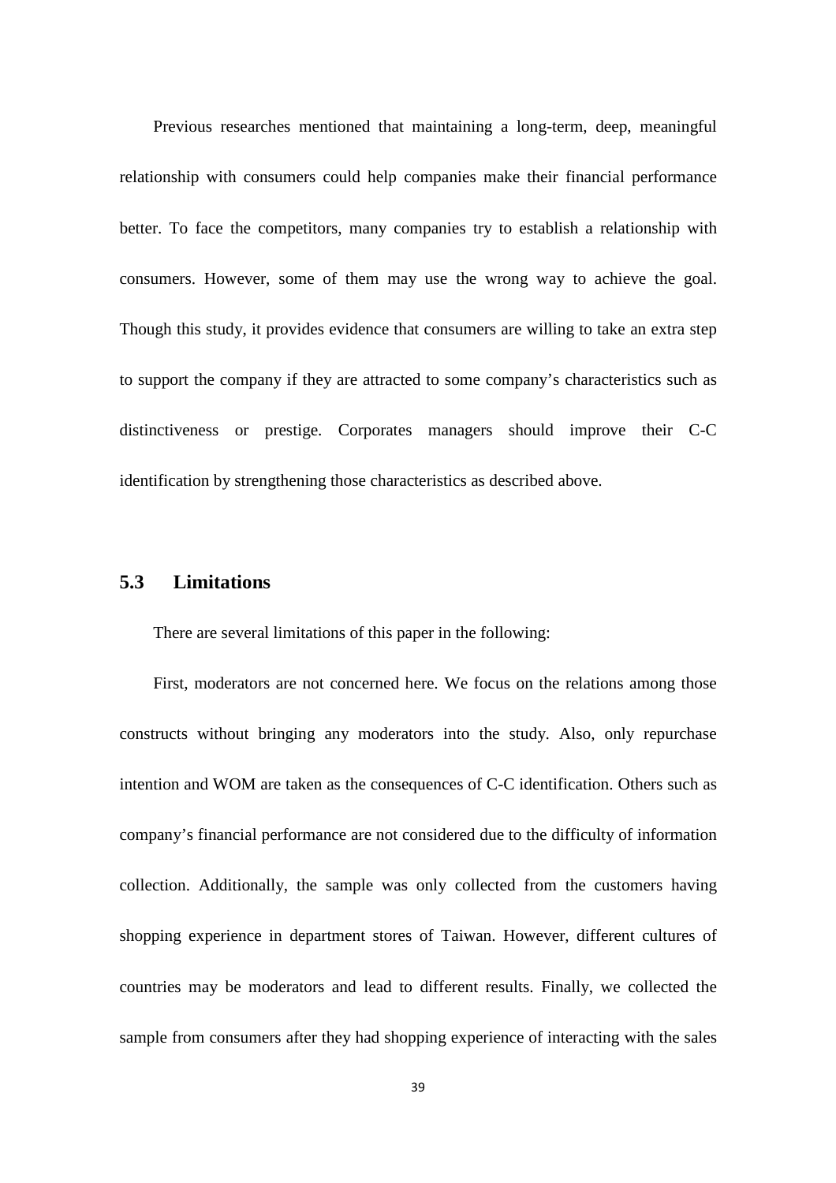Previous researches mentioned that maintaining a long-term, deep, meaningful relationship with consumers could help companies make their financial performance better. To face the competitors, many companies try to establish a relationship with consumers. However, some of them may use the wrong way to achieve the goal. Though this study, it provides evidence that consumers are willing to take an extra step to support the company if they are attracted to some company's characteristics such as distinctiveness or prestige. Corporates managers should improve their C-C identification by strengthening those characteristics as described above.

## 5.3 Limitations

There are several limitations of this paper in the following:

First, moderators are not concerned here. We focus on the relations among those constructs without bringing any moderators into the study. Also, only repurchase intention and WOM are taken as the consequences of C-C identification. Others such as company's financial performance are not considered due to the difficulty of information collection. Additionally, the sample was only collected from the customers having shopping experience in department stores of Taiwan. However, different cultures of countries may be moderators and lead to different results. Finally, we collected the sample from consumers after they had shopping experience of interacting with the sales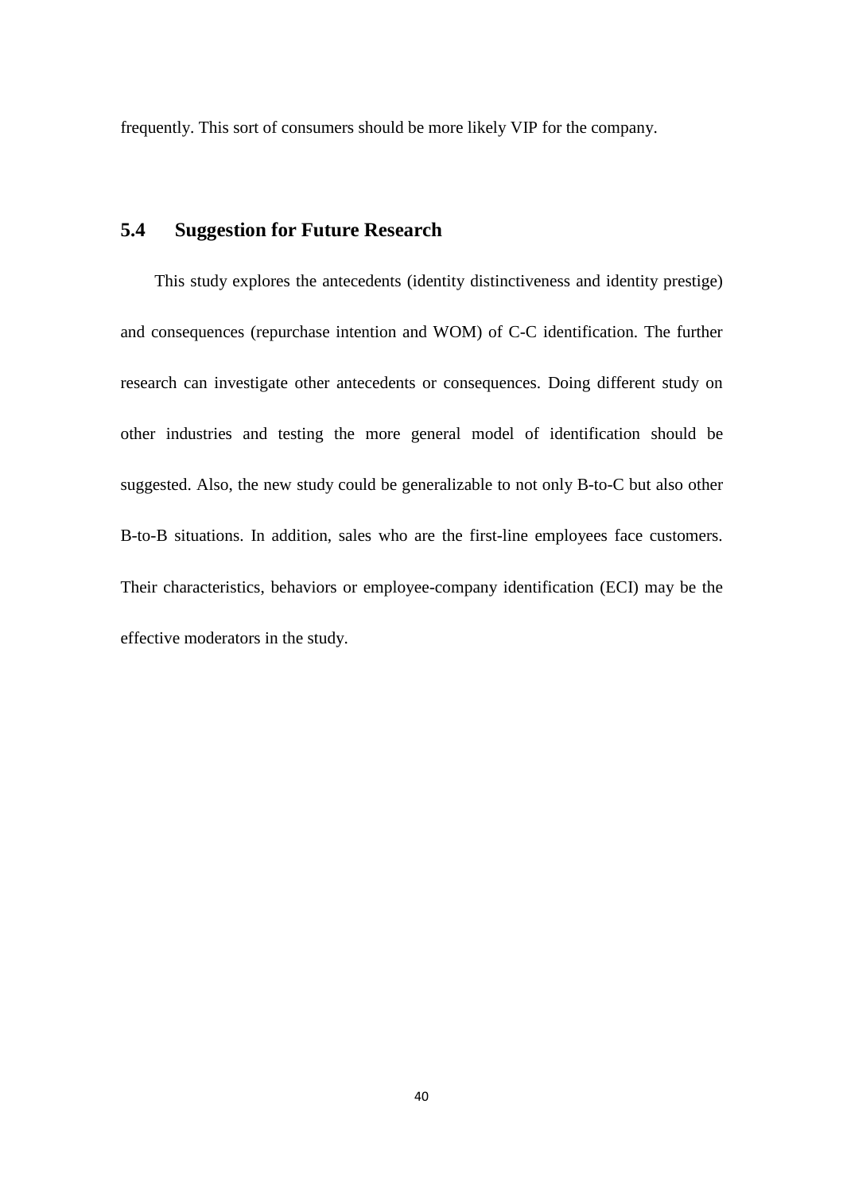frequently. This sort of consumers should be more likely VIP for the company.

## 5.4 Suggestion for Future Research

This study explores the antecedents (identity distinctiveness and identity prestige) and consequences (repurchase intention and WOM) of C-C identification. The further research can investigate other antecedents or consequences. Doing different study on other industries and testing the more general model of identification should be suggested. Also, the new study could be generalizable to not only B-to-C but also other B-to-B situations. In addition, sales who are the first-line employees face customers. Their characteristics, behaviors or employee-company identification (ECI) may be the effective moderators in the study.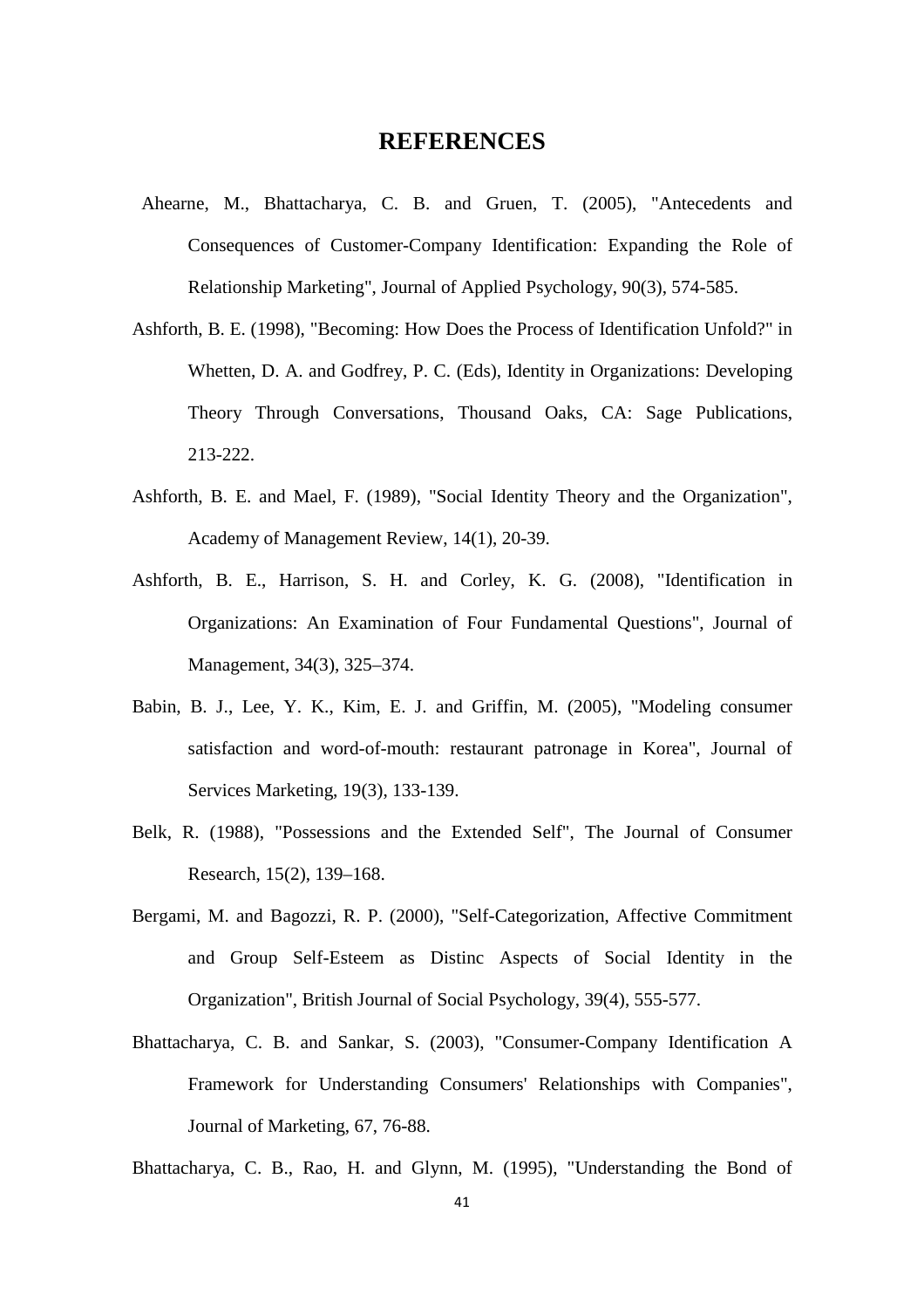# REFERENCES

Ahearne, M., Bhattacharya, C. B. and Gruen, T. (2005), "Antecedents and Consequences of Customer-Company Identification: Expanding the Role of Relationship Marketing", Journal of Applied Psychology, 90(3), 574-585.

Ashforth, B. E. (1998), "Becoming: How Does the Process of Identification Unfold?" in Whetten, D. A. and Godfrey, P. C. (Eds), Identity in Organizations: Developing Theory Through Conversations, Thousand Oaks, CA: Sage Publications, 213-222.

Ashforth, B. E. and Mael, F. (1989), "Social Identity Theory and the Organization", Academy of Management Review, 14(1), 20-39.

Ashforth, B. E., Harrison, S. H. and Corley, K. G. (2008), "Identification in Organizations: An Examination of Four Fundamental Questions", Journal of Management, 34(3), 325–374.

Babin, B. J., Lee, Y. K., Kim, E. J. and Griffin, M. (2005), "Modeling consumer satisfaction and word-of-mouth: restaurant patronage in Korea", Journal of Services Marketing, 19(3), 133-139.

Belk, R. (1988), "Possessions and the Extended Self", The Journal of Consumer Research, 15(2), 139–168.

Bergami, M. and Bagozzi, R. P. (2000), "Self-Categorization, Affective Commitment and Group Self-Esteem as Distinc Aspects of Social Identity in the Organization", British Journal of Social Psychology, 39(4), 555-577.

Bhattacharya, C. B. and Sankar, S. (2003), "Consumer-Company Identification A Framework for Understanding Consumers' Relationships with Companies", Journal of Marketing, 67, 76-88.

Bhattacharya, C. B., Rao, H. and Glynn, M. (1995), "Understanding the Bond of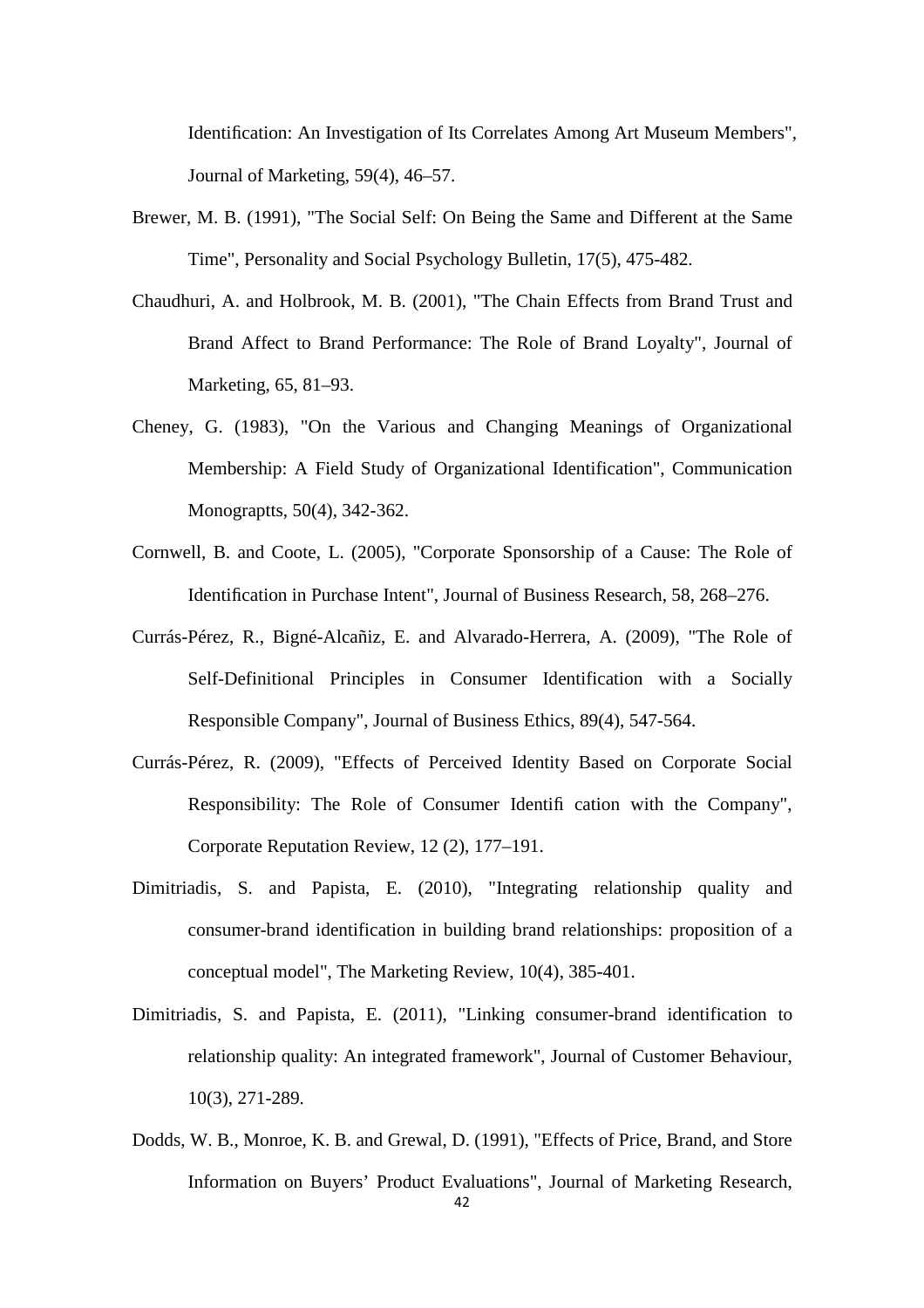Identification: An Investigation of Its Correlates Among Art Museum Members", Journal of Marketing, 59(4), 46–57.

Brewer, M. B. (1991), "The Social Self: On Being the Same and Different at the Same Time", Personality and Social Psychology Bulletin, 17(5), 475-482.

Chaudhuri, A. and Holbrook, M. B. (2001), "The Chain Effects from Brand Trust and Brand Affect to Brand Performance: The Role of Brand Loyalty", Journal of Marketing, 65, 81–93.

Cheney, G. (1983), "On the Various and Changing Meanings of Organizational Membership: A Field Study of Organizational Identification", Communication Monograptts, 50(4), 342-362.

Cornwell, B. and Coote, L. (2005), "Corporate Sponsorship of a Cause: The Role of Identification in Purchase Intent", Journal of Business Research, 58, 268–276.

Currás-Pérez, R., Bigné-Alcañiz, E. and Alvarado-Herrera, A. (2009), "The Role of Self-Definitional Principles in Consumer Identification with a Socially Responsible Company", Journal of Business Ethics, 89(4), 547-564.

Currás-Pérez, R. (2009), "Effects of Perceived Identity Based on Corporate Social Responsibility: The Role of Consumer Identifi cation with the Company", Corporate Reputation Review, 12 (2), 177–191.

Dimitriadis, S. and Papista, E. (2010), "Integrating relationship quality and consumer-brand identification in building brand relationships: proposition of a conceptual model", The Marketing Review, 10(4), 385-401.

Dimitriadis, S. and Papista, E. (2011), "Linking consumer-brand identification to relationship quality: An integrated framework", Journal of Customer Behaviour, 10(3), 271-289.

Dodds, W. B., Monroe, K. B. and Grewal, D. (1991), "Effects of Price, Brand, and Store Information on Buyers' Product Evaluations", Journal of Marketing Research,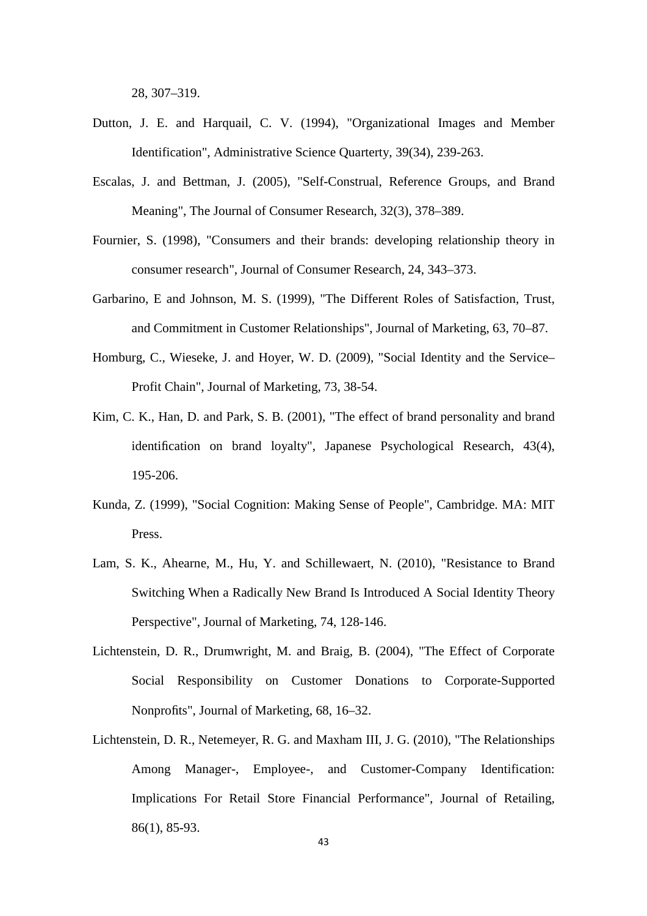28, 307–319.

Dutton, J. E. and Harquail, C. V. (1994), "Organizational Images and Member Identification", Administrative Science Quarterty, 39(34), 239-263.

Escalas, J. and Bettman, J. (2005), "Self-Construal, Reference Groups, and Brand Meaning", The Journal of Consumer Research, 32(3), 378–389.

Fournier, S. (1998), "Consumers and their brands: developing relationship theory in consumer research", Journal of Consumer Research, 24, 343–373.

Garbarino, E and Johnson, M. S. (1999), "The Different Roles of Satisfaction, Trust, and Commitment in Customer Relationships", Journal of Marketing, 63, 70–87.

Homburg, C., Wieseke, J. and Hoyer, W. D. (2009), "Social Identity and the Service–Profit Chain", Journal of Marketing, 73, 38-54.

Kim, C. K., Han, D. and Park, S. B. (2001), "The effect of brand personality and brand identification on brand loyalty", Japanese Psychological Research, 43(4), 195-206.

Kunda, Z. (1999), "Social Cognition: Making Sense of People", Cambridge. MA: MIT Press.

Lam, S. K., Ahearne, M., Hu, Y. and Schillewaert, N. (2010), "Resistance to Brand Switching When a Radically New Brand Is Introduced A Social Identity Theory Perspective", Journal of Marketing, 74, 128-146.

Lichtenstein, D. R., Drumwright, M. and Braig, B. (2004), "The Effect of Corporate Social Responsibility on Customer Donations to Corporate-Supported Nonprofits", Journal of Marketing, 68, 16–32.

Lichtenstein, D. R., Netemeyer, R. G. and Maxham III, J. G. (2010), "The Relationships Among Manager-, Employee-, and Customer-Company Identification: Implications For Retail Store Financial Performance", Journal of Retailing, 86(1), 85-93.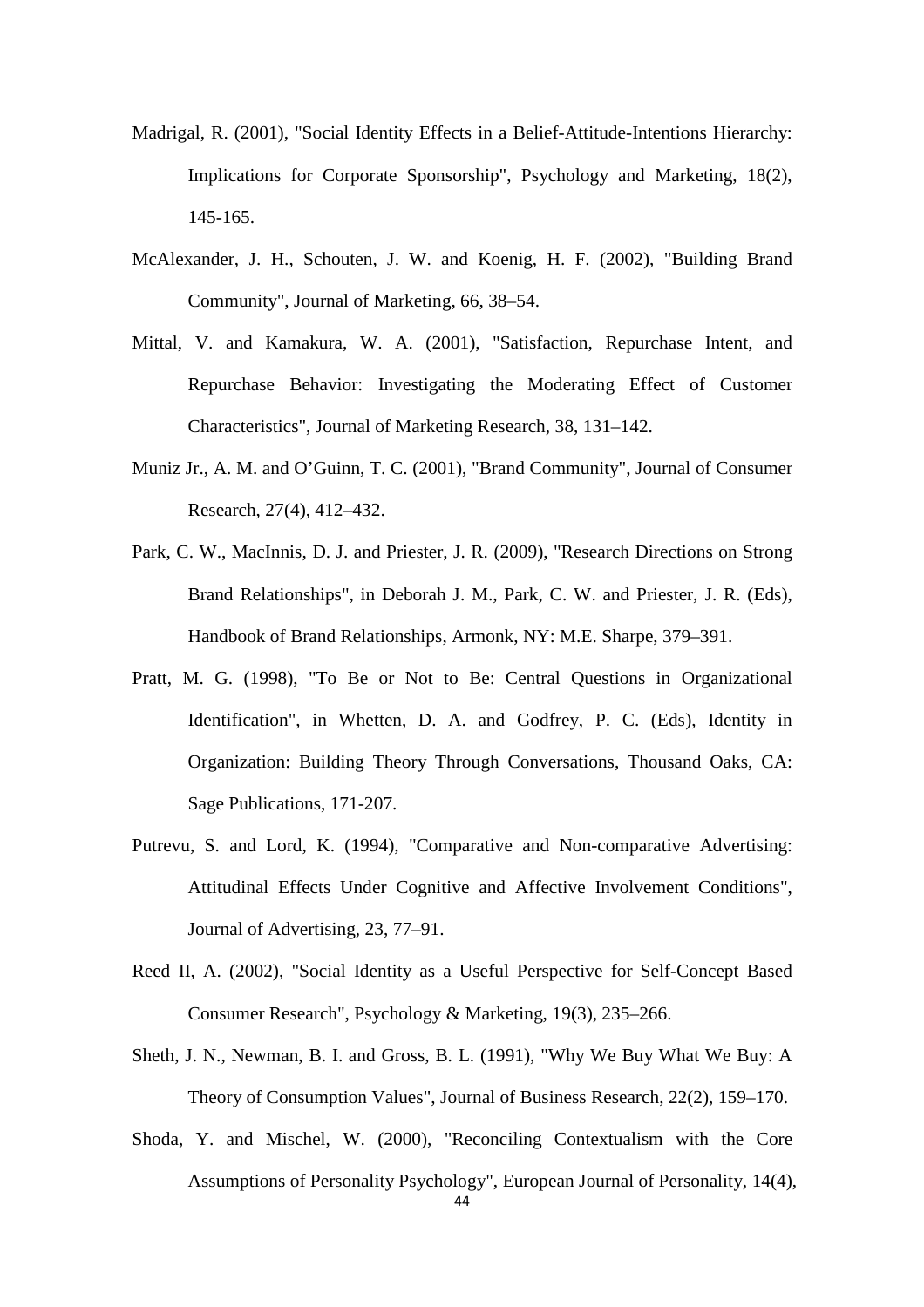Madrigal, R. (2001), "Social Identity Effects in a Belief-Attitude-Intentions Hierarchy: Implications for Corporate Sponsorship", Psychology and Marketing, 18(2), 145-165.

McAlexander, J. H., Schouten, J. W. and Koenig, H. F. (2002), "Building Brand Community", Journal of Marketing, 66, 38–54.

Mittal, V. and Kamakura, W. A. (2001), "Satisfaction, Repurchase Intent, and Repurchase Behavior: Investigating the Moderating Effect of Customer Characteristics", Journal of Marketing Research, 38, 131–142.

Muniz Jr., A. M. and O'Guinn, T. C. (2001), "Brand Community", Journal of Consumer Research, 27(4), 412–432.

Park, C. W., MacInnis, D. J. and Priester, J. R. (2009), "Research Directions on Strong Brand Relationships", in Deborah J. M., Park, C. W. and Priester, J. R. (Eds), Handbook of Brand Relationships, Armonk, NY: M.E. Sharpe, 379–391.

Pratt, M. G. (1998), "To Be or Not to Be: Central Questions in Organizational Identification", in Whetten, D. A. and Godfrey, P. C. (Eds), Identity in Organization: Building Theory Through Conversations, Thousand Oaks, CA: Sage Publications, 171-207.

Putrevu, S. and Lord, K. (1994), "Comparative and Non-comparative Advertising: Attitudinal Effects Under Cognitive and Affective Involvement Conditions", Journal of Advertising, 23, 77–91.

Reed II, A. (2002), "Social Identity as a Useful Perspective for Self-Concept Based Consumer Research", Psychology & Marketing, 19(3), 235–266.

Sheth, J. N., Newman, B. I. and Gross, B. L. (1991), "Why We Buy What We Buy: A Theory of Consumption Values", Journal of Business Research, 22(2), 159–170.

Shoda, Y. and Mischel, W. (2000), "Reconciling Contextualism with the Core Assumptions of Personality Psychology", European Journal of Personality, 14(4),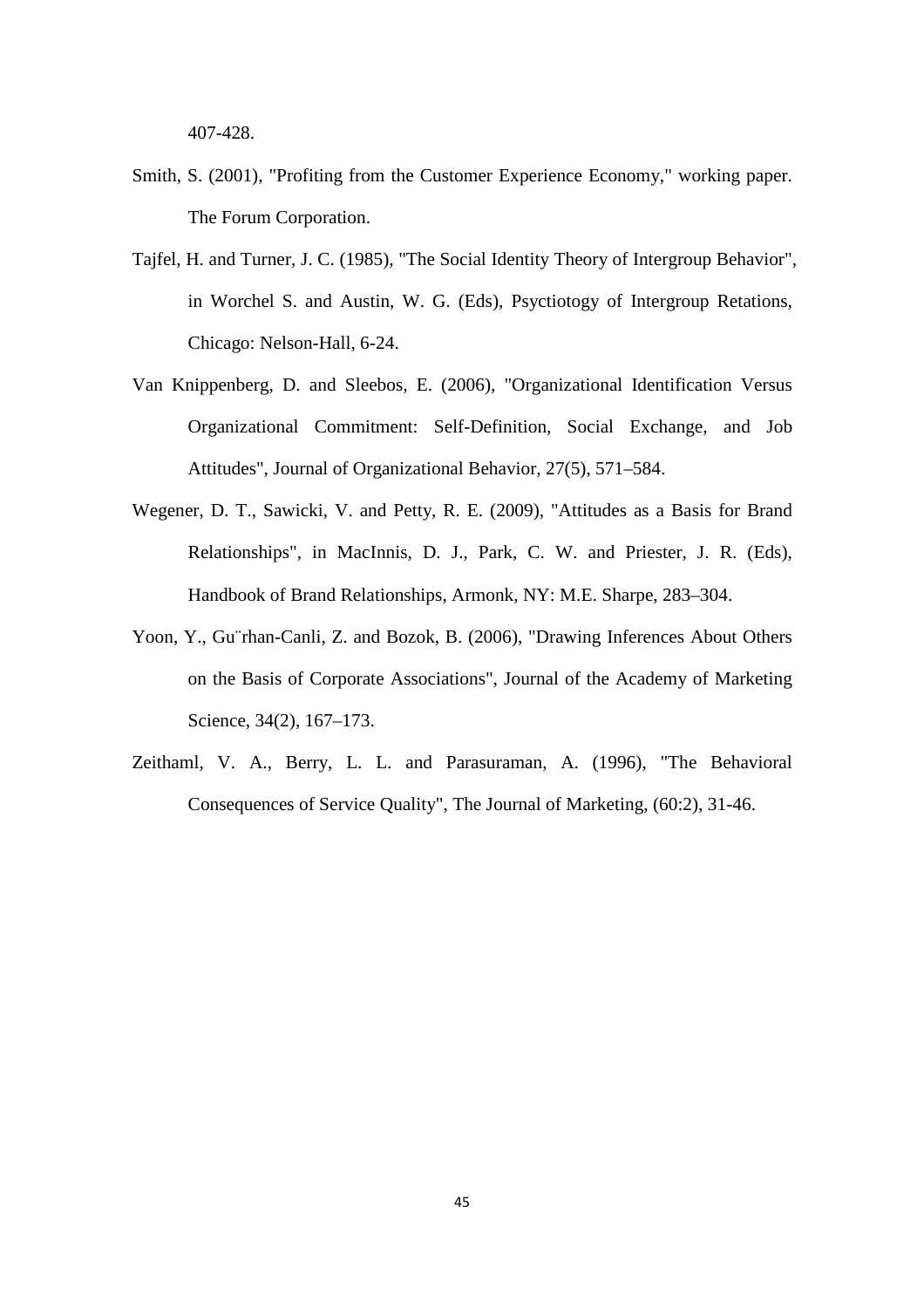407-428.

Smith, S. (2001), "Profiting from the Customer Experience Economy," working paper. The Forum Corporation.

Tajfel, H. and Turner, J. C. (1985), "The Social Identity Theory of Intergroup Behavior", in Worchel S. and Austin, W. G. (Eds), Psyctiotogy of Intergroup Retations, Chicago: Nelson-Hall, 6-24.

Van Knippenberg, D. and Sleebos, E. (2006), "Organizational Identification Versus Organizational Commitment: Self-Definition, Social Exchange, and Job Attitudes", Journal of Organizational Behavior, 27(5), 571–584.

Wegener, D. T., Sawicki, V. and Petty, R. E. (2009), "Attitudes as a Basis for Brand Relationships", in MacInnis, D. J., Park, C. W. and Priester, J. R. (Eds), Handbook of Brand Relationships, Armonk, NY: M.E. Sharpe, 283–304.

Yoon, Y., Gu¨rhan-Canli, Z. and Bozok, B. (2006), "Drawing Inferences About Others on the Basis of Corporate Associations", Journal of the Academy of Marketing Science, 34(2), 167–173.

Zeithaml, V. A., Berry, L. L. and Parasuraman, A. (1996), "The Behavioral Consequences of Service Quality", The Journal of Marketing, (60:2), 31-46.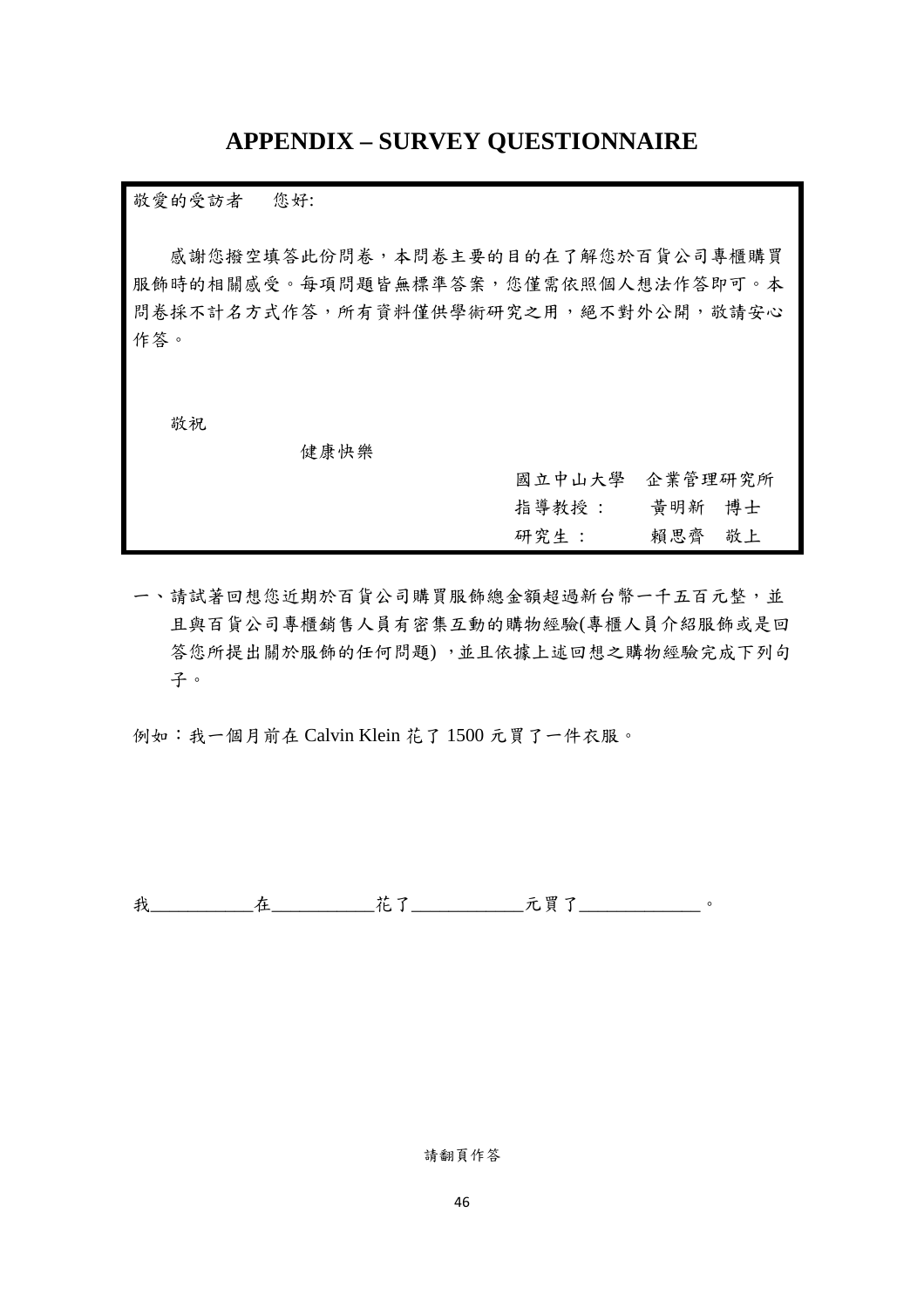# APPENDIX – SURVEY QUESTIONNAIRE

敬愛的受訪者　　您好:

感謝您撥空填答此份問卷，本問卷主要的目的在了解您於百貨公司專櫃購買服飾時的相關感受。每項問題皆無標準答案，您僅需依照個人想法作答即可。本問卷採不計名方式作答，所有資料僅供學術研究之用，絕不對外公開，敬請安心作答。

敬祝

健康快樂

國立中山大學　企業管理研究所
指導教授：　　黃明新　博士
研究生：　　　賴思齊　敬上

一、請試著回想您近期於百貨公司購買服飾總金額超過新台幣一千五百元整，並且與百貨公司專櫃銷售人員有密集互動的購物經驗(專櫃人員介紹服飾或是回答您所提出關於服飾的任何問題) ，並且依據上述回想之購物經驗完成下列句子。

例如：我一個月前在 Calvin Klein 花了 1500 元買了一件衣服。

我___________在___________花了____________元買了_____________。

請翻頁作答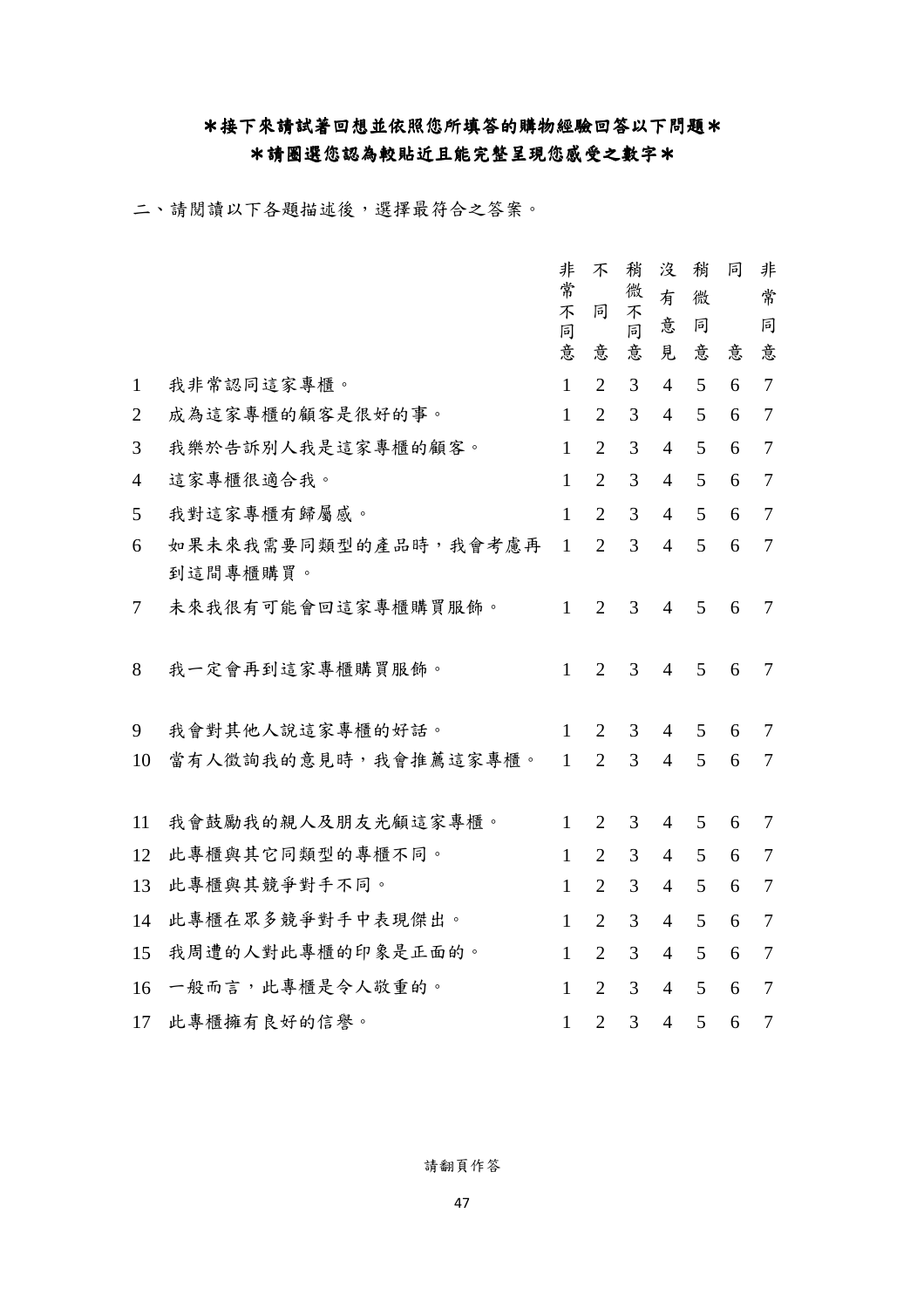**＊接下來請試著回想並依照您所填答的購物經驗回答以下問題＊**

**＊請圈選您認為較貼近且能完整呈現您感受之數字＊**

二、請閱讀以下各題描述後，選擇最符合之答案。

| | | 非常不同意 | 不同意 | 稍微不同意 | 沒有意見 | 稍微同意 | 同意 | 非常同意 |
|---|---|---|---|---|---|---|---|---|
| 1 | 我非常認同這家專櫃。 | 1 | 2 | 3 | 4 | 5 | 6 | 7 |
| 2 | 成為這家專櫃的顧客是很好的事。 | 1 | 2 | 3 | 4 | 5 | 6 | 7 |
| 3 | 我樂於告訴別人我是這家專櫃的顧客。 | 1 | 2 | 3 | 4 | 5 | 6 | 7 |
| 4 | 這家專櫃很適合我。 | 1 | 2 | 3 | 4 | 5 | 6 | 7 |
| 5 | 我對這家專櫃有歸屬感。 | 1 | 2 | 3 | 4 | 5 | 6 | 7 |
| 6 | 如果未來我需要同類型的產品時，我會考慮再到這間專櫃購買。 | 1 | 2 | 3 | 4 | 5 | 6 | 7 |
| 7 | 未來我很有可能會回這家專櫃購買服飾。 | 1 | 2 | 3 | 4 | 5 | 6 | 7 |
| 8 | 我一定會再到這家專櫃購買服飾。 | 1 | 2 | 3 | 4 | 5 | 6 | 7 |
| 9 | 我會對其他人說這家專櫃的好話。 | 1 | 2 | 3 | 4 | 5 | 6 | 7 |
| 10 | 當有人徵詢我的意見時，我會推薦這家專櫃。 | 1 | 2 | 3 | 4 | 5 | 6 | 7 |
| 11 | 我會鼓勵我的親人及朋友光顧這家專櫃。 | 1 | 2 | 3 | 4 | 5 | 6 | 7 |
| 12 | 此專櫃與其它同類型的專櫃不同。 | 1 | 2 | 3 | 4 | 5 | 6 | 7 |
| 13 | 此專櫃與其競爭對手不同。 | 1 | 2 | 3 | 4 | 5 | 6 | 7 |
| 14 | 此專櫃在眾多競爭對手中表現傑出。 | 1 | 2 | 3 | 4 | 5 | 6 | 7 |
| 15 | 我周遭的人對此專櫃的印象是正面的。 | 1 | 2 | 3 | 4 | 5 | 6 | 7 |
| 16 | 一般而言，此專櫃是令人敬重的。 | 1 | 2 | 3 | 4 | 5 | 6 | 7 |
| 17 | 此專櫃擁有良好的信譽。 | 1 | 2 | 3 | 4 | 5 | 6 | 7 |

請翻頁作答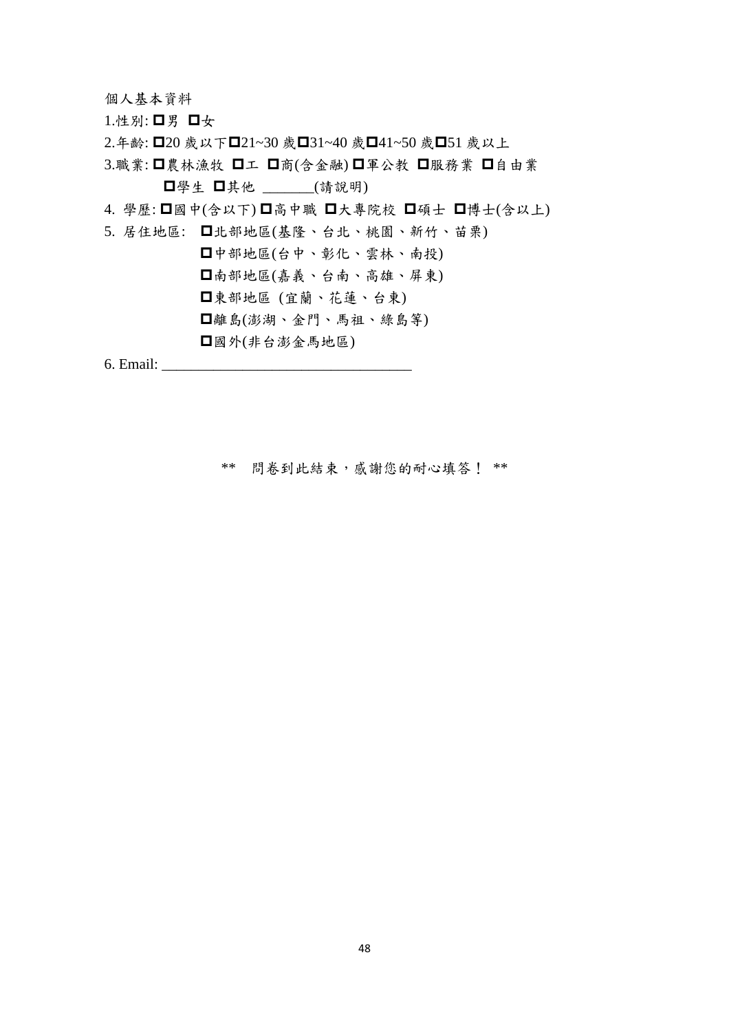個人基本資料

1.性別: □男 □女

2.年齡: □20 歲以下□21~30 歲□31~40 歲□41~50 歲□51 歲以上

3.職業: □農林漁牧 □工 □商(含金融) □軍公教 □服務業 □自由業
□學生 □其他 _______(請說明)

4. 學歷: □國中(含以下) □高中職 □大專院校 □碩士 □博士(含以上)

5. 居住地區: □北部地區(基隆、台北、桃園、新竹、苗栗)
□中部地區(台中、彰化、雲林、南投)
□南部地區(嘉義、台南、高雄、屏東)
□東部地區 (宜蘭、花蓮、台東)
□離島(澎湖、金門、馬祖、綠島等)
□國外(非台澎金馬地區)

6. Email: ________________________________

** 問卷到此結束，感謝您的耐心填答！ **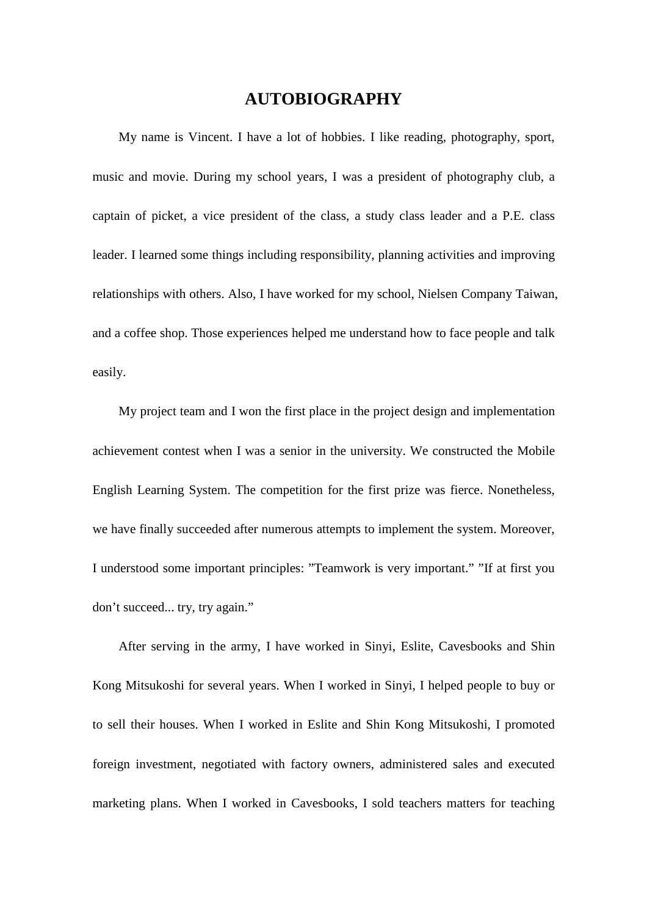# AUTOBIOGRAPHY

My name is Vincent. I have a lot of hobbies. I like reading, photography, sport, music and movie. During my school years, I was a president of photography club, a captain of picket, a vice president of the class, a study class leader and a P.E. class leader. I learned some things including responsibility, planning activities and improving relationships with others. Also, I have worked for my school, Nielsen Company Taiwan, and a coffee shop. Those experiences helped me understand how to face people and talk easily.

My project team and I won the first place in the project design and implementation achievement contest when I was a senior in the university. We constructed the Mobile English Learning System. The competition for the first prize was fierce. Nonetheless, we have finally succeeded after numerous attempts to implement the system. Moreover, I understood some important principles: ”Teamwork is very important.” ”If at first you don’t succeed... try, try again.”

After serving in the army, I have worked in Sinyi, Eslite, Cavesbooks and Shin Kong Mitsukoshi for several years. When I worked in Sinyi, I helped people to buy or to sell their houses. When I worked in Eslite and Shin Kong Mitsukoshi, I promoted foreign investment, negotiated with factory owners, administered sales and executed marketing plans. When I worked in Cavesbooks, I sold teachers matters for teaching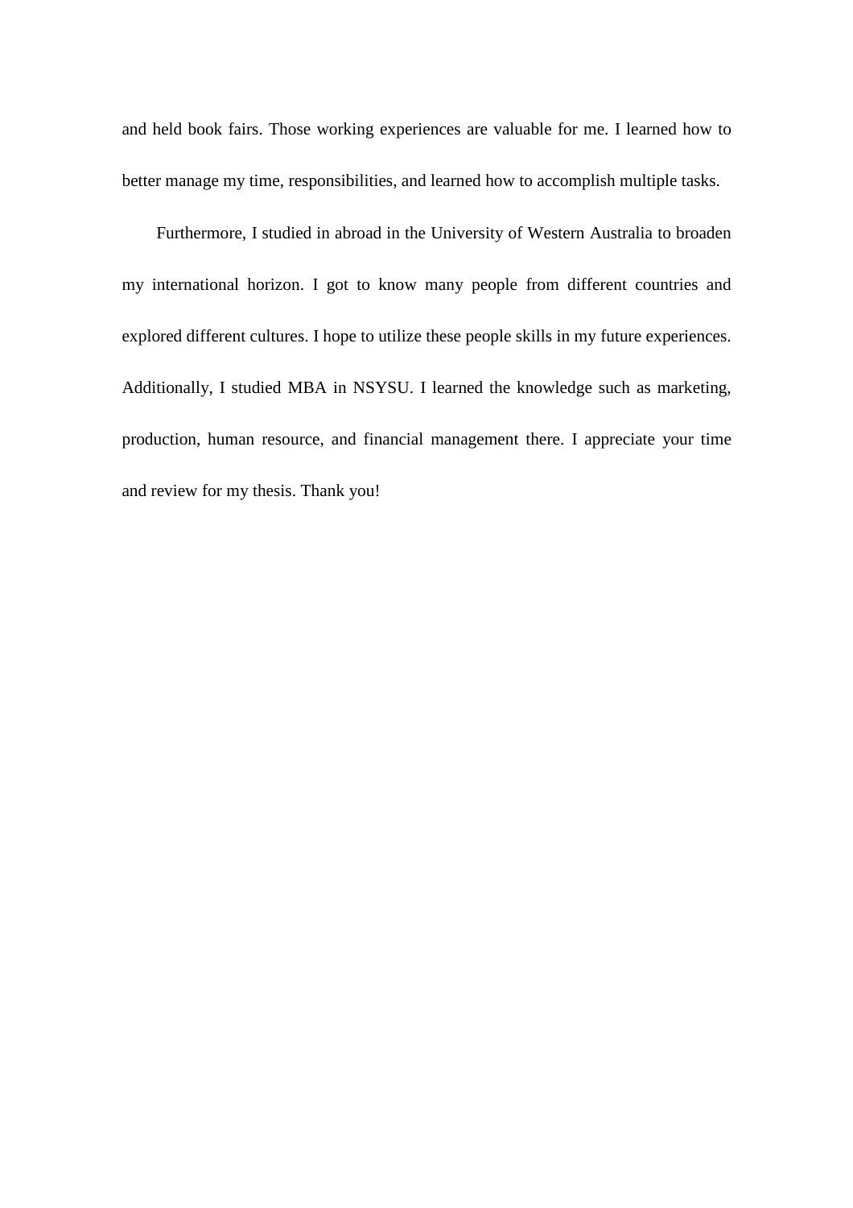and held book fairs. Those working experiences are valuable for me. I learned how to better manage my time, responsibilities, and learned how to accomplish multiple tasks.

Furthermore, I studied in abroad in the University of Western Australia to broaden my international horizon. I got to know many people from different countries and explored different cultures. I hope to utilize these people skills in my future experiences. Additionally, I studied MBA in NSYSU. I learned the knowledge such as marketing, production, human resource, and financial management there. I appreciate your time and review for my thesis. Thank you!